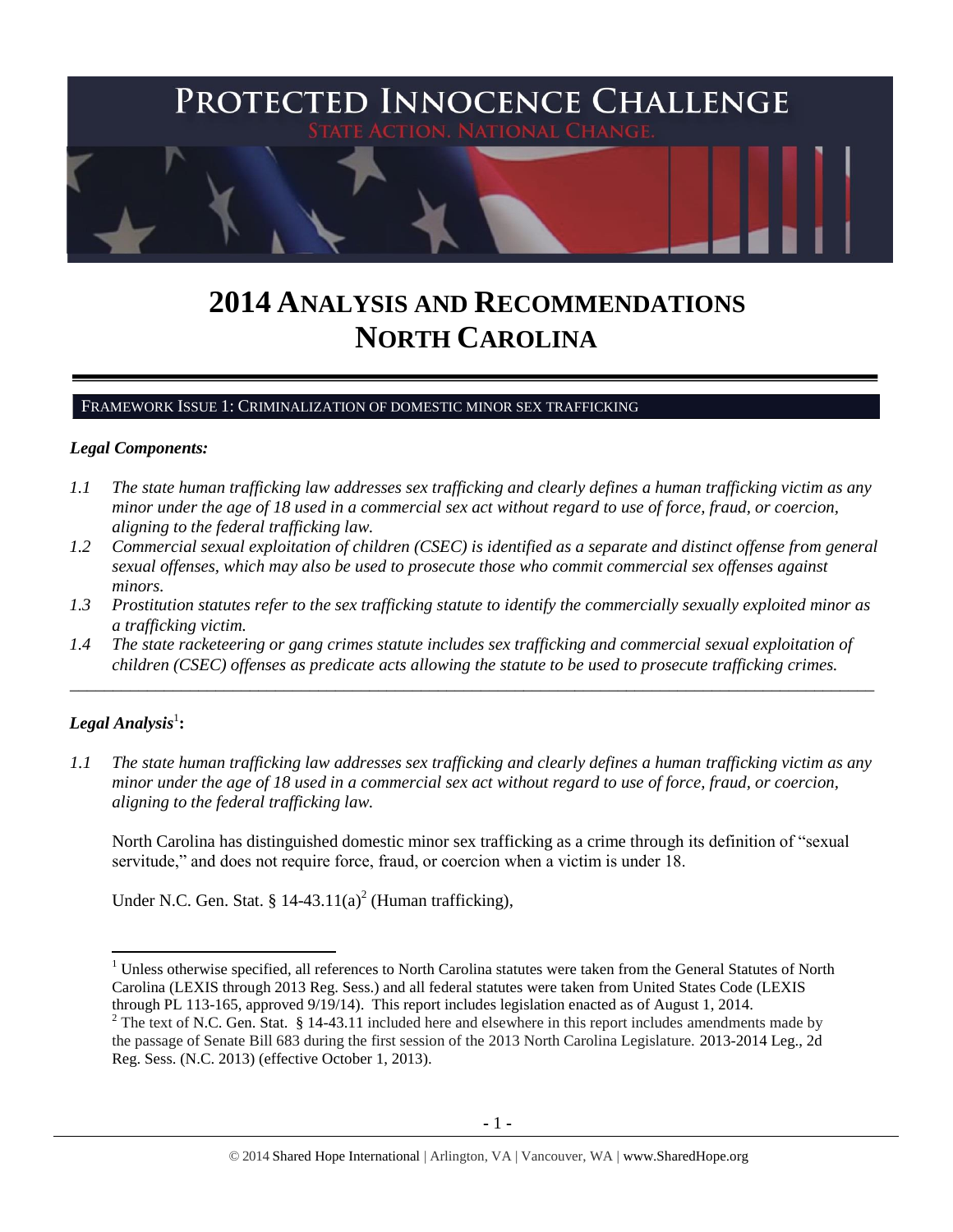# PROTECTED INNOCENCE CHALLENGE

STATE ACTION. NATIONAL CHANGE.

# 2014 ANALYSIS AND RECOMMENDATIONS NORTH CAROLINA

## FRAMEWORK ISSUE 1: CRIMINALIZATION OF DOMESTIC MINOR SEX TRAFFICKING

### *Legal Components:*

*1.1 The state human trafficking law addresses sex trafficking and clearly defines a human trafficking victim as any minor under the age of 18 used in a commercial sex act without regard to use of force, fraud, or coercion, aligning to the federal trafficking law.*

*1.2 Commercial sexual exploitation of children (CSEC) is identified as a separate and distinct offense from general sexual offenses, which may also be used to prosecute those who commit commercial sex offenses against minors.*

*1.3 Prostitution statutes refer to the sex trafficking statute to identify the commercially sexually exploited minor as a trafficking victim.*

*1.4 The state racketeering or gang crimes statute includes sex trafficking and commercial sexual exploitation of children (CSEC) offenses as predicate acts allowing the statute to be used to prosecute trafficking crimes.*

---

### *Legal Analysis*[1]**:**

*1.1 The state human trafficking law addresses sex trafficking and clearly defines a human trafficking victim as any minor under the age of 18 used in a commercial sex act without regard to use of force, fraud, or coercion, aligning to the federal trafficking law.*

North Carolina has distinguished domestic minor sex trafficking as a crime through its definition of "sexual servitude," and does not require force, fraud, or coercion when a victim is under 18.

Under N.C. Gen. Stat. § 14-43.11(a)[2] (Human trafficking),

---

[1] Unless otherwise specified, all references to North Carolina statutes were taken from the General Statutes of North Carolina (LEXIS through 2013 Reg. Sess.) and all federal statutes were taken from United States Code (LEXIS through PL 113-165, approved 9/19/14). This report includes legislation enacted as of August 1, 2014.

[2] The text of N.C. Gen. Stat. § 14-43.11 included here and elsewhere in this report includes amendments made by the passage of Senate Bill 683 during the first session of the 2013 North Carolina Legislature. 2013-2014 Leg., 2d Reg. Sess. (N.C. 2013) (effective October 1, 2013).

© 2014 Shared Hope International | Arlington, VA | Vancouver, WA | www.SharedHope.org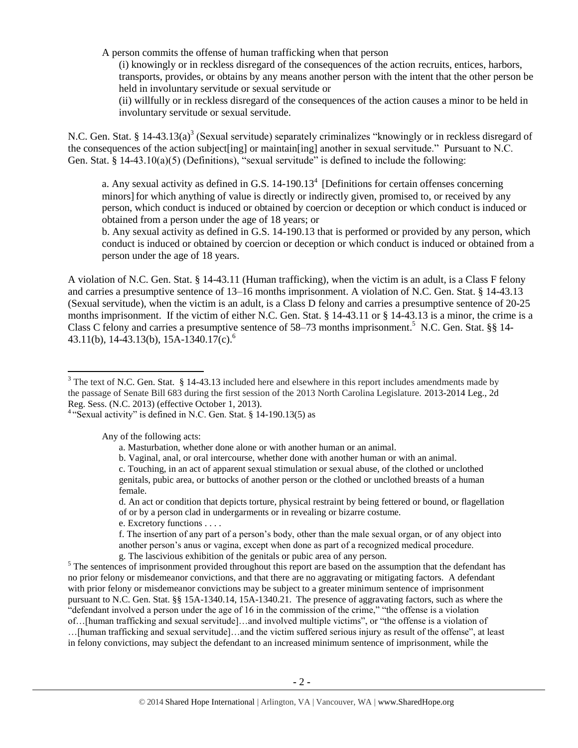> A person commits the offense of human trafficking when that person
>
> (i) knowingly or in reckless disregard of the consequences of the action recruits, entices, harbors, transports, provides, or obtains by any means another person with the intent that the other person be held in involuntary servitude or sexual servitude or
>
> (ii) willfully or in reckless disregard of the consequences of the action causes a minor to be held in involuntary servitude or sexual servitude.

N.C. Gen. Stat. § 14-43.13(a)[3] (Sexual servitude) separately criminalizes "knowingly or in reckless disregard of the consequences of the action subject[ing] or maintain[ing] another in sexual servitude." Pursuant to N.C. Gen. Stat. § 14-43.10(a)(5) (Definitions), "sexual servitude" is defined to include the following:

> a. Any sexual activity as defined in G.S. 14-190.13[4] [Definitions for certain offenses concerning minors] for which anything of value is directly or indirectly given, promised to, or received by any person, which conduct is induced or obtained by coercion or deception or which conduct is induced or obtained from a person under the age of 18 years; or
>
> b. Any sexual activity as defined in G.S. 14-190.13 that is performed or provided by any person, which conduct is induced or obtained by coercion or deception or which conduct is induced or obtained from a person under the age of 18 years.

A violation of N.C. Gen. Stat. § 14-43.11 (Human trafficking), when the victim is an adult, is a Class F felony and carries a presumptive sentence of 13–16 months imprisonment. A violation of N.C. Gen. Stat. § 14-43.13 (Sexual servitude), when the victim is an adult, is a Class D felony and carries a presumptive sentence of 20-25 months imprisonment. If the victim of either N.C. Gen. Stat. § 14-43.11 or § 14-43.13 is a minor, the crime is a Class C felony and carries a presumptive sentence of 58–73 months imprisonment.[5] N.C. Gen. Stat. §§ 14-43.11(b), 14-43.13(b), 15A-1340.17(c).[6]

---

[3] The text of N.C. Gen. Stat. § 14-43.13 included here and elsewhere in this report includes amendments made by the passage of Senate Bill 683 during the first session of the 2013 North Carolina Legislature. 2013-2014 Leg., 2d Reg. Sess. (N.C. 2013) (effective October 1, 2013).

[4] "Sexual activity" is defined in N.C. Gen. Stat. § 14-190.13(5) as

> Any of the following acts:
>
> a. Masturbation, whether done alone or with another human or an animal.
>
> b. Vaginal, anal, or oral intercourse, whether done with another human or with an animal.
>
> c. Touching, in an act of apparent sexual stimulation or sexual abuse, of the clothed or unclothed genitals, pubic area, or buttocks of another person or the clothed or unclothed breasts of a human female.
>
> d. An act or condition that depicts torture, physical restraint by being fettered or bound, or flagellation of or by a person clad in undergarments or in revealing or bizarre costume.
>
> e. Excretory functions . . . .
>
> f. The insertion of any part of a person's body, other than the male sexual organ, or of any object into another person's anus or vagina, except when done as part of a recognized medical procedure.
>
> g. The lascivious exhibition of the genitals or pubic area of any person.

[5] The sentences of imprisonment provided throughout this report are based on the assumption that the defendant has no prior felony or misdemeanor convictions, and that there are no aggravating or mitigating factors. A defendant with prior felony or misdemeanor convictions may be subject to a greater minimum sentence of imprisonment pursuant to N.C. Gen. Stat. §§ 15A-1340.14, 15A-1340.21. The presence of aggravating factors, such as where the "defendant involved a person under the age of 16 in the commission of the crime," "the offense is a violation of…[human trafficking and sexual servitude]…and involved multiple victims", or "the offense is a violation of …[human trafficking and sexual servitude]…and the victim suffered serious injury as result of the offense", at least in felony convictions, may subject the defendant to an increased minimum sentence of imprisonment, while the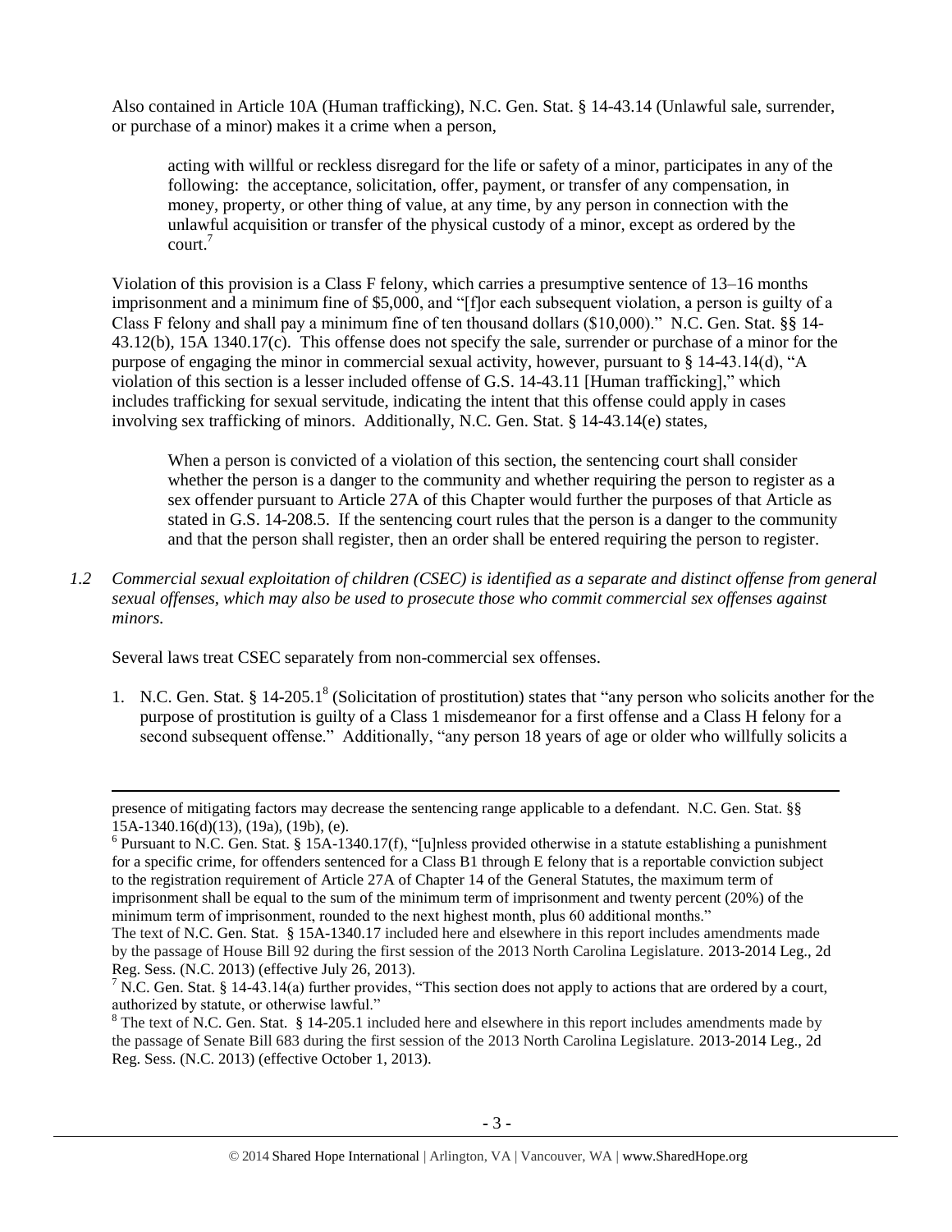Also contained in Article 10A (Human trafficking), N.C. Gen. Stat. § 14-43.14 (Unlawful sale, surrender, or purchase of a minor) makes it a crime when a person,

> acting with willful or reckless disregard for the life or safety of a minor, participates in any of the following: the acceptance, solicitation, offer, payment, or transfer of any compensation, in money, property, or other thing of value, at any time, by any person in connection with the unlawful acquisition or transfer of the physical custody of a minor, except as ordered by the court.[7]

Violation of this provision is a Class F felony, which carries a presumptive sentence of 13–16 months imprisonment and a minimum fine of $5,000, and "[f]or each subsequent violation, a person is guilty of a Class F felony and shall pay a minimum fine of ten thousand dollars ($10,000)." N.C. Gen. Stat. §§ 14-43.12(b), 15A 1340.17(c). This offense does not specify the sale, surrender or purchase of a minor for the purpose of engaging the minor in commercial sexual activity, however, pursuant to § 14-43.14(d), "A violation of this section is a lesser included offense of G.S. 14-43.11 [Human trafficking]," which includes trafficking for sexual servitude, indicating the intent that this offense could apply in cases involving sex trafficking of minors. Additionally, N.C. Gen. Stat. § 14-43.14(e) states,

> When a person is convicted of a violation of this section, the sentencing court shall consider whether the person is a danger to the community and whether requiring the person to register as a sex offender pursuant to Article 27A of this Chapter would further the purposes of that Article as stated in G.S. 14-208.5. If the sentencing court rules that the person is a danger to the community and that the person shall register, then an order shall be entered requiring the person to register.

*1.2 Commercial sexual exploitation of children (CSEC) is identified as a separate and distinct offense from general sexual offenses, which may also be used to prosecute those who commit commercial sex offenses against minors.*

Several laws treat CSEC separately from non-commercial sex offenses.

1. N.C. Gen. Stat. § 14-205.1[8] (Solicitation of prostitution) states that "any person who solicits another for the purpose of prostitution is guilty of a Class 1 misdemeanor for a first offense and a Class H felony for a second subsequent offense." Additionally, "any person 18 years of age or older who willfully solicits a

---

presence of mitigating factors may decrease the sentencing range applicable to a defendant. N.C. Gen. Stat. §§ 15A-1340.16(d)(13), (19a), (19b), (e).

[6] Pursuant to N.C. Gen. Stat. § 15A-1340.17(f), "[u]nless provided otherwise in a statute establishing a punishment for a specific crime, for offenders sentenced for a Class B1 through E felony that is a reportable conviction subject to the registration requirement of Article 27A of Chapter 14 of the General Statutes, the maximum term of imprisonment shall be equal to the sum of the minimum term of imprisonment and twenty percent (20%) of the minimum term of imprisonment, rounded to the next highest month, plus 60 additional months."
The text of N.C. Gen. Stat. § 15A-1340.17 included here and elsewhere in this report includes amendments made by the passage of House Bill 92 during the first session of the 2013 North Carolina Legislature. 2013-2014 Leg., 2d Reg. Sess. (N.C. 2013) (effective July 26, 2013).

[7] N.C. Gen. Stat. § 14-43.14(a) further provides, "This section does not apply to actions that are ordered by a court, authorized by statute, or otherwise lawful."

[8] The text of N.C. Gen. Stat. § 14-205.1 included here and elsewhere in this report includes amendments made by the passage of Senate Bill 683 during the first session of the 2013 North Carolina Legislature. 2013-2014 Leg., 2d Reg. Sess. (N.C. 2013) (effective October 1, 2013).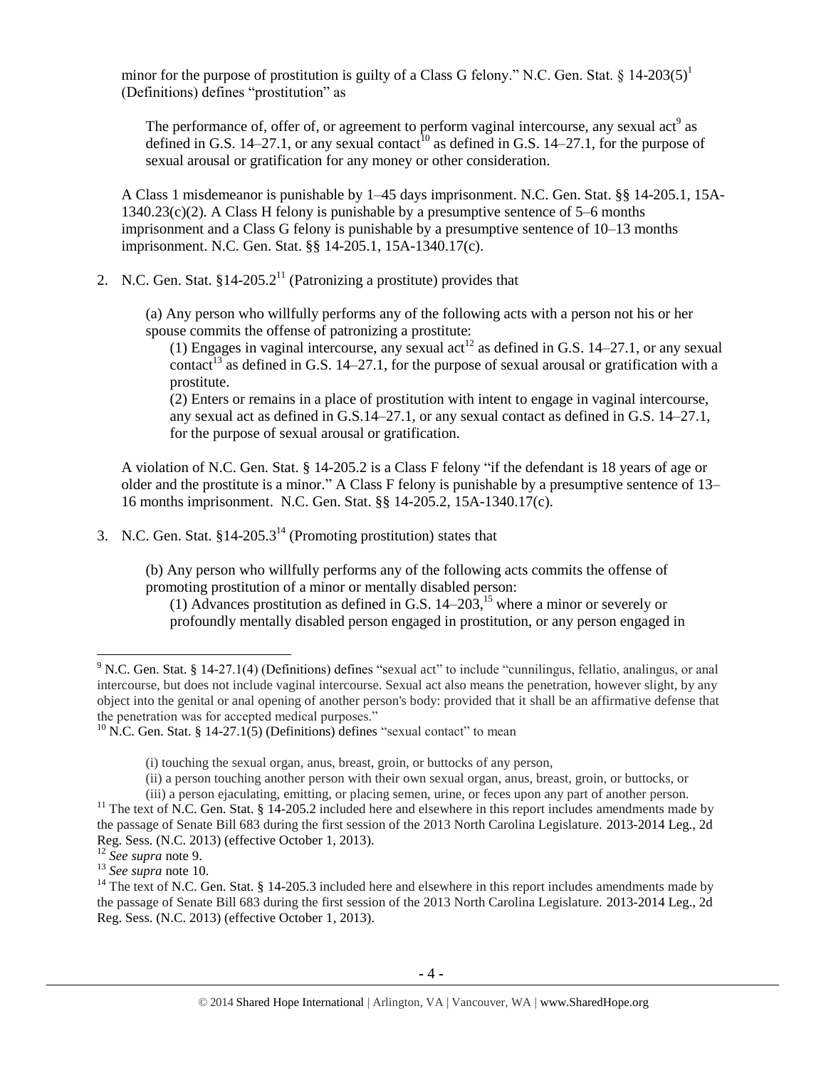minor for the purpose of prostitution is guilty of a Class G felony." N.C. Gen. Stat. § 14-203(5)[1] (Definitions) defines "prostitution" as

> The performance of, offer of, or agreement to perform vaginal intercourse, any sexual act[9] as defined in G.S. 14–27.1, or any sexual contact[10] as defined in G.S. 14–27.1, for the purpose of sexual arousal or gratification for any money or other consideration.

A Class 1 misdemeanor is punishable by 1–45 days imprisonment. N.C. Gen. Stat. §§ 14-205.1, 15A-1340.23(c)(2). A Class H felony is punishable by a presumptive sentence of 5–6 months imprisonment and a Class G felony is punishable by a presumptive sentence of 10–13 months imprisonment. N.C. Gen. Stat. §§ 14-205.1, 15A-1340.17(c).

2. N.C. Gen. Stat. §14-205.2[11] (Patronizing a prostitute) provides that

> (a) Any person who willfully performs any of the following acts with a person not his or her spouse commits the offense of patronizing a prostitute:
>
> (1) Engages in vaginal intercourse, any sexual act[12] as defined in G.S. 14–27.1, or any sexual contact[13] as defined in G.S. 14–27.1, for the purpose of sexual arousal or gratification with a prostitute.
>
> (2) Enters or remains in a place of prostitution with intent to engage in vaginal intercourse, any sexual act as defined in G.S.14–27.1, or any sexual contact as defined in G.S. 14–27.1, for the purpose of sexual arousal or gratification.

A violation of N.C. Gen. Stat. § 14-205.2 is a Class F felony "if the defendant is 18 years of age or older and the prostitute is a minor." A Class F felony is punishable by a presumptive sentence of 13–16 months imprisonment. N.C. Gen. Stat. §§ 14-205.2, 15A-1340.17(c).

3. N.C. Gen. Stat. §14-205.3[14] (Promoting prostitution) states that

> (b) Any person who willfully performs any of the following acts commits the offense of promoting prostitution of a minor or mentally disabled person:
>
> (1) Advances prostitution as defined in G.S. 14–203,[15] where a minor or severely or profoundly mentally disabled person engaged in prostitution, or any person engaged in

---

[9] N.C. Gen. Stat. § 14-27.1(4) (Definitions) defines "sexual act" to include "cunnilingus, fellatio, analingus, or anal intercourse, but does not include vaginal intercourse. Sexual act also means the penetration, however slight, by any object into the genital or anal opening of another person's body: provided that it shall be an affirmative defense that the penetration was for accepted medical purposes."

[10] N.C. Gen. Stat. § 14-27.1(5) (Definitions) defines "sexual contact" to mean

> (i) touching the sexual organ, anus, breast, groin, or buttocks of any person,
> (ii) a person touching another person with their own sexual organ, anus, breast, groin, or buttocks, or
> (iii) a person ejaculating, emitting, or placing semen, urine, or feces upon any part of another person.

[11] The text of N.C. Gen. Stat. § 14-205.2 included here and elsewhere in this report includes amendments made by the passage of Senate Bill 683 during the first session of the 2013 North Carolina Legislature. 2013-2014 Leg., 2d Reg. Sess. (N.C. 2013) (effective October 1, 2013).

[12] *See supra* note 9.

[13] *See supra* note 10.

[14] The text of N.C. Gen. Stat. § 14-205.3 included here and elsewhere in this report includes amendments made by the passage of Senate Bill 683 during the first session of the 2013 North Carolina Legislature. 2013-2014 Leg., 2d Reg. Sess. (N.C. 2013) (effective October 1, 2013).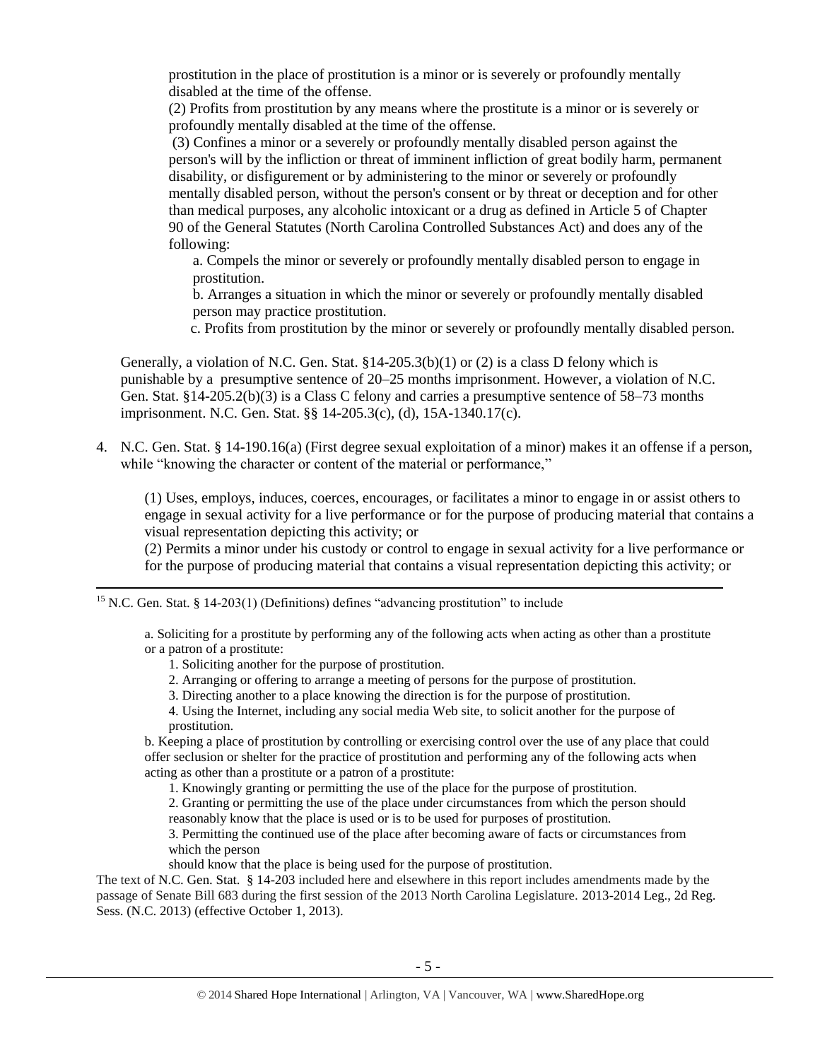prostitution in the place of prostitution is a minor or is severely or profoundly mentally disabled at the time of the offense.

(2) Profits from prostitution by any means where the prostitute is a minor or is severely or profoundly mentally disabled at the time of the offense.

(3) Confines a minor or a severely or profoundly mentally disabled person against the person's will by the infliction or threat of imminent infliction of great bodily harm, permanent disability, or disfigurement or by administering to the minor or severely or profoundly mentally disabled person, without the person's consent or by threat or deception and for other than medical purposes, any alcoholic intoxicant or a drug as defined in Article 5 of Chapter 90 of the General Statutes (North Carolina Controlled Substances Act) and does any of the following:

a. Compels the minor or severely or profoundly mentally disabled person to engage in prostitution.

b. Arranges a situation in which the minor or severely or profoundly mentally disabled person may practice prostitution.

c. Profits from prostitution by the minor or severely or profoundly mentally disabled person.

Generally, a violation of N.C. Gen. Stat. §14-205.3(b)(1) or (2) is a class D felony which is punishable by a presumptive sentence of 20–25 months imprisonment. However, a violation of N.C. Gen. Stat. §14-205.2(b)(3) is a Class C felony and carries a presumptive sentence of 58–73 months imprisonment. N.C. Gen. Stat. §§ 14-205.3(c), (d), 15A-1340.17(c).

4. N.C. Gen. Stat. § 14-190.16(a) (First degree sexual exploitation of a minor) makes it an offense if a person, while "knowing the character or content of the material or performance,"

(1) Uses, employs, induces, coerces, encourages, or facilitates a minor to engage in or assist others to engage in sexual activity for a live performance or for the purpose of producing material that contains a visual representation depicting this activity; or

(2) Permits a minor under his custody or control to engage in sexual activity for a live performance or for the purpose of producing material that contains a visual representation depicting this activity; or

---

[15] N.C. Gen. Stat. § 14-203(1) (Definitions) defines "advancing prostitution" to include

a. Soliciting for a prostitute by performing any of the following acts when acting as other than a prostitute or a patron of a prostitute:

1. Soliciting another for the purpose of prostitution.
2. Arranging or offering to arrange a meeting of persons for the purpose of prostitution.
3. Directing another to a place knowing the direction is for the purpose of prostitution.
4. Using the Internet, including any social media Web site, to solicit another for the purpose of prostitution.

b. Keeping a place of prostitution by controlling or exercising control over the use of any place that could offer seclusion or shelter for the practice of prostitution and performing any of the following acts when acting as other than a prostitute or a patron of a prostitute:

1. Knowingly granting or permitting the use of the place for the purpose of prostitution.
2. Granting or permitting the use of the place under circumstances from which the person should reasonably know that the place is used or is to be used for purposes of prostitution.
3. Permitting the continued use of the place after becoming aware of facts or circumstances from which the person should know that the place is being used for the purpose of prostitution.

The text of N.C. Gen. Stat. § 14-203 included here and elsewhere in this report includes amendments made by the passage of Senate Bill 683 during the first session of the 2013 North Carolina Legislature. 2013-2014 Leg., 2d Reg. Sess. (N.C. 2013) (effective October 1, 2013).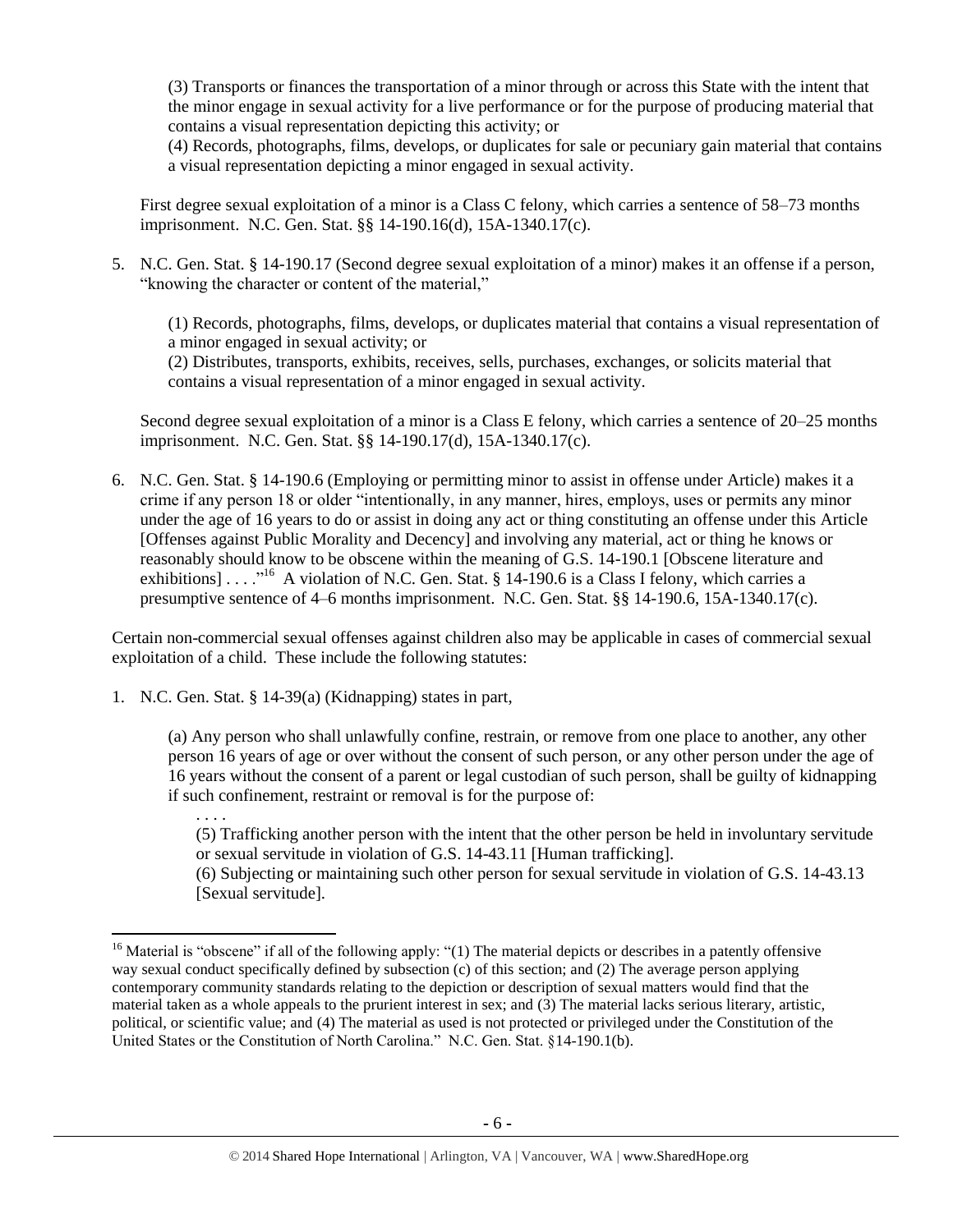(3) Transports or finances the transportation of a minor through or across this State with the intent that the minor engage in sexual activity for a live performance or for the purpose of producing material that contains a visual representation depicting this activity; or

(4) Records, photographs, films, develops, or duplicates for sale or pecuniary gain material that contains a visual representation depicting a minor engaged in sexual activity.

First degree sexual exploitation of a minor is a Class C felony, which carries a sentence of 58–73 months imprisonment. N.C. Gen. Stat. §§ 14-190.16(d), 15A-1340.17(c).

5. N.C. Gen. Stat. § 14-190.17 (Second degree sexual exploitation of a minor) makes it an offense if a person, "knowing the character or content of the material,"

   (1) Records, photographs, films, develops, or duplicates material that contains a visual representation of a minor engaged in sexual activity; or

   (2) Distributes, transports, exhibits, receives, sells, purchases, exchanges, or solicits material that contains a visual representation of a minor engaged in sexual activity.

   Second degree sexual exploitation of a minor is a Class E felony, which carries a sentence of 20–25 months imprisonment. N.C. Gen. Stat. §§ 14-190.17(d), 15A-1340.17(c).

6. N.C. Gen. Stat. § 14-190.6 (Employing or permitting minor to assist in offense under Article) makes it a crime if any person 18 or older "intentionally, in any manner, hires, employs, uses or permits any minor under the age of 16 years to do or assist in doing any act or thing constituting an offense under this Article [Offenses against Public Morality and Decency] and involving any material, act or thing he knows or reasonably should know to be obscene within the meaning of G.S. 14-190.1 [Obscene literature and exhibitions] . . . ."[16] A violation of N.C. Gen. Stat. § 14-190.6 is a Class I felony, which carries a presumptive sentence of 4–6 months imprisonment. N.C. Gen. Stat. §§ 14-190.6, 15A-1340.17(c).

Certain non-commercial sexual offenses against children also may be applicable in cases of commercial sexual exploitation of a child. These include the following statutes:

1. N.C. Gen. Stat. § 14-39(a) (Kidnapping) states in part,

   (a) Any person who shall unlawfully confine, restrain, or remove from one place to another, any other person 16 years of age or over without the consent of such person, or any other person under the age of 16 years without the consent of a parent or legal custodian of such person, shall be guilty of kidnapping if such confinement, restraint or removal is for the purpose of:

   . . . .

   (5) Trafficking another person with the intent that the other person be held in involuntary servitude or sexual servitude in violation of G.S. 14-43.11 [Human trafficking].

   (6) Subjecting or maintaining such other person for sexual servitude in violation of G.S. 14-43.13 [Sexual servitude].

[16] Material is "obscene" if all of the following apply: "(1) The material depicts or describes in a patently offensive way sexual conduct specifically defined by subsection (c) of this section; and (2) The average person applying contemporary community standards relating to the depiction or description of sexual matters would find that the material taken as a whole appeals to the prurient interest in sex; and (3) The material lacks serious literary, artistic, political, or scientific value; and (4) The material as used is not protected or privileged under the Constitution of the United States or the Constitution of North Carolina." N.C. Gen. Stat. §14-190.1(b).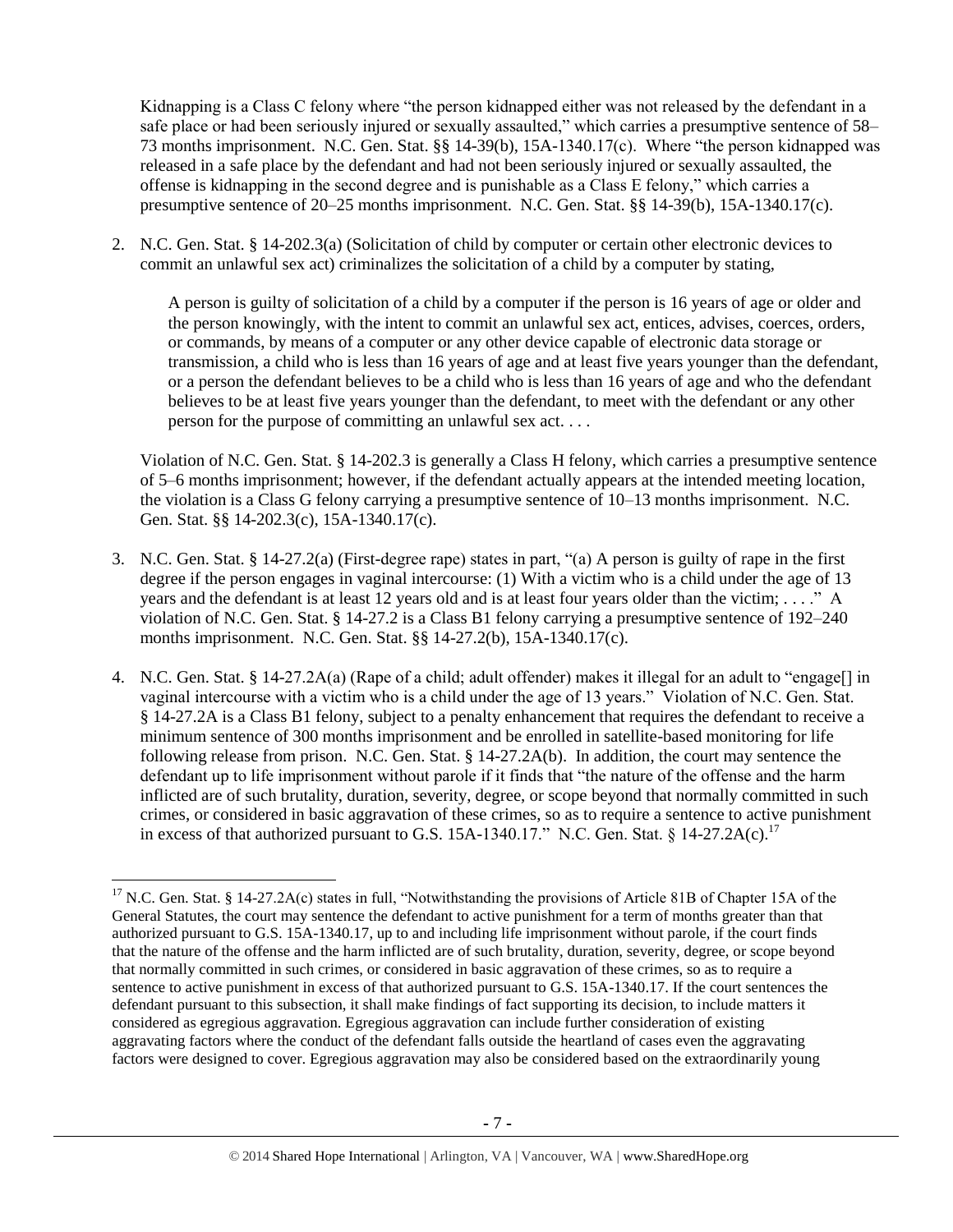Kidnapping is a Class C felony where "the person kidnapped either was not released by the defendant in a safe place or had been seriously injured or sexually assaulted," which carries a presumptive sentence of 58–73 months imprisonment. N.C. Gen. Stat. §§ 14-39(b), 15A-1340.17(c). Where "the person kidnapped was released in a safe place by the defendant and had not been seriously injured or sexually assaulted, the offense is kidnapping in the second degree and is punishable as a Class E felony," which carries a presumptive sentence of 20–25 months imprisonment. N.C. Gen. Stat. §§ 14-39(b), 15A-1340.17(c).

2. N.C. Gen. Stat. § 14-202.3(a) (Solicitation of child by computer or certain other electronic devices to commit an unlawful sex act) criminalizes the solicitation of a child by a computer by stating,

   > A person is guilty of solicitation of a child by a computer if the person is 16 years of age or older and the person knowingly, with the intent to commit an unlawful sex act, entices, advises, coerces, orders, or commands, by means of a computer or any other device capable of electronic data storage or transmission, a child who is less than 16 years of age and at least five years younger than the defendant, or a person the defendant believes to be a child who is less than 16 years of age and who the defendant believes to be at least five years younger than the defendant, to meet with the defendant or any other person for the purpose of committing an unlawful sex act. . . .

   Violation of N.C. Gen. Stat. § 14-202.3 is generally a Class H felony, which carries a presumptive sentence of 5–6 months imprisonment; however, if the defendant actually appears at the intended meeting location, the violation is a Class G felony carrying a presumptive sentence of 10–13 months imprisonment. N.C. Gen. Stat. §§ 14-202.3(c), 15A-1340.17(c).

3. N.C. Gen. Stat. § 14-27.2(a) (First-degree rape) states in part, "(a) A person is guilty of rape in the first degree if the person engages in vaginal intercourse: (1) With a victim who is a child under the age of 13 years and the defendant is at least 12 years old and is at least four years older than the victim; . . . ." A violation of N.C. Gen. Stat. § 14-27.2 is a Class B1 felony carrying a presumptive sentence of 192–240 months imprisonment. N.C. Gen. Stat. §§ 14-27.2(b), 15A-1340.17(c).

4. N.C. Gen. Stat. § 14-27.2A(a) (Rape of a child; adult offender) makes it illegal for an adult to "engage[] in vaginal intercourse with a victim who is a child under the age of 13 years." Violation of N.C. Gen. Stat. § 14-27.2A is a Class B1 felony, subject to a penalty enhancement that requires the defendant to receive a minimum sentence of 300 months imprisonment and be enrolled in satellite-based monitoring for life following release from prison. N.C. Gen. Stat. § 14-27.2A(b). In addition, the court may sentence the defendant up to life imprisonment without parole if it finds that "the nature of the offense and the harm inflicted are of such brutality, duration, severity, degree, or scope beyond that normally committed in such crimes, or considered in basic aggravation of these crimes, so as to require a sentence to active punishment in excess of that authorized pursuant to G.S. 15A-1340.17." N.C. Gen. Stat. § 14-27.2A(c).[17]

[17] N.C. Gen. Stat. § 14-27.2A(c) states in full, "Notwithstanding the provisions of Article 81B of Chapter 15A of the General Statutes, the court may sentence the defendant to active punishment for a term of months greater than that authorized pursuant to G.S. 15A-1340.17, up to and including life imprisonment without parole, if the court finds that the nature of the offense and the harm inflicted are of such brutality, duration, severity, degree, or scope beyond that normally committed in such crimes, or considered in basic aggravation of these crimes, so as to require a sentence to active punishment in excess of that authorized pursuant to G.S. 15A-1340.17. If the court sentences the defendant pursuant to this subsection, it shall make findings of fact supporting its decision, to include matters it considered as egregious aggravation. Egregious aggravation can include further consideration of existing aggravating factors where the conduct of the defendant falls outside the heartland of cases even the aggravating factors were designed to cover. Egregious aggravation may also be considered based on the extraordinarily young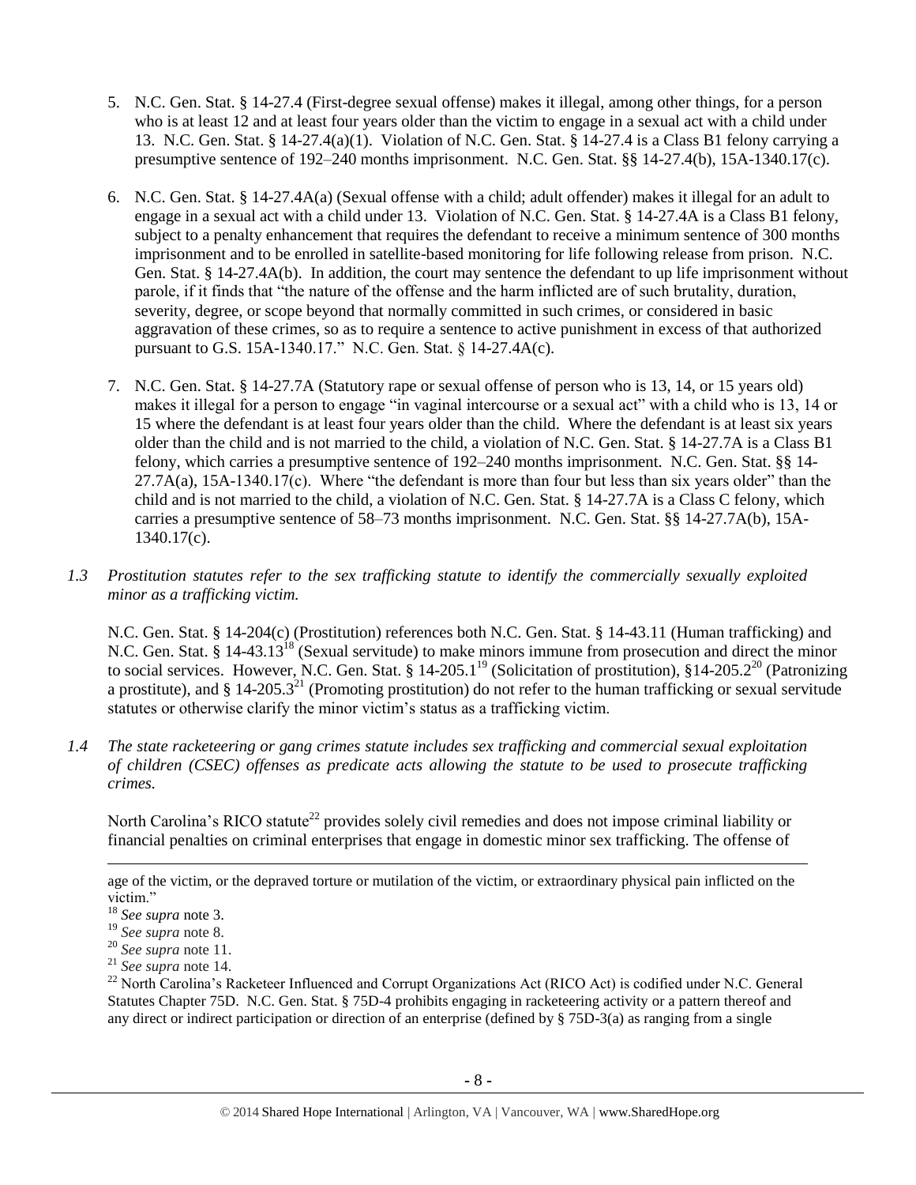5. N.C. Gen. Stat. § 14-27.4 (First-degree sexual offense) makes it illegal, among other things, for a person who is at least 12 and at least four years older than the victim to engage in a sexual act with a child under 13. N.C. Gen. Stat. § 14-27.4(a)(1). Violation of N.C. Gen. Stat. § 14-27.4 is a Class B1 felony carrying a presumptive sentence of 192–240 months imprisonment. N.C. Gen. Stat. §§ 14-27.4(b), 15A-1340.17(c).

6. N.C. Gen. Stat. § 14-27.4A(a) (Sexual offense with a child; adult offender) makes it illegal for an adult to engage in a sexual act with a child under 13. Violation of N.C. Gen. Stat. § 14-27.4A is a Class B1 felony, subject to a penalty enhancement that requires the defendant to receive a minimum sentence of 300 months imprisonment and to be enrolled in satellite-based monitoring for life following release from prison. N.C. Gen. Stat. § 14-27.4A(b). In addition, the court may sentence the defendant to up life imprisonment without parole, if it finds that "the nature of the offense and the harm inflicted are of such brutality, duration, severity, degree, or scope beyond that normally committed in such crimes, or considered in basic aggravation of these crimes, so as to require a sentence to active punishment in excess of that authorized pursuant to G.S. 15A-1340.17." N.C. Gen. Stat. § 14-27.4A(c).

7. N.C. Gen. Stat. § 14-27.7A (Statutory rape or sexual offense of person who is 13, 14, or 15 years old) makes it illegal for a person to engage "in vaginal intercourse or a sexual act" with a child who is 13, 14 or 15 where the defendant is at least four years older than the child. Where the defendant is at least six years older than the child and is not married to the child, a violation of N.C. Gen. Stat. § 14-27.7A is a Class B1 felony, which carries a presumptive sentence of 192–240 months imprisonment. N.C. Gen. Stat. §§ 14-27.7A(a), 15A-1340.17(c). Where "the defendant is more than four but less than six years older" than the child and is not married to the child, a violation of N.C. Gen. Stat. § 14-27.7A is a Class C felony, which carries a presumptive sentence of 58–73 months imprisonment. N.C. Gen. Stat. §§ 14-27.7A(b), 15A-1340.17(c).

*1.3 Prostitution statutes refer to the sex trafficking statute to identify the commercially sexually exploited minor as a trafficking victim.*

N.C. Gen. Stat. § 14-204(c) (Prostitution) references both N.C. Gen. Stat. § 14-43.11 (Human trafficking) and N.C. Gen. Stat. § 14-43.13[18] (Sexual servitude) to make minors immune from prosecution and direct the minor to social services. However, N.C. Gen. Stat. § 14-205.1[19] (Solicitation of prostitution), §14-205.2[20] (Patronizing a prostitute), and § 14-205.3[21] (Promoting prostitution) do not refer to the human trafficking or sexual servitude statutes or otherwise clarify the minor victim's status as a trafficking victim.

*1.4 The state racketeering or gang crimes statute includes sex trafficking and commercial sexual exploitation of children (CSEC) offenses as predicate acts allowing the statute to be used to prosecute trafficking crimes.*

North Carolina's RICO statute[22] provides solely civil remedies and does not impose criminal liability or financial penalties on criminal enterprises that engage in domestic minor sex trafficking. The offense of

---

age of the victim, or the depraved torture or mutilation of the victim, or extraordinary physical pain inflicted on the victim."

[18] *See supra* note 3.

[19] *See supra* note 8.

[20] *See supra* note 11.

[21] *See supra* note 14.

[22] North Carolina's Racketeer Influenced and Corrupt Organizations Act (RICO Act) is codified under N.C. General Statutes Chapter 75D. N.C. Gen. Stat. § 75D-4 prohibits engaging in racketeering activity or a pattern thereof and any direct or indirect participation or direction of an enterprise (defined by § 75D-3(a) as ranging from a single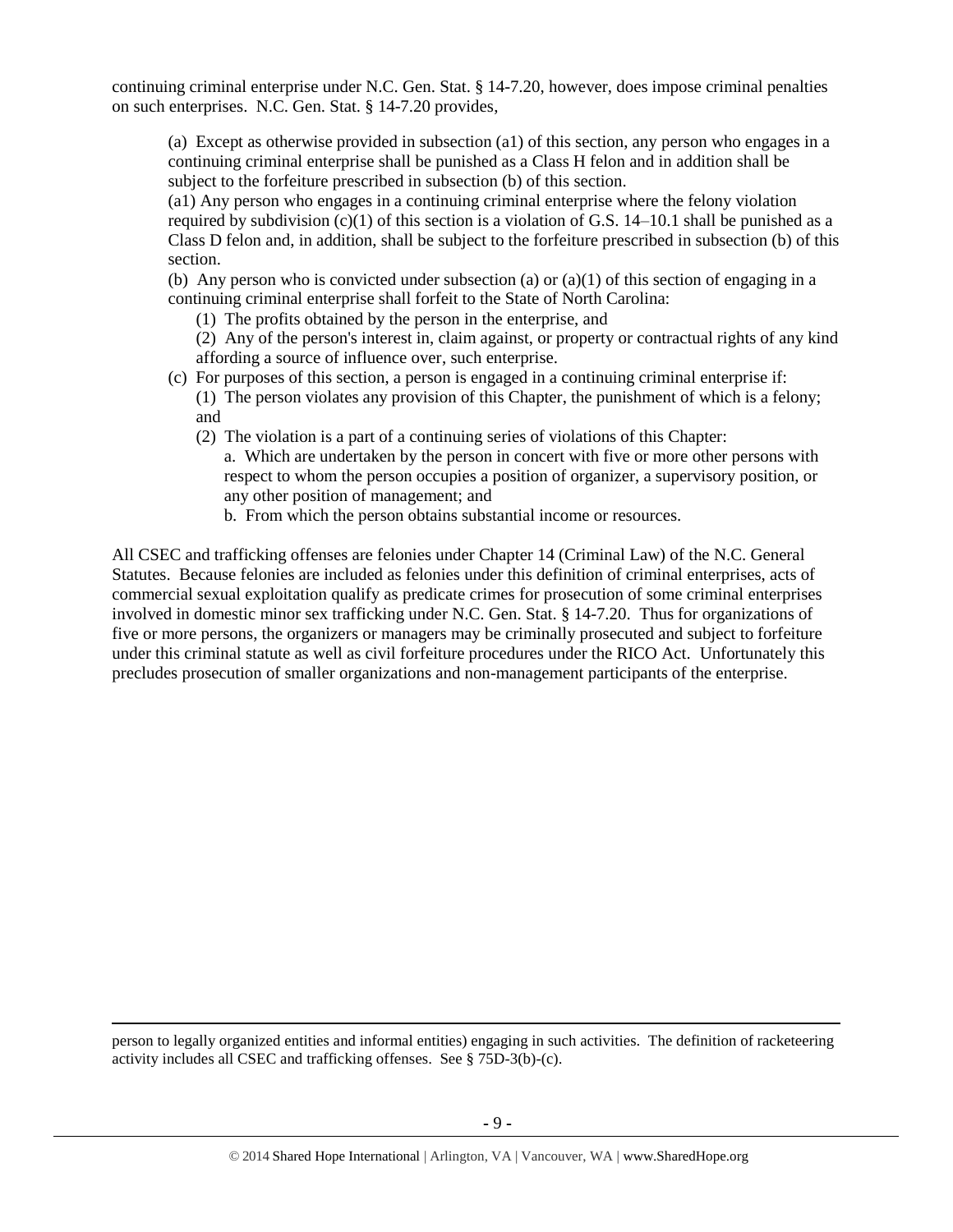continuing criminal enterprise under N.C. Gen. Stat. § 14-7.20, however, does impose criminal penalties on such enterprises. N.C. Gen. Stat. § 14-7.20 provides,

> (a) Except as otherwise provided in subsection (a1) of this section, any person who engages in a continuing criminal enterprise shall be punished as a Class H felon and in addition shall be subject to the forfeiture prescribed in subsection (b) of this section.
>
> (a1) Any person who engages in a continuing criminal enterprise where the felony violation required by subdivision (c)(1) of this section is a violation of G.S. 14–10.1 shall be punished as a Class D felon and, in addition, shall be subject to the forfeiture prescribed in subsection (b) of this section.
>
> (b) Any person who is convicted under subsection (a) or (a)(1) of this section of engaging in a continuing criminal enterprise shall forfeit to the State of North Carolina:
>
> (1) The profits obtained by the person in the enterprise, and
>
> (2) Any of the person's interest in, claim against, or property or contractual rights of any kind affording a source of influence over, such enterprise.
>
> (c) For purposes of this section, a person is engaged in a continuing criminal enterprise if:
>
> (1) The person violates any provision of this Chapter, the punishment of which is a felony; and
>
> (2) The violation is a part of a continuing series of violations of this Chapter:
>
> a. Which are undertaken by the person in concert with five or more other persons with respect to whom the person occupies a position of organizer, a supervisory position, or any other position of management; and
>
> b. From which the person obtains substantial income or resources.

All CSEC and trafficking offenses are felonies under Chapter 14 (Criminal Law) of the N.C. General Statutes. Because felonies are included as felonies under this definition of criminal enterprises, acts of commercial sexual exploitation qualify as predicate crimes for prosecution of some criminal enterprises involved in domestic minor sex trafficking under N.C. Gen. Stat. § 14-7.20. Thus for organizations of five or more persons, the organizers or managers may be criminally prosecuted and subject to forfeiture under this criminal statute as well as civil forfeiture procedures under the RICO Act. Unfortunately this precludes prosecution of smaller organizations and non-management participants of the enterprise.

---

person to legally organized entities and informal entities) engaging in such activities. The definition of racketeering activity includes all CSEC and trafficking offenses. See § 75D-3(b)-(c).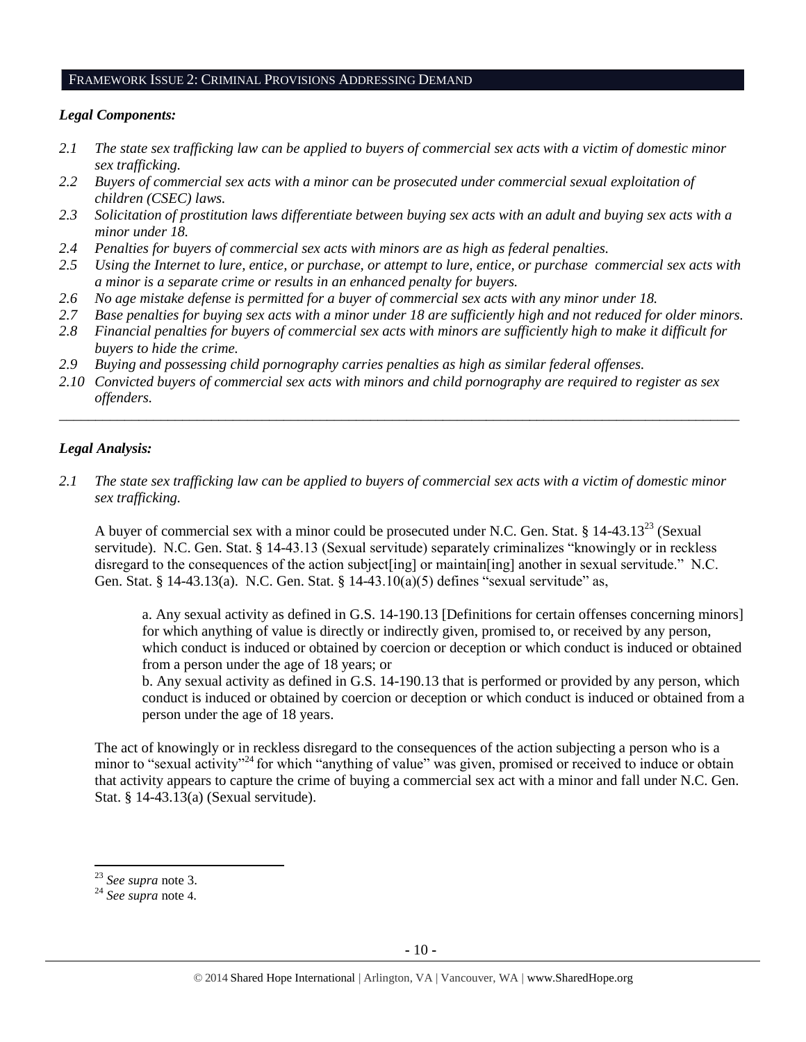## FRAMEWORK ISSUE 2: CRIMINAL PROVISIONS ADDRESSING DEMAND

***Legal Components:***

- *2.1 The state sex trafficking law can be applied to buyers of commercial sex acts with a victim of domestic minor sex trafficking.*
- *2.2 Buyers of commercial sex acts with a minor can be prosecuted under commercial sexual exploitation of children (CSEC) laws.*
- *2.3 Solicitation of prostitution laws differentiate between buying sex acts with an adult and buying sex acts with a minor under 18.*
- *2.4 Penalties for buyers of commercial sex acts with minors are as high as federal penalties.*
- *2.5 Using the Internet to lure, entice, or purchase, or attempt to lure, entice, or purchase commercial sex acts with a minor is a separate crime or results in an enhanced penalty for buyers.*
- *2.6 No age mistake defense is permitted for a buyer of commercial sex acts with any minor under 18.*
- *2.7 Base penalties for buying sex acts with a minor under 18 are sufficiently high and not reduced for older minors.*
- *2.8 Financial penalties for buyers of commercial sex acts with minors are sufficiently high to make it difficult for buyers to hide the crime.*
- *2.9 Buying and possessing child pornography carries penalties as high as similar federal offenses.*
- *2.10 Convicted buyers of commercial sex acts with minors and child pornography are required to register as sex offenders.*

---

***Legal Analysis:***

*2.1 The state sex trafficking law can be applied to buyers of commercial sex acts with a victim of domestic minor sex trafficking.*

A buyer of commercial sex with a minor could be prosecuted under N.C. Gen. Stat. § 14-43.13[23] (Sexual servitude). N.C. Gen. Stat. § 14-43.13 (Sexual servitude) separately criminalizes "knowingly or in reckless disregard to the consequences of the action subject[ing] or maintain[ing] another in sexual servitude." N.C. Gen. Stat. § 14-43.13(a). N.C. Gen. Stat. § 14-43.10(a)(5) defines "sexual servitude" as,

> a. Any sexual activity as defined in G.S. 14-190.13 [Definitions for certain offenses concerning minors] for which anything of value is directly or indirectly given, promised to, or received by any person, which conduct is induced or obtained by coercion or deception or which conduct is induced or obtained from a person under the age of 18 years; or
>
> b. Any sexual activity as defined in G.S. 14-190.13 that is performed or provided by any person, which conduct is induced or obtained by coercion or deception or which conduct is induced or obtained from a person under the age of 18 years.

The act of knowingly or in reckless disregard to the consequences of the action subjecting a person who is a minor to "sexual activity"[24] for which "anything of value" was given, promised or received to induce or obtain that activity appears to capture the crime of buying a commercial sex act with a minor and fall under N.C. Gen. Stat. § 14-43.13(a) (Sexual servitude).

---

[23] *See supra* note 3.

[24] *See supra* note 4.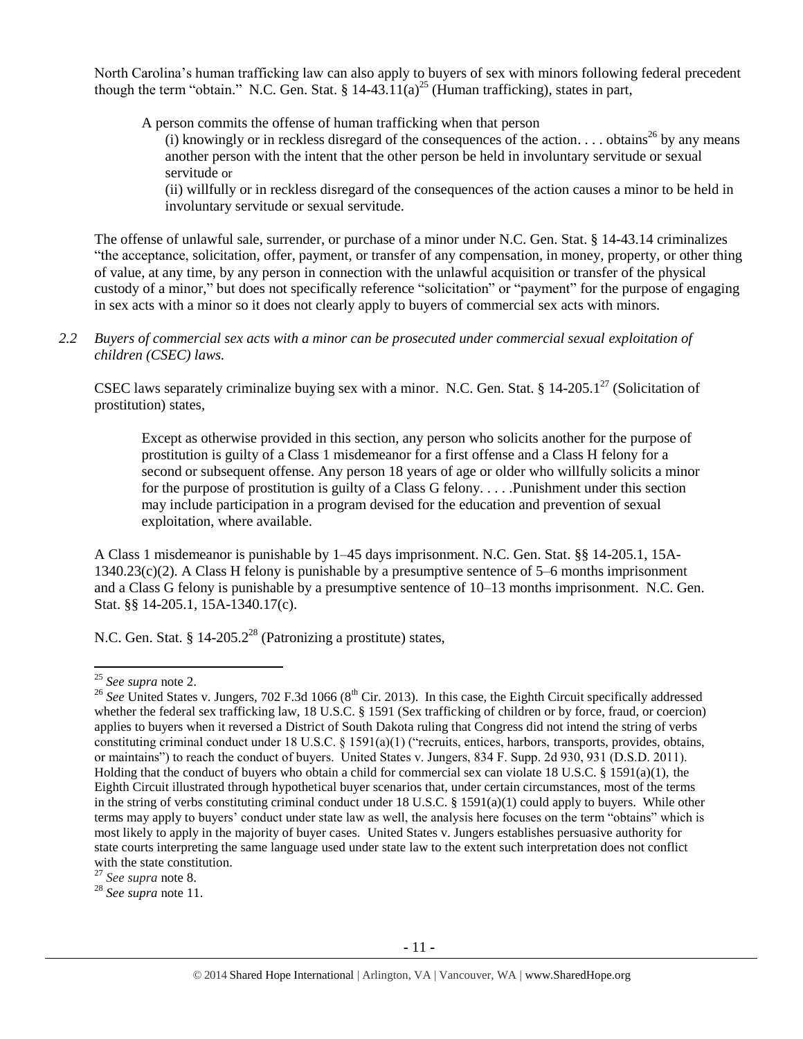North Carolina's human trafficking law can also apply to buyers of sex with minors following federal precedent though the term "obtain." N.C. Gen. Stat. § 14-43.11(a)[25] (Human trafficking), states in part,

> A person commits the offense of human trafficking when that person
>
> (i) knowingly or in reckless disregard of the consequences of the action. . . . obtains[26] by any means another person with the intent that the other person be held in involuntary servitude or sexual servitude or
>
> (ii) willfully or in reckless disregard of the consequences of the action causes a minor to be held in involuntary servitude or sexual servitude.

The offense of unlawful sale, surrender, or purchase of a minor under N.C. Gen. Stat. § 14-43.14 criminalizes "the acceptance, solicitation, offer, payment, or transfer of any compensation, in money, property, or other thing of value, at any time, by any person in connection with the unlawful acquisition or transfer of the physical custody of a minor," but does not specifically reference "solicitation" or "payment" for the purpose of engaging in sex acts with a minor so it does not clearly apply to buyers of commercial sex acts with minors.

*2.2 Buyers of commercial sex acts with a minor can be prosecuted under commercial sexual exploitation of children (CSEC) laws.*

CSEC laws separately criminalize buying sex with a minor. N.C. Gen. Stat. § 14-205.1[27] (Solicitation of prostitution) states,

> Except as otherwise provided in this section, any person who solicits another for the purpose of prostitution is guilty of a Class 1 misdemeanor for a first offense and a Class H felony for a second or subsequent offense. Any person 18 years of age or older who willfully solicits a minor for the purpose of prostitution is guilty of a Class G felony. . . . .Punishment under this section may include participation in a program devised for the education and prevention of sexual exploitation, where available.

A Class 1 misdemeanor is punishable by 1–45 days imprisonment. N.C. Gen. Stat. §§ 14-205.1, 15A-1340.23(c)(2). A Class H felony is punishable by a presumptive sentence of 5–6 months imprisonment and a Class G felony is punishable by a presumptive sentence of 10–13 months imprisonment. N.C. Gen. Stat. §§ 14-205.1, 15A-1340.17(c).

N.C. Gen. Stat. § 14-205.2[28] (Patronizing a prostitute) states,

---

[25] *See supra* note 2.

[26] *See* United States v. Jungers, 702 F.3d 1066 (8th Cir. 2013). In this case, the Eighth Circuit specifically addressed whether the federal sex trafficking law, 18 U.S.C. § 1591 (Sex trafficking of children or by force, fraud, or coercion) applies to buyers when it reversed a District of South Dakota ruling that Congress did not intend the string of verbs constituting criminal conduct under 18 U.S.C. § 1591(a)(1) ("recruits, entices, harbors, transports, provides, obtains, or maintains") to reach the conduct of buyers. United States v. Jungers, 834 F. Supp. 2d 930, 931 (D.S.D. 2011). Holding that the conduct of buyers who obtain a child for commercial sex can violate 18 U.S.C. § 1591(a)(1), the Eighth Circuit illustrated through hypothetical buyer scenarios that, under certain circumstances, most of the terms in the string of verbs constituting criminal conduct under 18 U.S.C. § 1591(a)(1) could apply to buyers. While other terms may apply to buyers' conduct under state law as well, the analysis here focuses on the term "obtains" which is most likely to apply in the majority of buyer cases. United States v. Jungers establishes persuasive authority for state courts interpreting the same language used under state law to the extent such interpretation does not conflict with the state constitution.

[27] *See supra* note 8.

[28] *See supra* note 11.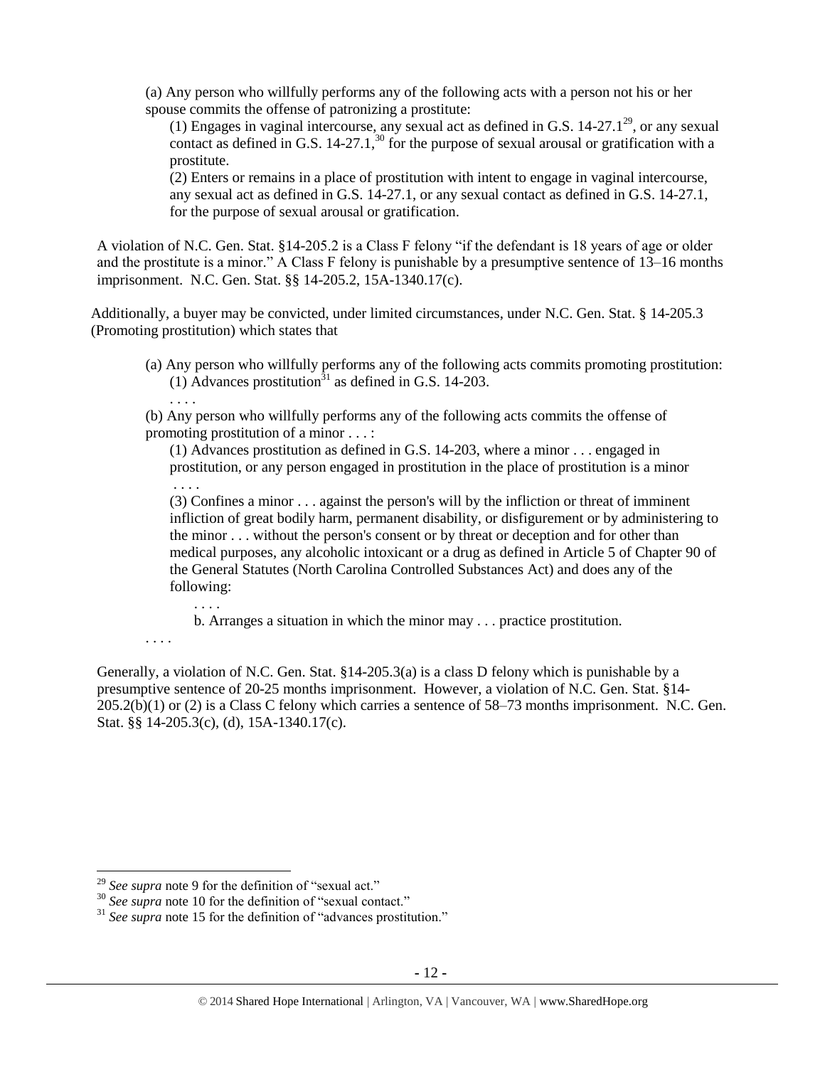(a) Any person who willfully performs any of the following acts with a person not his or her spouse commits the offense of patronizing a prostitute:

(1) Engages in vaginal intercourse, any sexual act as defined in G.S. 14-27.1[29], or any sexual contact as defined in G.S. 14-27.1,[30] for the purpose of sexual arousal or gratification with a prostitute.

(2) Enters or remains in a place of prostitution with intent to engage in vaginal intercourse, any sexual act as defined in G.S. 14-27.1, or any sexual contact as defined in G.S. 14-27.1, for the purpose of sexual arousal or gratification.

A violation of N.C. Gen. Stat. §14-205.2 is a Class F felony "if the defendant is 18 years of age or older and the prostitute is a minor." A Class F felony is punishable by a presumptive sentence of 13–16 months imprisonment. N.C. Gen. Stat. §§ 14-205.2, 15A-1340.17(c).

Additionally, a buyer may be convicted, under limited circumstances, under N.C. Gen. Stat. § 14-205.3 (Promoting prostitution) which states that

(a) Any person who willfully performs any of the following acts commits promoting prostitution:

(1) Advances prostitution[31] as defined in G.S. 14-203.

. . . .

(b) Any person who willfully performs any of the following acts commits the offense of promoting prostitution of a minor . . . :

(1) Advances prostitution as defined in G.S. 14-203, where a minor . . . engaged in prostitution, or any person engaged in prostitution in the place of prostitution is a minor

. . . .

(3) Confines a minor . . . against the person's will by the infliction or threat of imminent infliction of great bodily harm, permanent disability, or disfigurement or by administering to the minor . . . without the person's consent or by threat or deception and for other than medical purposes, any alcoholic intoxicant or a drug as defined in Article 5 of Chapter 90 of the General Statutes (North Carolina Controlled Substances Act) and does any of the following:

. . . .

b. Arranges a situation in which the minor may . . . practice prostitution.

. . . .

Generally, a violation of N.C. Gen. Stat. §14-205.3(a) is a class D felony which is punishable by a presumptive sentence of 20-25 months imprisonment. However, a violation of N.C. Gen. Stat. §14-205.2(b)(1) or (2) is a Class C felony which carries a sentence of 58–73 months imprisonment. N.C. Gen. Stat. §§ 14-205.3(c), (d), 15A-1340.17(c).

---

[29] *See supra* note 9 for the definition of "sexual act."

[30] *See supra* note 10 for the definition of "sexual contact."

[31] *See supra* note 15 for the definition of "advances prostitution."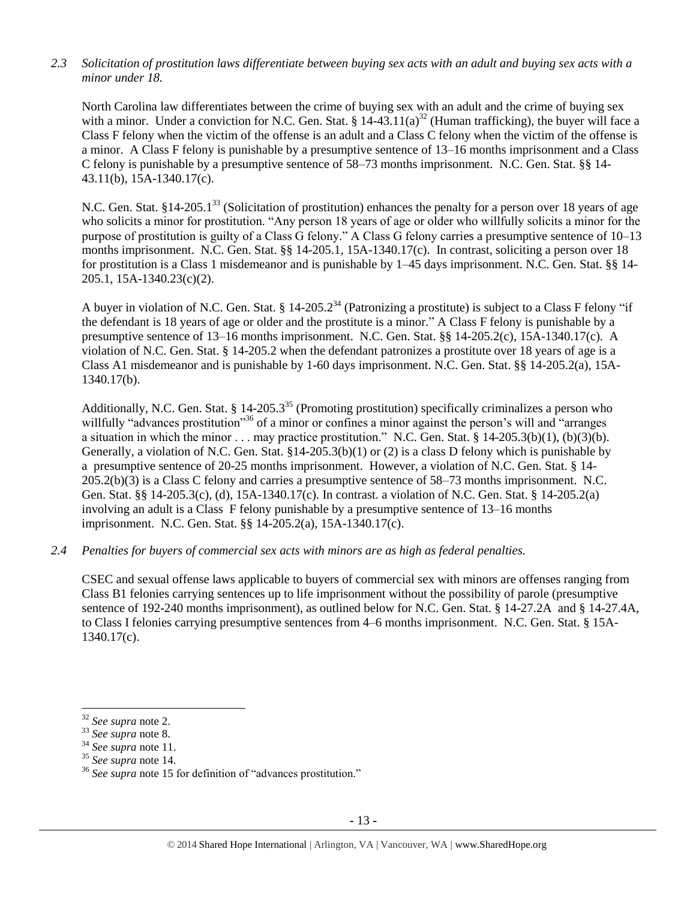*2.3 Solicitation of prostitution laws differentiate between buying sex acts with an adult and buying sex acts with a minor under 18.*

North Carolina law differentiates between the crime of buying sex with an adult and the crime of buying sex with a minor. Under a conviction for N.C. Gen. Stat. § 14-43.11(a)[32] (Human trafficking), the buyer will face a Class F felony when the victim of the offense is an adult and a Class C felony when the victim of the offense is a minor. A Class F felony is punishable by a presumptive sentence of 13–16 months imprisonment and a Class C felony is punishable by a presumptive sentence of 58–73 months imprisonment. N.C. Gen. Stat. §§ 14-43.11(b), 15A-1340.17(c).

N.C. Gen. Stat. §14-205.1[33] (Solicitation of prostitution) enhances the penalty for a person over 18 years of age who solicits a minor for prostitution. "Any person 18 years of age or older who willfully solicits a minor for the purpose of prostitution is guilty of a Class G felony." A Class G felony carries a presumptive sentence of 10–13 months imprisonment. N.C. Gen. Stat. §§ 14-205.1, 15A-1340.17(c). In contrast, soliciting a person over 18 for prostitution is a Class 1 misdemeanor and is punishable by 1–45 days imprisonment. N.C. Gen. Stat. §§ 14-205.1, 15A-1340.23(c)(2).

A buyer in violation of N.C. Gen. Stat. § 14-205.2[34] (Patronizing a prostitute) is subject to a Class F felony "if the defendant is 18 years of age or older and the prostitute is a minor." A Class F felony is punishable by a presumptive sentence of 13–16 months imprisonment. N.C. Gen. Stat. §§ 14-205.2(c), 15A-1340.17(c). A violation of N.C. Gen. Stat. § 14-205.2 when the defendant patronizes a prostitute over 18 years of age is a Class A1 misdemeanor and is punishable by 1-60 days imprisonment. N.C. Gen. Stat. §§ 14-205.2(a), 15A-1340.17(b).

Additionally, N.C. Gen. Stat. § 14-205.3[35] (Promoting prostitution) specifically criminalizes a person who willfully "advances prostitution"[36] of a minor or confines a minor against the person's will and "arranges a situation in which the minor . . . may practice prostitution." N.C. Gen. Stat. § 14-205.3(b)(1), (b)(3)(b). Generally, a violation of N.C. Gen. Stat. §14-205.3(b)(1) or (2) is a class D felony which is punishable by a presumptive sentence of 20-25 months imprisonment. However, a violation of N.C. Gen. Stat. § 14-205.2(b)(3) is a Class C felony and carries a presumptive sentence of 58–73 months imprisonment. N.C. Gen. Stat. §§ 14-205.3(c), (d), 15A-1340.17(c). In contrast. a violation of N.C. Gen. Stat. § 14-205.2(a) involving an adult is a Class F felony punishable by a presumptive sentence of 13–16 months imprisonment. N.C. Gen. Stat. §§ 14-205.2(a), 15A-1340.17(c).

*2.4 Penalties for buyers of commercial sex acts with minors are as high as federal penalties.*

CSEC and sexual offense laws applicable to buyers of commercial sex with minors are offenses ranging from Class B1 felonies carrying sentences up to life imprisonment without the possibility of parole (presumptive sentence of 192-240 months imprisonment), as outlined below for N.C. Gen. Stat. § 14-27.2A and § 14-27.4A, to Class I felonies carrying presumptive sentences from 4–6 months imprisonment. N.C. Gen. Stat. § 15A-1340.17(c).

[32] *See supra* note 2.
[33] *See supra* note 8.
[34] *See supra* note 11.
[35] *See supra* note 14.
[36] *See supra* note 15 for definition of "advances prostitution."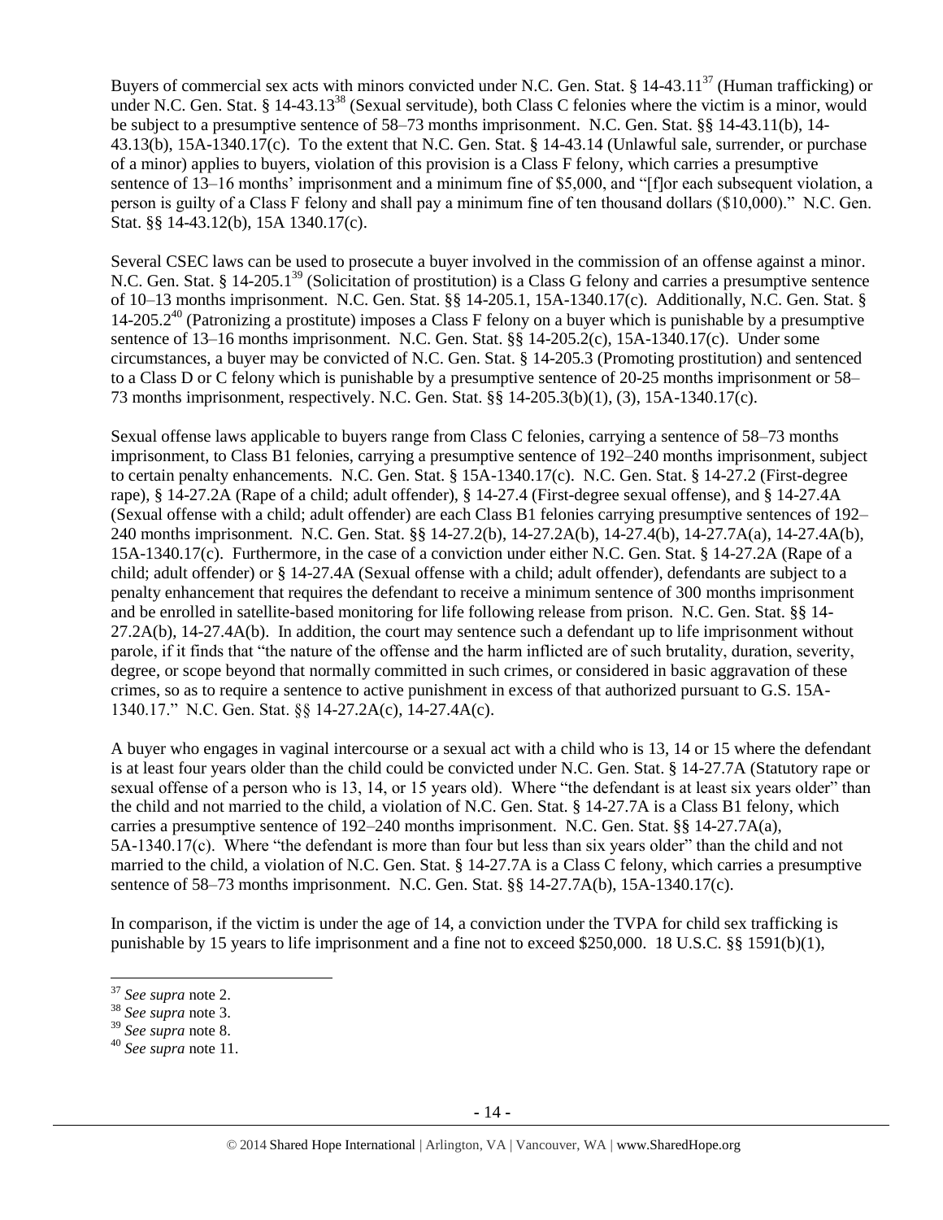Buyers of commercial sex acts with minors convicted under N.C. Gen. Stat. § 14-43.11[37] (Human trafficking) or under N.C. Gen. Stat. § 14-43.13[38] (Sexual servitude), both Class C felonies where the victim is a minor, would be subject to a presumptive sentence of 58–73 months imprisonment. N.C. Gen. Stat. §§ 14-43.11(b), 14-43.13(b), 15A-1340.17(c). To the extent that N.C. Gen. Stat. § 14-43.14 (Unlawful sale, surrender, or purchase of a minor) applies to buyers, violation of this provision is a Class F felony, which carries a presumptive sentence of 13–16 months' imprisonment and a minimum fine of $5,000, and "[f]or each subsequent violation, a person is guilty of a Class F felony and shall pay a minimum fine of ten thousand dollars ($10,000)." N.C. Gen. Stat. §§ 14-43.12(b), 15A 1340.17(c).

Several CSEC laws can be used to prosecute a buyer involved in the commission of an offense against a minor. N.C. Gen. Stat. § 14-205.1[39] (Solicitation of prostitution) is a Class G felony and carries a presumptive sentence of 10–13 months imprisonment. N.C. Gen. Stat. §§ 14-205.1, 15A-1340.17(c). Additionally, N.C. Gen. Stat. § 14-205.2[40] (Patronizing a prostitute) imposes a Class F felony on a buyer which is punishable by a presumptive sentence of 13–16 months imprisonment. N.C. Gen. Stat. §§ 14-205.2(c), 15A-1340.17(c). Under some circumstances, a buyer may be convicted of N.C. Gen. Stat. § 14-205.3 (Promoting prostitution) and sentenced to a Class D or C felony which is punishable by a presumptive sentence of 20-25 months imprisonment or 58–73 months imprisonment, respectively. N.C. Gen. Stat. §§ 14-205.3(b)(1), (3), 15A-1340.17(c).

Sexual offense laws applicable to buyers range from Class C felonies, carrying a sentence of 58–73 months imprisonment, to Class B1 felonies, carrying a presumptive sentence of 192–240 months imprisonment, subject to certain penalty enhancements. N.C. Gen. Stat. § 15A-1340.17(c). N.C. Gen. Stat. § 14-27.2 (First-degree rape), § 14-27.2A (Rape of a child; adult offender), § 14-27.4 (First-degree sexual offense), and § 14-27.4A (Sexual offense with a child; adult offender) are each Class B1 felonies carrying presumptive sentences of 192–240 months imprisonment. N.C. Gen. Stat. §§ 14-27.2(b), 14-27.2A(b), 14-27.4(b), 14-27.7A(a), 14-27.4A(b), 15A-1340.17(c). Furthermore, in the case of a conviction under either N.C. Gen. Stat. § 14-27.2A (Rape of a child; adult offender) or § 14-27.4A (Sexual offense with a child; adult offender), defendants are subject to a penalty enhancement that requires the defendant to receive a minimum sentence of 300 months imprisonment and be enrolled in satellite-based monitoring for life following release from prison. N.C. Gen. Stat. §§ 14-27.2A(b), 14-27.4A(b). In addition, the court may sentence such a defendant up to life imprisonment without parole, if it finds that "the nature of the offense and the harm inflicted are of such brutality, duration, severity, degree, or scope beyond that normally committed in such crimes, or considered in basic aggravation of these crimes, so as to require a sentence to active punishment in excess of that authorized pursuant to G.S. 15A-1340.17." N.C. Gen. Stat. §§ 14-27.2A(c), 14-27.4A(c).

A buyer who engages in vaginal intercourse or a sexual act with a child who is 13, 14 or 15 where the defendant is at least four years older than the child could be convicted under N.C. Gen. Stat. § 14-27.7A (Statutory rape or sexual offense of a person who is 13, 14, or 15 years old). Where "the defendant is at least six years older" than the child and not married to the child, a violation of N.C. Gen. Stat. § 14-27.7A is a Class B1 felony, which carries a presumptive sentence of 192–240 months imprisonment. N.C. Gen. Stat. §§ 14-27.7A(a), 5A-1340.17(c). Where "the defendant is more than four but less than six years older" than the child and not married to the child, a violation of N.C. Gen. Stat. § 14-27.7A is a Class C felony, which carries a presumptive sentence of 58–73 months imprisonment. N.C. Gen. Stat. §§ 14-27.7A(b), 15A-1340.17(c).

In comparison, if the victim is under the age of 14, a conviction under the TVPA for child sex trafficking is punishable by 15 years to life imprisonment and a fine not to exceed $250,000. 18 U.S.C. §§ 1591(b)(1),

---

[37] *See supra* note 2.

[38] *See supra* note 3.

[39] *See supra* note 8.

[40] *See supra* note 11.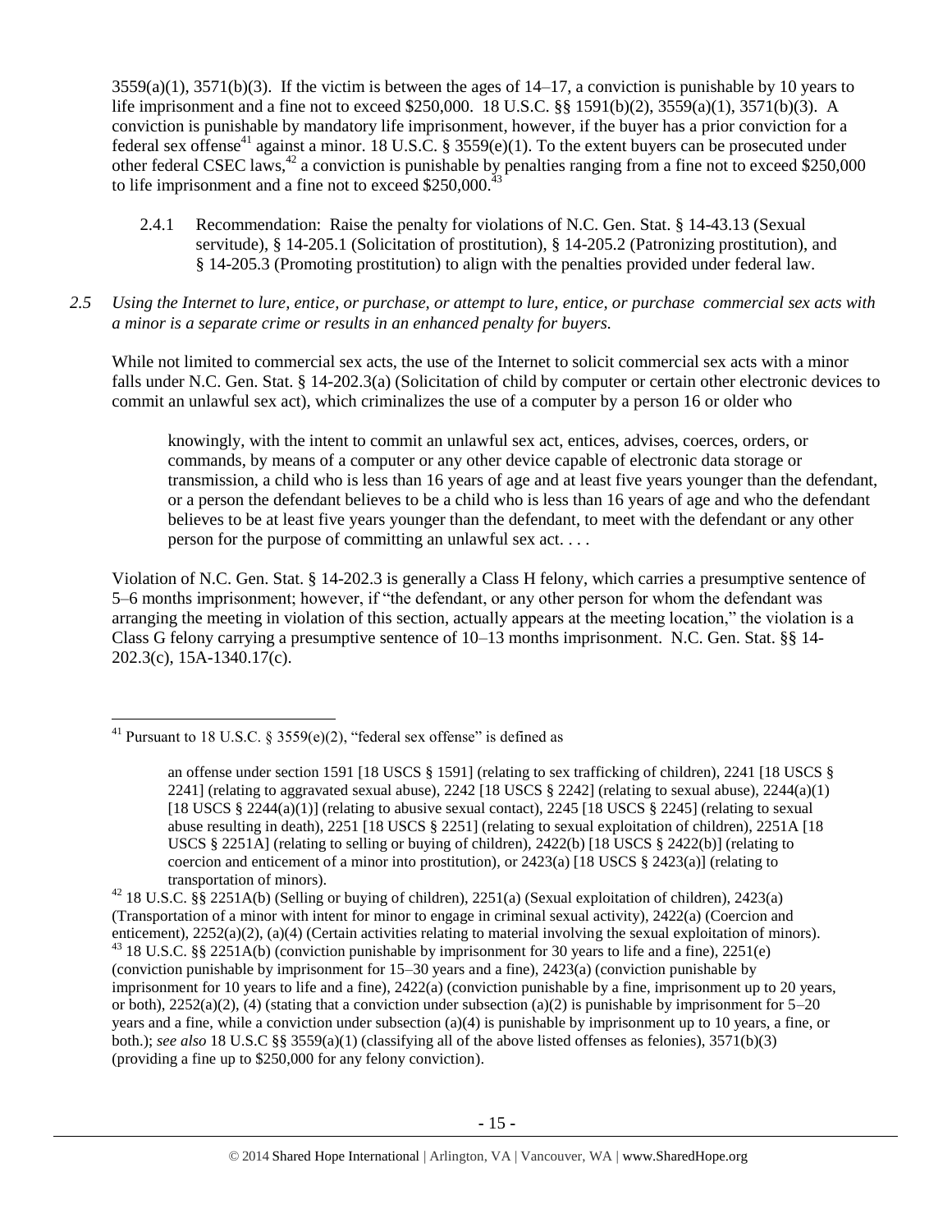3559(a)(1), 3571(b)(3). If the victim is between the ages of 14–17, a conviction is punishable by 10 years to life imprisonment and a fine not to exceed $250,000. 18 U.S.C. §§ 1591(b)(2), 3559(a)(1), 3571(b)(3). A conviction is punishable by mandatory life imprisonment, however, if the buyer has a prior conviction for a federal sex offense[41] against a minor. 18 U.S.C. § 3559(e)(1). To the extent buyers can be prosecuted under other federal CSEC laws,[42] a conviction is punishable by penalties ranging from a fine not to exceed $250,000 to life imprisonment and a fine not to exceed $250,000.[43]

2.4.1 Recommendation: Raise the penalty for violations of N.C. Gen. Stat. § 14-43.13 (Sexual servitude), § 14-205.1 (Solicitation of prostitution), § 14-205.2 (Patronizing prostitution), and § 14-205.3 (Promoting prostitution) to align with the penalties provided under federal law.

*2.5 Using the Internet to lure, entice, or purchase, or attempt to lure, entice, or purchase commercial sex acts with a minor is a separate crime or results in an enhanced penalty for buyers.*

While not limited to commercial sex acts, the use of the Internet to solicit commercial sex acts with a minor falls under N.C. Gen. Stat. § 14-202.3(a) (Solicitation of child by computer or certain other electronic devices to commit an unlawful sex act), which criminalizes the use of a computer by a person 16 or older who

> knowingly, with the intent to commit an unlawful sex act, entices, advises, coerces, orders, or commands, by means of a computer or any other device capable of electronic data storage or transmission, a child who is less than 16 years of age and at least five years younger than the defendant, or a person the defendant believes to be a child who is less than 16 years of age and who the defendant believes to be at least five years younger than the defendant, to meet with the defendant or any other person for the purpose of committing an unlawful sex act. . . .

Violation of N.C. Gen. Stat. § 14-202.3 is generally a Class H felony, which carries a presumptive sentence of 5–6 months imprisonment; however, if "the defendant, or any other person for whom the defendant was arranging the meeting in violation of this section, actually appears at the meeting location," the violation is a Class G felony carrying a presumptive sentence of 10–13 months imprisonment. N.C. Gen. Stat. §§ 14-202.3(c), 15A-1340.17(c).

---

[41] Pursuant to 18 U.S.C. § 3559(e)(2), "federal sex offense" is defined as

> an offense under section 1591 [18 USCS § 1591] (relating to sex trafficking of children), 2241 [18 USCS § 2241] (relating to aggravated sexual abuse), 2242 [18 USCS § 2242] (relating to sexual abuse), 2244(a)(1) [18 USCS § 2244(a)(1)] (relating to abusive sexual contact), 2245 [18 USCS § 2245] (relating to sexual abuse resulting in death), 2251 [18 USCS § 2251] (relating to sexual exploitation of children), 2251A [18 USCS § 2251A] (relating to selling or buying of children), 2422(b) [18 USCS § 2422(b)] (relating to coercion and enticement of a minor into prostitution), or 2423(a) [18 USCS § 2423(a)] (relating to transportation of minors).

[42] 18 U.S.C. §§ 2251A(b) (Selling or buying of children), 2251(a) (Sexual exploitation of children), 2423(a) (Transportation of a minor with intent for minor to engage in criminal sexual activity), 2422(a) (Coercion and enticement), 2252(a)(2), (a)(4) (Certain activities relating to material involving the sexual exploitation of minors).

[43] 18 U.S.C. §§ 2251A(b) (conviction punishable by imprisonment for 30 years to life and a fine), 2251(e) (conviction punishable by imprisonment for 15–30 years and a fine), 2423(a) (conviction punishable by imprisonment for 10 years to life and a fine), 2422(a) (conviction punishable by a fine, imprisonment up to 20 years, or both), 2252(a)(2), (4) (stating that a conviction under subsection (a)(2) is punishable by imprisonment for 5–20 years and a fine, while a conviction under subsection (a)(4) is punishable by imprisonment up to 10 years, a fine, or both.); *see also* 18 U.S.C §§ 3559(a)(1) (classifying all of the above listed offenses as felonies), 3571(b)(3) (providing a fine up to $250,000 for any felony conviction).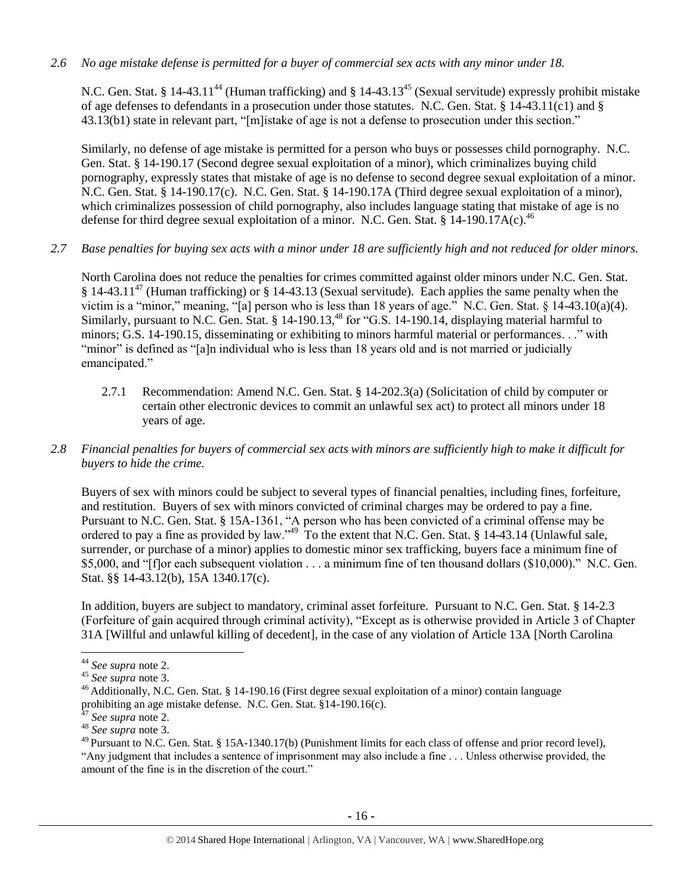*2.6 No age mistake defense is permitted for a buyer of commercial sex acts with any minor under 18.*

N.C. Gen. Stat. § 14-43.11[44] (Human trafficking) and § 14-43.13[45] (Sexual servitude) expressly prohibit mistake of age defenses to defendants in a prosecution under those statutes. N.C. Gen. Stat. § 14-43.11(c1) and § 43.13(b1) state in relevant part, "[m]istake of age is not a defense to prosecution under this section."

Similarly, no defense of age mistake is permitted for a person who buys or possesses child pornography. N.C. Gen. Stat. § 14-190.17 (Second degree sexual exploitation of a minor), which criminalizes buying child pornography, expressly states that mistake of age is no defense to second degree sexual exploitation of a minor. N.C. Gen. Stat. § 14-190.17(c). N.C. Gen. Stat. § 14-190.17A (Third degree sexual exploitation of a minor), which criminalizes possession of child pornography, also includes language stating that mistake of age is no defense for third degree sexual exploitation of a minor. N.C. Gen. Stat. § 14-190.17A(c).[46]

*2.7 Base penalties for buying sex acts with a minor under 18 are sufficiently high and not reduced for older minors.*

North Carolina does not reduce the penalties for crimes committed against older minors under N.C. Gen. Stat. § 14-43.11[47] (Human trafficking) or § 14-43.13 (Sexual servitude). Each applies the same penalty when the victim is a "minor," meaning, "[a] person who is less than 18 years of age." N.C. Gen. Stat. § 14-43.10(a)(4). Similarly, pursuant to N.C. Gen. Stat. § 14-190.13,[48] for "G.S. 14-190.14, displaying material harmful to minors; G.S. 14-190.15, disseminating or exhibiting to minors harmful material or performances. . ." with "minor" is defined as "[a]n individual who is less than 18 years old and is not married or judicially emancipated."

2.7.1 Recommendation: Amend N.C. Gen. Stat. § 14-202.3(a) (Solicitation of child by computer or certain other electronic devices to commit an unlawful sex act) to protect all minors under 18 years of age.

*2.8 Financial penalties for buyers of commercial sex acts with minors are sufficiently high to make it difficult for buyers to hide the crime.*

Buyers of sex with minors could be subject to several types of financial penalties, including fines, forfeiture, and restitution. Buyers of sex with minors convicted of criminal charges may be ordered to pay a fine. Pursuant to N.C. Gen. Stat. § 15A-1361, "A person who has been convicted of a criminal offense may be ordered to pay a fine as provided by law."[49] To the extent that N.C. Gen. Stat. § 14-43.14 (Unlawful sale, surrender, or purchase of a minor) applies to domestic minor sex trafficking, buyers face a minimum fine of $5,000, and "[f]or each subsequent violation . . . a minimum fine of ten thousand dollars ($10,000)." N.C. Gen. Stat. §§ 14-43.12(b), 15A 1340.17(c).

In addition, buyers are subject to mandatory, criminal asset forfeiture. Pursuant to N.C. Gen. Stat. § 14-2.3 (Forfeiture of gain acquired through criminal activity), "Except as is otherwise provided in Article 3 of Chapter 31A [Willful and unlawful killing of decedent], in the case of any violation of Article 13A [North Carolina

---

[44] *See supra* note 2.

[45] *See supra* note 3.

[46] Additionally, N.C. Gen. Stat. § 14-190.16 (First degree sexual exploitation of a minor) contain language prohibiting an age mistake defense. N.C. Gen. Stat. §14-190.16(c).

[47] *See supra* note 2.

[48] *See supra* note 3.

[49] Pursuant to N.C. Gen. Stat. § 15A-1340.17(b) (Punishment limits for each class of offense and prior record level), "Any judgment that includes a sentence of imprisonment may also include a fine . . . Unless otherwise provided, the amount of the fine is in the discretion of the court."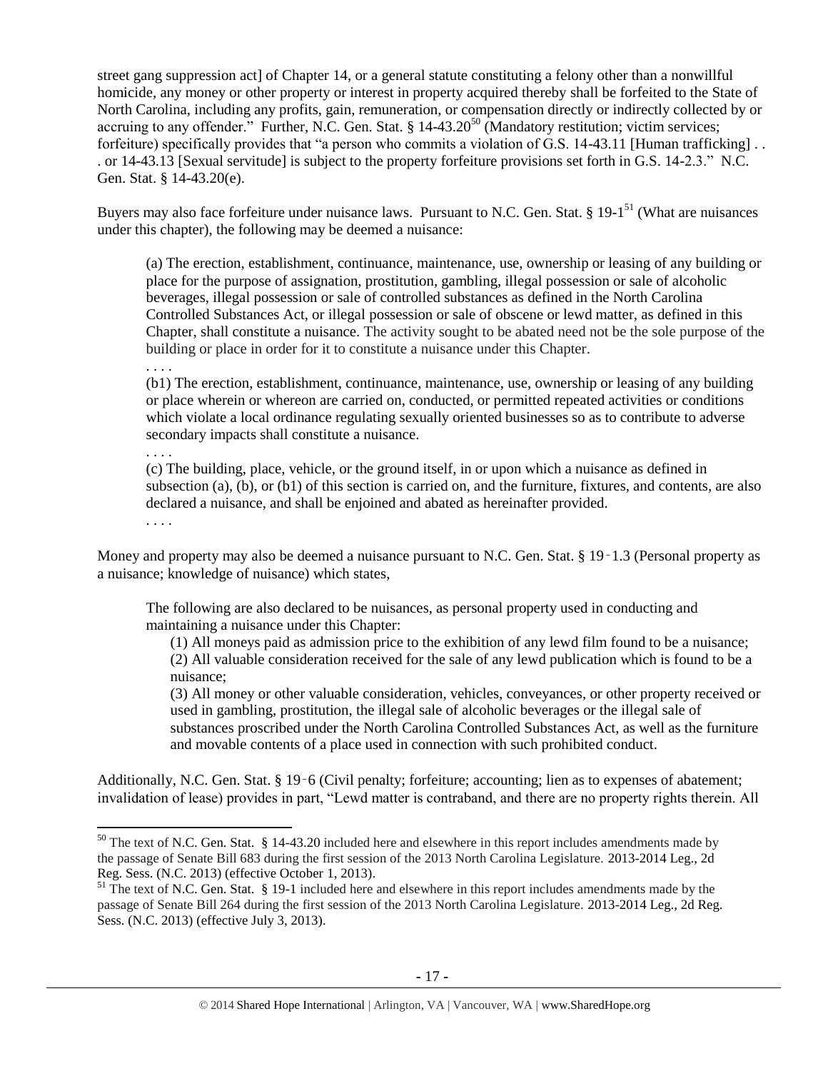street gang suppression act] of Chapter 14, or a general statute constituting a felony other than a nonwillful homicide, any money or other property or interest in property acquired thereby shall be forfeited to the State of North Carolina, including any profits, gain, remuneration, or compensation directly or indirectly collected by or accruing to any offender." Further, N.C. Gen. Stat. § 14-43.20[50] (Mandatory restitution; victim services; forfeiture) specifically provides that "a person who commits a violation of G.S. 14-43.11 [Human trafficking] . . . or 14-43.13 [Sexual servitude] is subject to the property forfeiture provisions set forth in G.S. 14-2.3." N.C. Gen. Stat. § 14-43.20(e).

Buyers may also face forfeiture under nuisance laws. Pursuant to N.C. Gen. Stat. § 19-1[51] (What are nuisances under this chapter), the following may be deemed a nuisance:

> (a) The erection, establishment, continuance, maintenance, use, ownership or leasing of any building or place for the purpose of assignation, prostitution, gambling, illegal possession or sale of alcoholic beverages, illegal possession or sale of controlled substances as defined in the North Carolina Controlled Substances Act, or illegal possession or sale of obscene or lewd matter, as defined in this Chapter, shall constitute a nuisance. The activity sought to be abated need not be the sole purpose of the building or place in order for it to constitute a nuisance under this Chapter.
>
> . . . .
>
> (b1) The erection, establishment, continuance, maintenance, use, ownership or leasing of any building or place wherein or whereon are carried on, conducted, or permitted repeated activities or conditions which violate a local ordinance regulating sexually oriented businesses so as to contribute to adverse secondary impacts shall constitute a nuisance.
>
> . . . .
>
> (c) The building, place, vehicle, or the ground itself, in or upon which a nuisance as defined in subsection (a), (b), or (b1) of this section is carried on, and the furniture, fixtures, and contents, are also declared a nuisance, and shall be enjoined and abated as hereinafter provided.
>
> . . . .

Money and property may also be deemed a nuisance pursuant to N.C. Gen. Stat. § 19-1.3 (Personal property as a nuisance; knowledge of nuisance) which states,

> The following are also declared to be nuisances, as personal property used in conducting and maintaining a nuisance under this Chapter:
>
> (1) All moneys paid as admission price to the exhibition of any lewd film found to be a nuisance;
>
> (2) All valuable consideration received for the sale of any lewd publication which is found to be a nuisance;
>
> (3) All money or other valuable consideration, vehicles, conveyances, or other property received or used in gambling, prostitution, the illegal sale of alcoholic beverages or the illegal sale of substances proscribed under the North Carolina Controlled Substances Act, as well as the furniture and movable contents of a place used in connection with such prohibited conduct.

Additionally, N.C. Gen. Stat. § 19-6 (Civil penalty; forfeiture; accounting; lien as to expenses of abatement; invalidation of lease) provides in part, "Lewd matter is contraband, and there are no property rights therein. All

---

[50] The text of N.C. Gen. Stat. § 14-43.20 included here and elsewhere in this report includes amendments made by the passage of Senate Bill 683 during the first session of the 2013 North Carolina Legislature. 2013-2014 Leg., 2d Reg. Sess. (N.C. 2013) (effective October 1, 2013).

[51] The text of N.C. Gen. Stat. § 19-1 included here and elsewhere in this report includes amendments made by the passage of Senate Bill 264 during the first session of the 2013 North Carolina Legislature. 2013-2014 Leg., 2d Reg. Sess. (N.C. 2013) (effective July 3, 2013).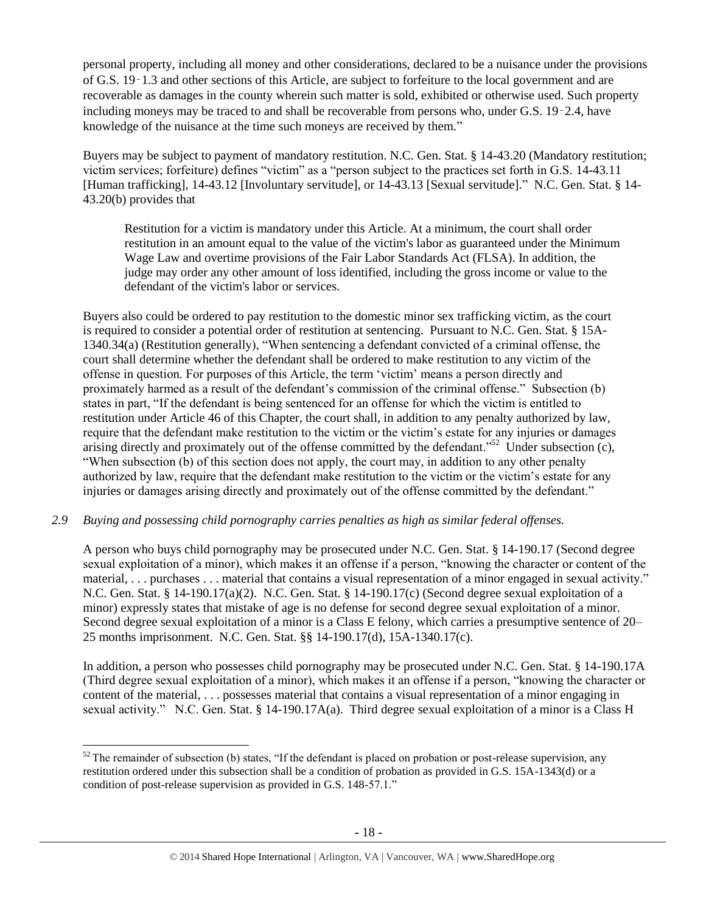personal property, including all money and other considerations, declared to be a nuisance under the provisions of G.S. 19‑1.3 and other sections of this Article, are subject to forfeiture to the local government and are recoverable as damages in the county wherein such matter is sold, exhibited or otherwise used. Such property including moneys may be traced to and shall be recoverable from persons who, under G.S. 19‑2.4, have knowledge of the nuisance at the time such moneys are received by them."

Buyers may be subject to payment of mandatory restitution. N.C. Gen. Stat. § 14-43.20 (Mandatory restitution; victim services; forfeiture) defines "victim" as a "person subject to the practices set forth in G.S. 14-43.11 [Human trafficking], 14-43.12 [Involuntary servitude], or 14-43.13 [Sexual servitude]." N.C. Gen. Stat. § 14-43.20(b) provides that

> Restitution for a victim is mandatory under this Article. At a minimum, the court shall order restitution in an amount equal to the value of the victim's labor as guaranteed under the Minimum Wage Law and overtime provisions of the Fair Labor Standards Act (FLSA). In addition, the judge may order any other amount of loss identified, including the gross income or value to the defendant of the victim's labor or services.

Buyers also could be ordered to pay restitution to the domestic minor sex trafficking victim, as the court is required to consider a potential order of restitution at sentencing. Pursuant to N.C. Gen. Stat. § 15A-1340.34(a) (Restitution generally), "When sentencing a defendant convicted of a criminal offense, the court shall determine whether the defendant shall be ordered to make restitution to any victim of the offense in question. For purposes of this Article, the term 'victim' means a person directly and proximately harmed as a result of the defendant's commission of the criminal offense." Subsection (b) states in part, "If the defendant is being sentenced for an offense for which the victim is entitled to restitution under Article 46 of this Chapter, the court shall, in addition to any penalty authorized by law, require that the defendant make restitution to the victim or the victim's estate for any injuries or damages arising directly and proximately out of the offense committed by the defendant."[52] Under subsection (c), "When subsection (b) of this section does not apply, the court may, in addition to any other penalty authorized by law, require that the defendant make restitution to the victim or the victim's estate for any injuries or damages arising directly and proximately out of the offense committed by the defendant."

*2.9 Buying and possessing child pornography carries penalties as high as similar federal offenses.*

A person who buys child pornography may be prosecuted under N.C. Gen. Stat. § 14-190.17 (Second degree sexual exploitation of a minor), which makes it an offense if a person, "knowing the character or content of the material, . . . purchases . . . material that contains a visual representation of a minor engaged in sexual activity." N.C. Gen. Stat. § 14-190.17(a)(2). N.C. Gen. Stat. § 14-190.17(c) (Second degree sexual exploitation of a minor) expressly states that mistake of age is no defense for second degree sexual exploitation of a minor. Second degree sexual exploitation of a minor is a Class E felony, which carries a presumptive sentence of 20–25 months imprisonment. N.C. Gen. Stat. §§ 14-190.17(d), 15A-1340.17(c).

In addition, a person who possesses child pornography may be prosecuted under N.C. Gen. Stat. § 14-190.17A (Third degree sexual exploitation of a minor), which makes it an offense if a person, "knowing the character or content of the material, . . . possesses material that contains a visual representation of a minor engaging in sexual activity." N.C. Gen. Stat. § 14-190.17A(a). Third degree sexual exploitation of a minor is a Class H

[52] The remainder of subsection (b) states, "If the defendant is placed on probation or post-release supervision, any restitution ordered under this subsection shall be a condition of probation as provided in G.S. 15A-1343(d) or a condition of post-release supervision as provided in G.S. 148-57.1."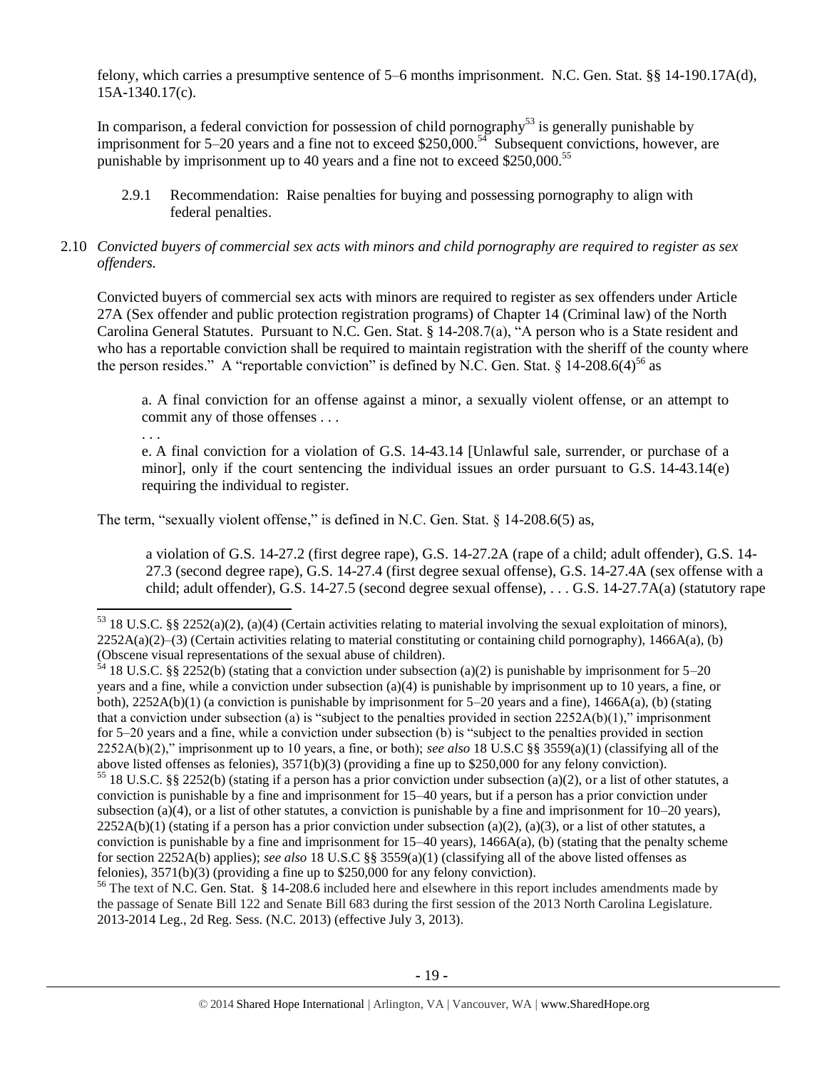felony, which carries a presumptive sentence of 5–6 months imprisonment. N.C. Gen. Stat. §§ 14-190.17A(d), 15A-1340.17(c).

In comparison, a federal conviction for possession of child pornography[53] is generally punishable by imprisonment for 5–20 years and a fine not to exceed $250,000.[54] Subsequent convictions, however, are punishable by imprisonment up to 40 years and a fine not to exceed $250,000.[55]

2.9.1 Recommendation: Raise penalties for buying and possessing pornography to align with federal penalties.

2.10 *Convicted buyers of commercial sex acts with minors and child pornography are required to register as sex offenders.*

Convicted buyers of commercial sex acts with minors are required to register as sex offenders under Article 27A (Sex offender and public protection registration programs) of Chapter 14 (Criminal law) of the North Carolina General Statutes. Pursuant to N.C. Gen. Stat. § 14-208.7(a), "A person who is a State resident and who has a reportable conviction shall be required to maintain registration with the sheriff of the county where the person resides." A "reportable conviction" is defined by N.C. Gen. Stat. § 14-208.6(4)[56] as

> a. A final conviction for an offense against a minor, a sexually violent offense, or an attempt to commit any of those offenses . . .
>
> . . .
>
> e. A final conviction for a violation of G.S. 14-43.14 [Unlawful sale, surrender, or purchase of a minor], only if the court sentencing the individual issues an order pursuant to G.S. 14-43.14(e) requiring the individual to register.

The term, "sexually violent offense," is defined in N.C. Gen. Stat. § 14-208.6(5) as,

> a violation of G.S. 14-27.2 (first degree rape), G.S. 14-27.2A (rape of a child; adult offender), G.S. 14-27.3 (second degree rape), G.S. 14-27.4 (first degree sexual offense), G.S. 14-27.4A (sex offense with a child; adult offender), G.S. 14-27.5 (second degree sexual offense), . . . G.S. 14-27.7A(a) (statutory rape

---

[53] 18 U.S.C. §§ 2252(a)(2), (a)(4) (Certain activities relating to material involving the sexual exploitation of minors), 2252A(a)(2)–(3) (Certain activities relating to material constituting or containing child pornography), 1466A(a), (b) (Obscene visual representations of the sexual abuse of children).

[54] 18 U.S.C. §§ 2252(b) (stating that a conviction under subsection (a)(2) is punishable by imprisonment for 5–20 years and a fine, while a conviction under subsection (a)(4) is punishable by imprisonment up to 10 years, a fine, or both), 2252A(b)(1) (a conviction is punishable by imprisonment for 5–20 years and a fine), 1466A(a), (b) (stating that a conviction under subsection (a) is "subject to the penalties provided in section 2252A(b)(1)," imprisonment for 5–20 years and a fine, while a conviction under subsection (b) is "subject to the penalties provided in section 2252A(b)(2)," imprisonment up to 10 years, a fine, or both); *see also* 18 U.S.C §§ 3559(a)(1) (classifying all of the above listed offenses as felonies), 3571(b)(3) (providing a fine up to $250,000 for any felony conviction).

[55] 18 U.S.C. §§ 2252(b) (stating if a person has a prior conviction under subsection (a)(2), or a list of other statutes, a conviction is punishable by a fine and imprisonment for 15–40 years, but if a person has a prior conviction under subsection (a)(4), or a list of other statutes, a conviction is punishable by a fine and imprisonment for 10–20 years), 2252A(b)(1) (stating if a person has a prior conviction under subsection (a)(2), (a)(3), or a list of other statutes, a conviction is punishable by a fine and imprisonment for 15–40 years), 1466A(a), (b) (stating that the penalty scheme for section 2252A(b) applies); *see also* 18 U.S.C §§ 3559(a)(1) (classifying all of the above listed offenses as felonies), 3571(b)(3) (providing a fine up to $250,000 for any felony conviction).

[56] The text of N.C. Gen. Stat. § 14-208.6 included here and elsewhere in this report includes amendments made by the passage of Senate Bill 122 and Senate Bill 683 during the first session of the 2013 North Carolina Legislature. 2013-2014 Leg., 2d Reg. Sess. (N.C. 2013) (effective July 3, 2013).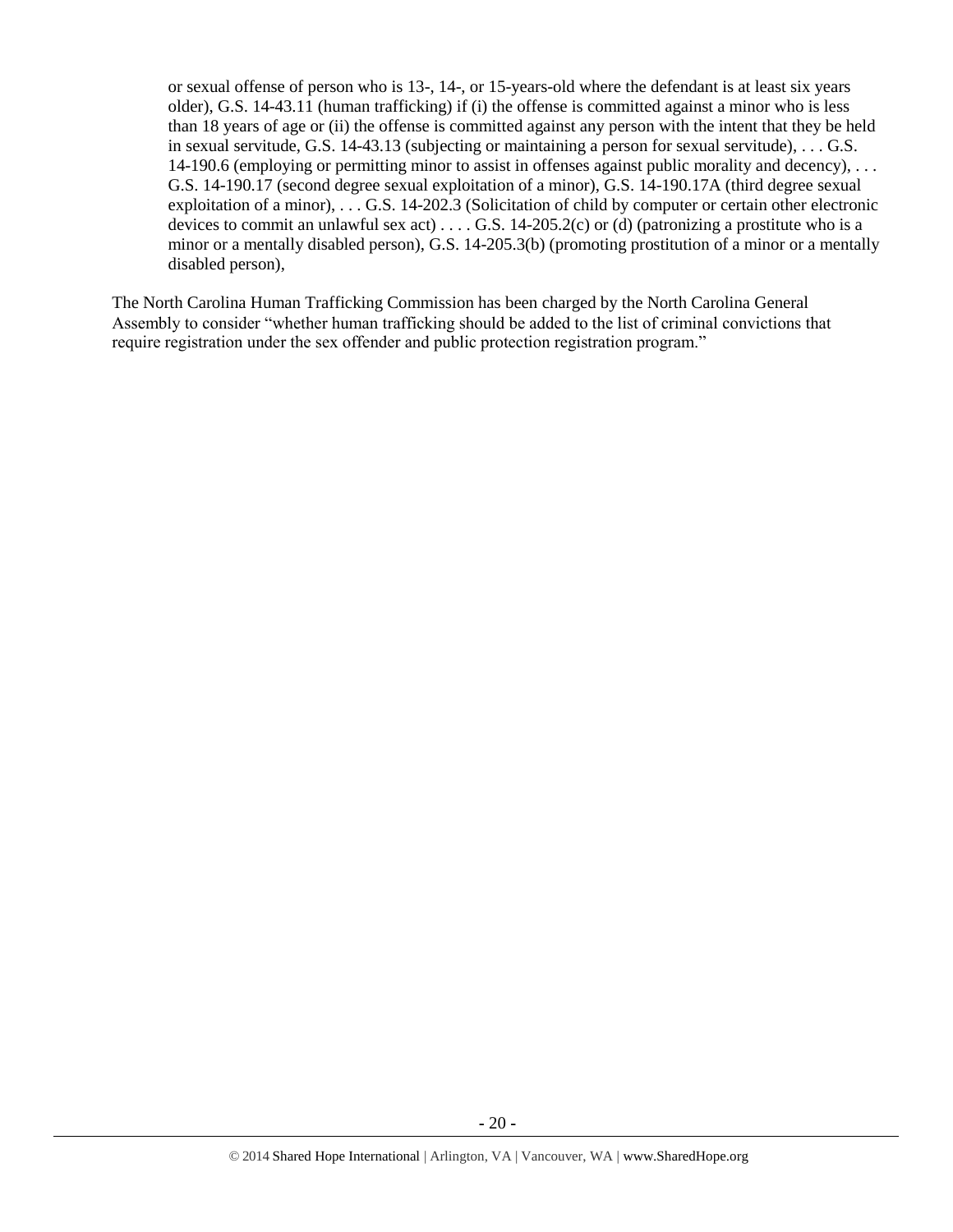> or sexual offense of person who is 13-, 14-, or 15-years-old where the defendant is at least six years older), G.S. 14-43.11 (human trafficking) if (i) the offense is committed against a minor who is less than 18 years of age or (ii) the offense is committed against any person with the intent that they be held in sexual servitude, G.S. 14-43.13 (subjecting or maintaining a person for sexual servitude), . . . G.S. 14-190.6 (employing or permitting minor to assist in offenses against public morality and decency), . . . G.S. 14-190.17 (second degree sexual exploitation of a minor), G.S. 14-190.17A (third degree sexual exploitation of a minor), . . . G.S. 14-202.3 (Solicitation of child by computer or certain other electronic devices to commit an unlawful sex act) . . . . G.S. 14-205.2(c) or (d) (patronizing a prostitute who is a minor or a mentally disabled person), G.S. 14-205.3(b) (promoting prostitution of a minor or a mentally disabled person),

The North Carolina Human Trafficking Commission has been charged by the North Carolina General Assembly to consider "whether human trafficking should be added to the list of criminal convictions that require registration under the sex offender and public protection registration program."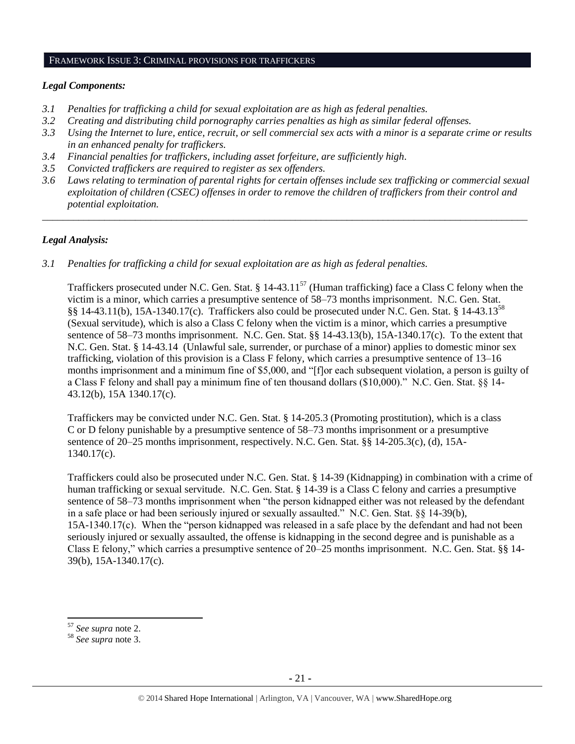## FRAMEWORK ISSUE 3: CRIMINAL PROVISIONS FOR TRAFFICKERS

### *Legal Components:*

*3.1 Penalties for trafficking a child for sexual exploitation are as high as federal penalties.*
*3.2 Creating and distributing child pornography carries penalties as high as similar federal offenses.*
*3.3 Using the Internet to lure, entice, recruit, or sell commercial sex acts with a minor is a separate crime or results in an enhanced penalty for traffickers.*
*3.4 Financial penalties for traffickers, including asset forfeiture, are sufficiently high.*
*3.5 Convicted traffickers are required to register as sex offenders.*
*3.6 Laws relating to termination of parental rights for certain offenses include sex trafficking or commercial sexual exploitation of children (CSEC) offenses in order to remove the children of traffickers from their control and potential exploitation.*

---

### *Legal Analysis:*

*3.1 Penalties for trafficking a child for sexual exploitation are as high as federal penalties.*

Traffickers prosecuted under N.C. Gen. Stat. § 14-43.11[57] (Human trafficking) face a Class C felony when the victim is a minor, which carries a presumptive sentence of 58–73 months imprisonment. N.C. Gen. Stat. §§ 14-43.11(b), 15A-1340.17(c). Traffickers also could be prosecuted under N.C. Gen. Stat. § 14-43.13[58] (Sexual servitude), which is also a Class C felony when the victim is a minor, which carries a presumptive sentence of 58–73 months imprisonment. N.C. Gen. Stat. §§ 14-43.13(b), 15A-1340.17(c). To the extent that N.C. Gen. Stat. § 14-43.14 (Unlawful sale, surrender, or purchase of a minor) applies to domestic minor sex trafficking, violation of this provision is a Class F felony, which carries a presumptive sentence of 13–16 months imprisonment and a minimum fine of $5,000, and "[f]or each subsequent violation, a person is guilty of a Class F felony and shall pay a minimum fine of ten thousand dollars ($10,000)." N.C. Gen. Stat. §§ 14-43.12(b), 15A 1340.17(c).

Traffickers may be convicted under N.C. Gen. Stat. § 14-205.3 (Promoting prostitution), which is a class C or D felony punishable by a presumptive sentence of 58–73 months imprisonment or a presumptive sentence of 20–25 months imprisonment, respectively. N.C. Gen. Stat. §§ 14-205.3(c), (d), 15A-1340.17(c).

Traffickers could also be prosecuted under N.C. Gen. Stat. § 14-39 (Kidnapping) in combination with a crime of human trafficking or sexual servitude. N.C. Gen. Stat. § 14-39 is a Class C felony and carries a presumptive sentence of 58–73 months imprisonment when "the person kidnapped either was not released by the defendant in a safe place or had been seriously injured or sexually assaulted." N.C. Gen. Stat. §§ 14-39(b), 15A-1340.17(c). When the "person kidnapped was released in a safe place by the defendant and had not been seriously injured or sexually assaulted, the offense is kidnapping in the second degree and is punishable as a Class E felony," which carries a presumptive sentence of 20–25 months imprisonment. N.C. Gen. Stat. §§ 14-39(b), 15A-1340.17(c).

---

[57] *See supra* note 2.
[58] *See supra* note 3.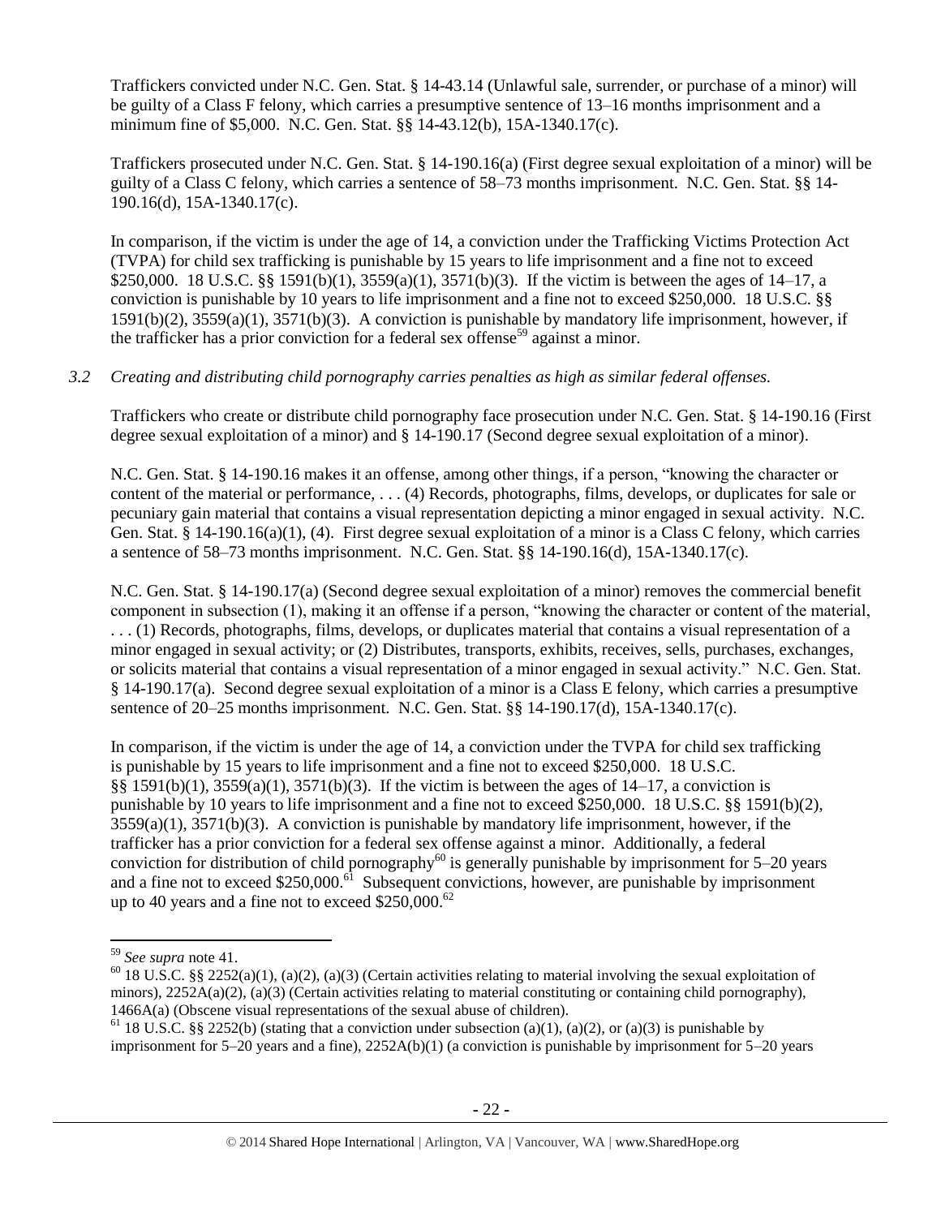Traffickers convicted under N.C. Gen. Stat. § 14-43.14 (Unlawful sale, surrender, or purchase of a minor) will be guilty of a Class F felony, which carries a presumptive sentence of 13–16 months imprisonment and a minimum fine of $5,000. N.C. Gen. Stat. §§ 14-43.12(b), 15A-1340.17(c).

Traffickers prosecuted under N.C. Gen. Stat. § 14-190.16(a) (First degree sexual exploitation of a minor) will be guilty of a Class C felony, which carries a sentence of 58–73 months imprisonment. N.C. Gen. Stat. §§ 14-190.16(d), 15A-1340.17(c).

In comparison, if the victim is under the age of 14, a conviction under the Trafficking Victims Protection Act (TVPA) for child sex trafficking is punishable by 15 years to life imprisonment and a fine not to exceed $250,000. 18 U.S.C. §§ 1591(b)(1), 3559(a)(1), 3571(b)(3). If the victim is between the ages of 14–17, a conviction is punishable by 10 years to life imprisonment and a fine not to exceed $250,000. 18 U.S.C. §§ 1591(b)(2), 3559(a)(1), 3571(b)(3). A conviction is punishable by mandatory life imprisonment, however, if the trafficker has a prior conviction for a federal sex offense[59] against a minor.

### *3.2 Creating and distributing child pornography carries penalties as high as similar federal offenses.*

Traffickers who create or distribute child pornography face prosecution under N.C. Gen. Stat. § 14-190.16 (First degree sexual exploitation of a minor) and § 14-190.17 (Second degree sexual exploitation of a minor).

N.C. Gen. Stat. § 14-190.16 makes it an offense, among other things, if a person, "knowing the character or content of the material or performance, . . . (4) Records, photographs, films, develops, or duplicates for sale or pecuniary gain material that contains a visual representation depicting a minor engaged in sexual activity. N.C. Gen. Stat. § 14-190.16(a)(1), (4). First degree sexual exploitation of a minor is a Class C felony, which carries a sentence of 58–73 months imprisonment. N.C. Gen. Stat. §§ 14-190.16(d), 15A-1340.17(c).

N.C. Gen. Stat. § 14-190.17(a) (Second degree sexual exploitation of a minor) removes the commercial benefit component in subsection (1), making it an offense if a person, "knowing the character or content of the material, . . . (1) Records, photographs, films, develops, or duplicates material that contains a visual representation of a minor engaged in sexual activity; or (2) Distributes, transports, exhibits, receives, sells, purchases, exchanges, or solicits material that contains a visual representation of a minor engaged in sexual activity." N.C. Gen. Stat. § 14-190.17(a). Second degree sexual exploitation of a minor is a Class E felony, which carries a presumptive sentence of 20–25 months imprisonment. N.C. Gen. Stat. §§ 14-190.17(d), 15A-1340.17(c).

In comparison, if the victim is under the age of 14, a conviction under the TVPA for child sex trafficking is punishable by 15 years to life imprisonment and a fine not to exceed $250,000. 18 U.S.C. §§ 1591(b)(1), 3559(a)(1), 3571(b)(3). If the victim is between the ages of 14–17, a conviction is punishable by 10 years to life imprisonment and a fine not to exceed $250,000. 18 U.S.C. §§ 1591(b)(2), 3559(a)(1), 3571(b)(3). A conviction is punishable by mandatory life imprisonment, however, if the trafficker has a prior conviction for a federal sex offense against a minor. Additionally, a federal conviction for distribution of child pornography[60] is generally punishable by imprisonment for 5–20 years and a fine not to exceed $250,000.[61] Subsequent convictions, however, are punishable by imprisonment up to 40 years and a fine not to exceed $250,000.[62]

---

[59] *See supra* note 41.

[60] 18 U.S.C. §§ 2252(a)(1), (a)(2), (a)(3) (Certain activities relating to material involving the sexual exploitation of minors), 2252A(a)(2), (a)(3) (Certain activities relating to material constituting or containing child pornography), 1466A(a) (Obscene visual representations of the sexual abuse of children).

[61] 18 U.S.C. §§ 2252(b) (stating that a conviction under subsection (a)(1), (a)(2), or (a)(3) is punishable by imprisonment for 5–20 years and a fine), 2252A(b)(1) (a conviction is punishable by imprisonment for 5–20 years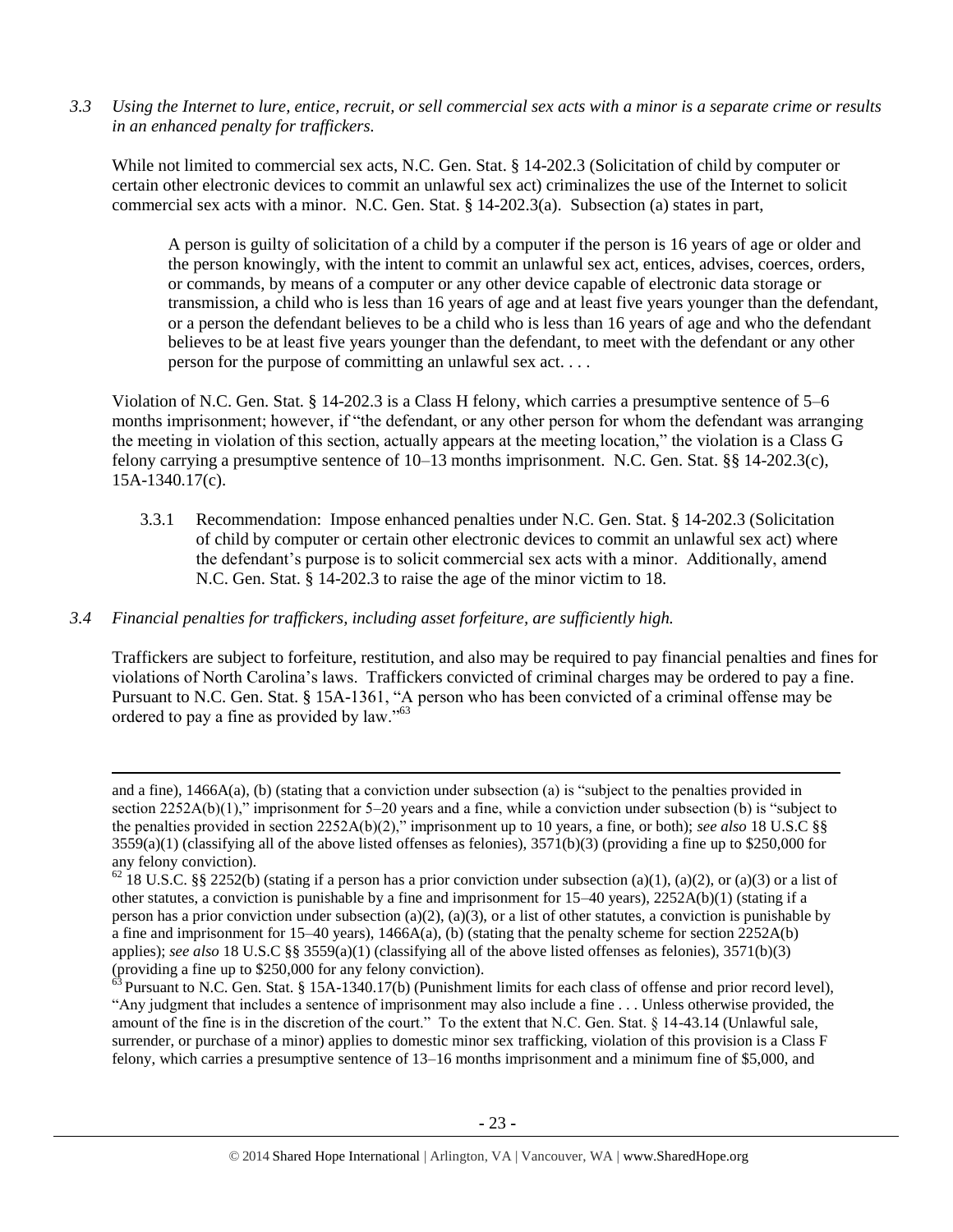*3.3 Using the Internet to lure, entice, recruit, or sell commercial sex acts with a minor is a separate crime or results in an enhanced penalty for traffickers.*

While not limited to commercial sex acts, N.C. Gen. Stat. § 14-202.3 (Solicitation of child by computer or certain other electronic devices to commit an unlawful sex act) criminalizes the use of the Internet to solicit commercial sex acts with a minor. N.C. Gen. Stat. § 14-202.3(a). Subsection (a) states in part,

> A person is guilty of solicitation of a child by a computer if the person is 16 years of age or older and the person knowingly, with the intent to commit an unlawful sex act, entices, advises, coerces, orders, or commands, by means of a computer or any other device capable of electronic data storage or transmission, a child who is less than 16 years of age and at least five years younger than the defendant, or a person the defendant believes to be a child who is less than 16 years of age and who the defendant believes to be at least five years younger than the defendant, to meet with the defendant or any other person for the purpose of committing an unlawful sex act. . . .

Violation of N.C. Gen. Stat. § 14-202.3 is a Class H felony, which carries a presumptive sentence of 5–6 months imprisonment; however, if "the defendant, or any other person for whom the defendant was arranging the meeting in violation of this section, actually appears at the meeting location," the violation is a Class G felony carrying a presumptive sentence of 10–13 months imprisonment. N.C. Gen. Stat. §§ 14-202.3(c), 15A-1340.17(c).

3.3.1 Recommendation: Impose enhanced penalties under N.C. Gen. Stat. § 14-202.3 (Solicitation of child by computer or certain other electronic devices to commit an unlawful sex act) where the defendant's purpose is to solicit commercial sex acts with a minor. Additionally, amend N.C. Gen. Stat. § 14-202.3 to raise the age of the minor victim to 18.

*3.4 Financial penalties for traffickers, including asset forfeiture, are sufficiently high.*

Traffickers are subject to forfeiture, restitution, and also may be required to pay financial penalties and fines for violations of North Carolina's laws. Traffickers convicted of criminal charges may be ordered to pay a fine. Pursuant to N.C. Gen. Stat. § 15A-1361, "A person who has been convicted of a criminal offense may be ordered to pay a fine as provided by law."[63]

---

and a fine), 1466A(a), (b) (stating that a conviction under subsection (a) is "subject to the penalties provided in section 2252A(b)(1)," imprisonment for 5–20 years and a fine, while a conviction under subsection (b) is "subject to the penalties provided in section 2252A(b)(2)," imprisonment up to 10 years, a fine, or both); *see also* 18 U.S.C §§ 3559(a)(1) (classifying all of the above listed offenses as felonies), 3571(b)(3) (providing a fine up to $250,000 for any felony conviction).

[62] 18 U.S.C. §§ 2252(b) (stating if a person has a prior conviction under subsection (a)(1), (a)(2), or (a)(3) or a list of other statutes, a conviction is punishable by a fine and imprisonment for 15–40 years), 2252A(b)(1) (stating if a person has a prior conviction under subsection (a)(2), (a)(3), or a list of other statutes, a conviction is punishable by a fine and imprisonment for 15–40 years), 1466A(a), (b) (stating that the penalty scheme for section 2252A(b) applies); *see also* 18 U.S.C §§ 3559(a)(1) (classifying all of the above listed offenses as felonies), 3571(b)(3) (providing a fine up to $250,000 for any felony conviction).

[63] Pursuant to N.C. Gen. Stat. § 15A-1340.17(b) (Punishment limits for each class of offense and prior record level), "Any judgment that includes a sentence of imprisonment may also include a fine . . . Unless otherwise provided, the amount of the fine is in the discretion of the court." To the extent that N.C. Gen. Stat. § 14-43.14 (Unlawful sale, surrender, or purchase of a minor) applies to domestic minor sex trafficking, violation of this provision is a Class F felony, which carries a presumptive sentence of 13–16 months imprisonment and a minimum fine of $5,000, and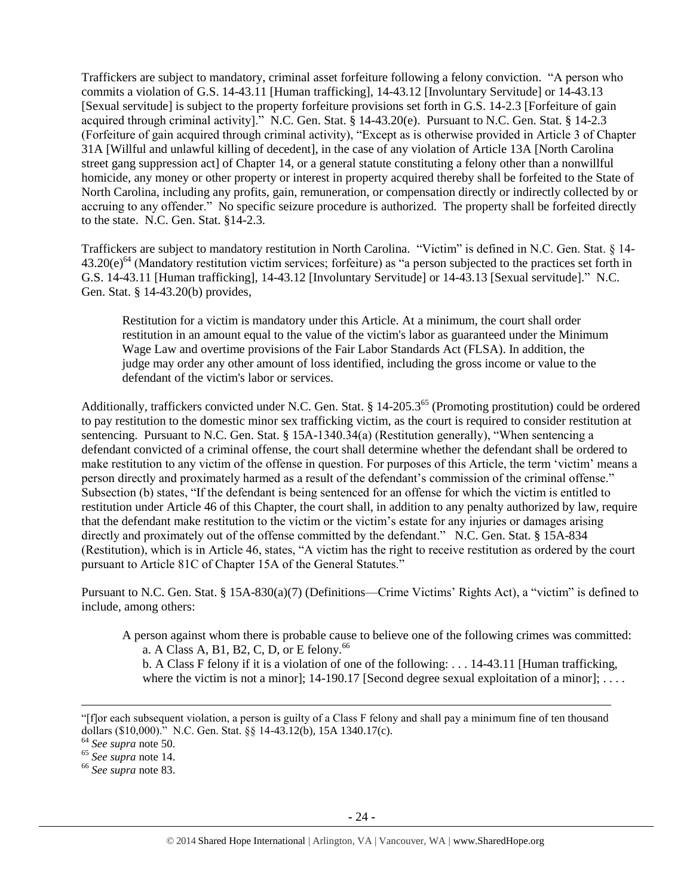Traffickers are subject to mandatory, criminal asset forfeiture following a felony conviction. "A person who commits a violation of G.S. 14-43.11 [Human trafficking], 14-43.12 [Involuntary Servitude] or 14-43.13 [Sexual servitude] is subject to the property forfeiture provisions set forth in G.S. 14-2.3 [Forfeiture of gain acquired through criminal activity]." N.C. Gen. Stat. § 14-43.20(e). Pursuant to N.C. Gen. Stat. § 14-2.3 (Forfeiture of gain acquired through criminal activity), "Except as is otherwise provided in Article 3 of Chapter 31A [Willful and unlawful killing of decedent], in the case of any violation of Article 13A [North Carolina street gang suppression act] of Chapter 14, or a general statute constituting a felony other than a nonwillful homicide, any money or other property or interest in property acquired thereby shall be forfeited to the State of North Carolina, including any profits, gain, remuneration, or compensation directly or indirectly collected by or accruing to any offender." No specific seizure procedure is authorized. The property shall be forfeited directly to the state. N.C. Gen. Stat. §14-2.3.

Traffickers are subject to mandatory restitution in North Carolina. "Victim" is defined in N.C. Gen. Stat. § 14-43.20(e)[64] (Mandatory restitution victim services; forfeiture) as "a person subjected to the practices set forth in G.S. 14-43.11 [Human trafficking], 14-43.12 [Involuntary Servitude] or 14-43.13 [Sexual servitude]." N.C. Gen. Stat. § 14-43.20(b) provides,

> Restitution for a victim is mandatory under this Article. At a minimum, the court shall order restitution in an amount equal to the value of the victim's labor as guaranteed under the Minimum Wage Law and overtime provisions of the Fair Labor Standards Act (FLSA). In addition, the judge may order any other amount of loss identified, including the gross income or value to the defendant of the victim's labor or services.

Additionally, traffickers convicted under N.C. Gen. Stat. § 14-205.3[65] (Promoting prostitution) could be ordered to pay restitution to the domestic minor sex trafficking victim, as the court is required to consider restitution at sentencing. Pursuant to N.C. Gen. Stat. § 15A-1340.34(a) (Restitution generally), "When sentencing a defendant convicted of a criminal offense, the court shall determine whether the defendant shall be ordered to make restitution to any victim of the offense in question. For purposes of this Article, the term 'victim' means a person directly and proximately harmed as a result of the defendant's commission of the criminal offense." Subsection (b) states, "If the defendant is being sentenced for an offense for which the victim is entitled to restitution under Article 46 of this Chapter, the court shall, in addition to any penalty authorized by law, require that the defendant make restitution to the victim or the victim's estate for any injuries or damages arising directly and proximately out of the offense committed by the defendant." N.C. Gen. Stat. § 15A-834 (Restitution), which is in Article 46, states, "A victim has the right to receive restitution as ordered by the court pursuant to Article 81C of Chapter 15A of the General Statutes."

Pursuant to N.C. Gen. Stat. § 15A-830(a)(7) (Definitions—Crime Victims' Rights Act), a "victim" is defined to include, among others:

> A person against whom there is probable cause to believe one of the following crimes was committed:
> a. A Class A, B1, B2, C, D, or E felony.[66]
> b. A Class F felony if it is a violation of one of the following: . . . 14-43.11 [Human trafficking, where the victim is not a minor]; 14-190.17 [Second degree sexual exploitation of a minor]; . . . .

---

"[f]or each subsequent violation, a person is guilty of a Class F felony and shall pay a minimum fine of ten thousand dollars ($10,000)." N.C. Gen. Stat. §§ 14-43.12(b), 15A 1340.17(c).

[64] *See supra* note 50.

[65] *See supra* note 14.

[66] *See supra* note 83.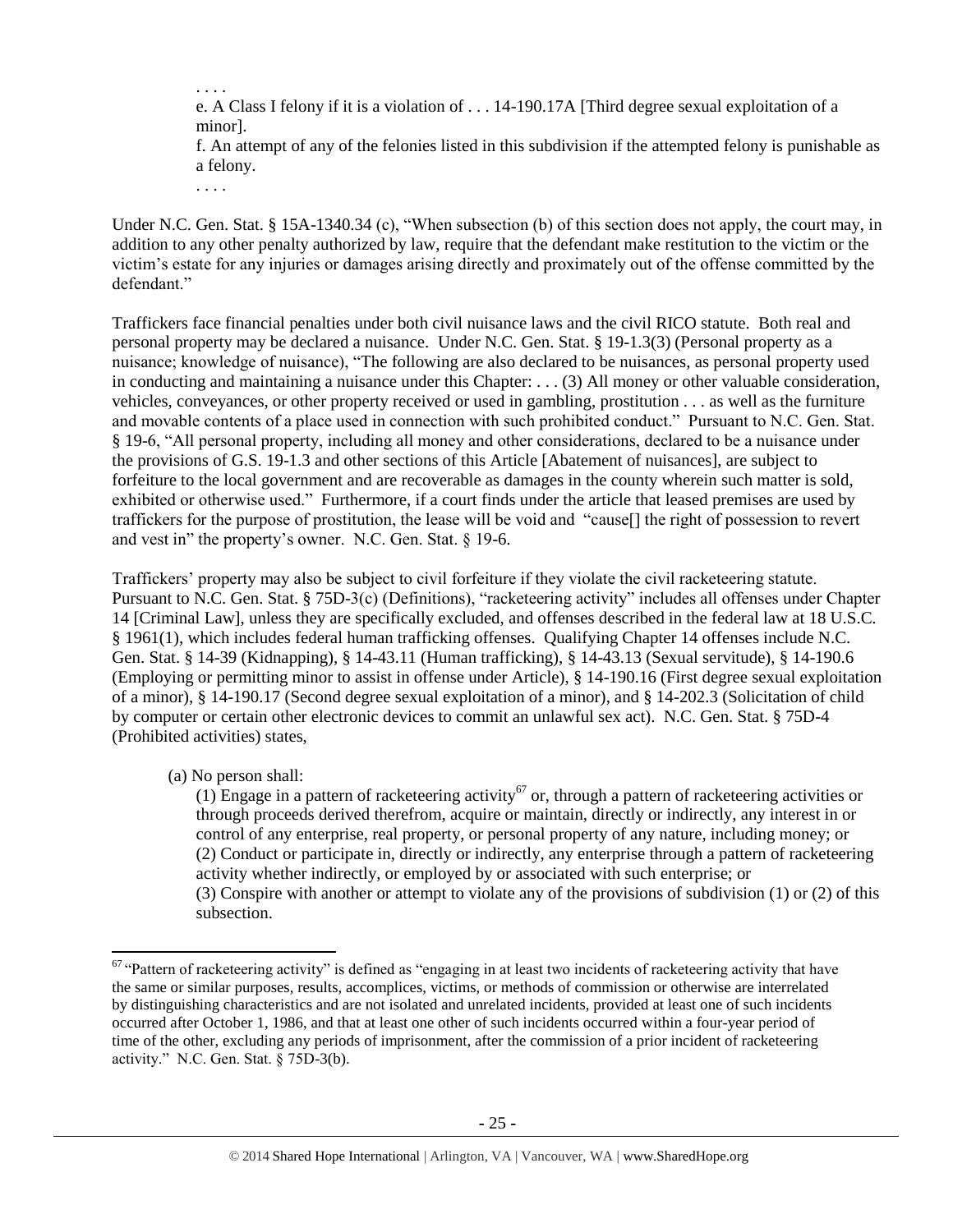> . . . .
>
> e. A Class I felony if it is a violation of . . . 14-190.17A [Third degree sexual exploitation of a minor].
>
> f. An attempt of any of the felonies listed in this subdivision if the attempted felony is punishable as a felony.
>
> . . . .

Under N.C. Gen. Stat. § 15A-1340.34 (c), "When subsection (b) of this section does not apply, the court may, in addition to any other penalty authorized by law, require that the defendant make restitution to the victim or the victim's estate for any injuries or damages arising directly and proximately out of the offense committed by the defendant."

Traffickers face financial penalties under both civil nuisance laws and the civil RICO statute. Both real and personal property may be declared a nuisance. Under N.C. Gen. Stat. § 19-1.3(3) (Personal property as a nuisance; knowledge of nuisance), "The following are also declared to be nuisances, as personal property used in conducting and maintaining a nuisance under this Chapter: . . . (3) All money or other valuable consideration, vehicles, conveyances, or other property received or used in gambling, prostitution . . . as well as the furniture and movable contents of a place used in connection with such prohibited conduct." Pursuant to N.C. Gen. Stat. § 19-6, "All personal property, including all money and other considerations, declared to be a nuisance under the provisions of G.S. 19-1.3 and other sections of this Article [Abatement of nuisances], are subject to forfeiture to the local government and are recoverable as damages in the county wherein such matter is sold, exhibited or otherwise used." Furthermore, if a court finds under the article that leased premises are used by traffickers for the purpose of prostitution, the lease will be void and "cause[] the right of possession to revert and vest in" the property's owner. N.C. Gen. Stat. § 19-6.

Traffickers' property may also be subject to civil forfeiture if they violate the civil racketeering statute. Pursuant to N.C. Gen. Stat. § 75D-3(c) (Definitions), "racketeering activity" includes all offenses under Chapter 14 [Criminal Law], unless they are specifically excluded, and offenses described in the federal law at 18 U.S.C. § 1961(1), which includes federal human trafficking offenses. Qualifying Chapter 14 offenses include N.C. Gen. Stat. § 14-39 (Kidnapping), § 14-43.11 (Human trafficking), § 14-43.13 (Sexual servitude), § 14-190.6 (Employing or permitting minor to assist in offense under Article), § 14-190.16 (First degree sexual exploitation of a minor), § 14-190.17 (Second degree sexual exploitation of a minor), and § 14-202.3 (Solicitation of child by computer or certain other electronic devices to commit an unlawful sex act). N.C. Gen. Stat. § 75D-4 (Prohibited activities) states,

> (a) No person shall:
>
> (1) Engage in a pattern of racketeering activity[67] or, through a pattern of racketeering activities or through proceeds derived therefrom, acquire or maintain, directly or indirectly, any interest in or control of any enterprise, real property, or personal property of any nature, including money; or
>
> (2) Conduct or participate in, directly or indirectly, any enterprise through a pattern of racketeering activity whether indirectly, or employed by or associated with such enterprise; or
>
> (3) Conspire with another or attempt to violate any of the provisions of subdivision (1) or (2) of this subsection.

---

[67] "Pattern of racketeering activity" is defined as "engaging in at least two incidents of racketeering activity that have the same or similar purposes, results, accomplices, victims, or methods of commission or otherwise are interrelated by distinguishing characteristics and are not isolated and unrelated incidents, provided at least one of such incidents occurred after October 1, 1986, and that at least one other of such incidents occurred within a four-year period of time of the other, excluding any periods of imprisonment, after the commission of a prior incident of racketeering activity." N.C. Gen. Stat. § 75D-3(b).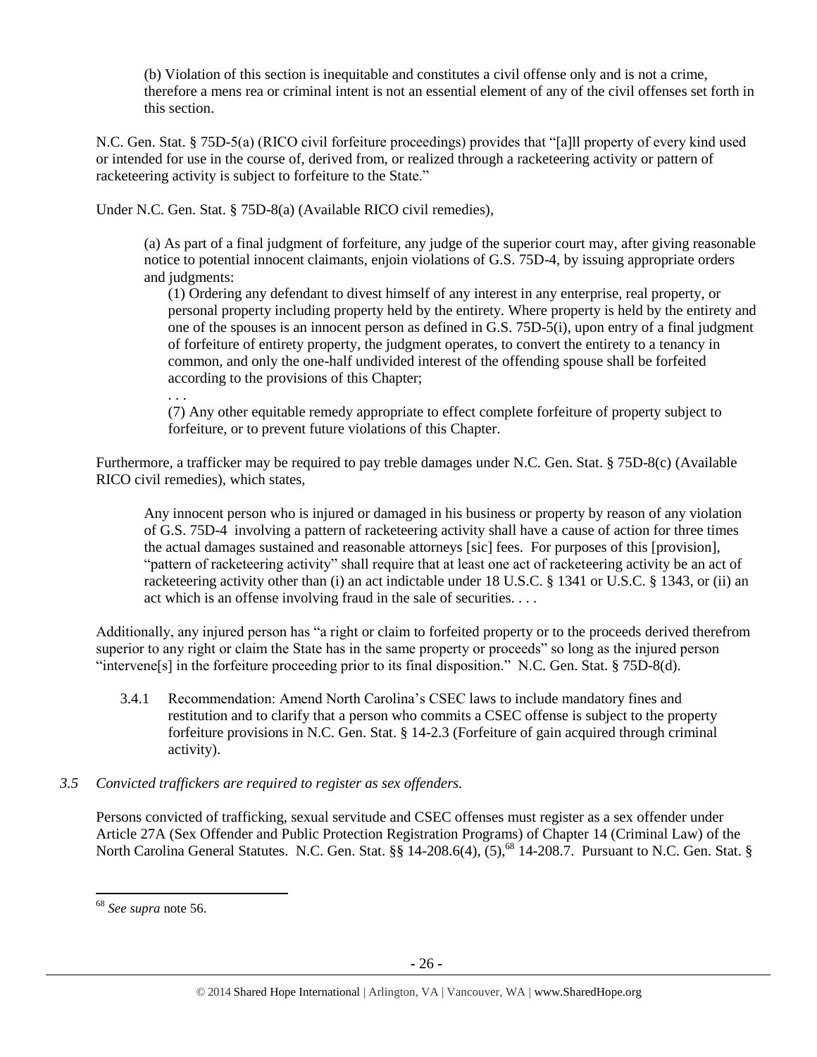(b) Violation of this section is inequitable and constitutes a civil offense only and is not a crime, therefore a mens rea or criminal intent is not an essential element of any of the civil offenses set forth in this section.

N.C. Gen. Stat. § 75D-5(a) (RICO civil forfeiture proceedings) provides that "[a]ll property of every kind used or intended for use in the course of, derived from, or realized through a racketeering activity or pattern of racketeering activity is subject to forfeiture to the State."

Under N.C. Gen. Stat. § 75D-8(a) (Available RICO civil remedies),

> (a) As part of a final judgment of forfeiture, any judge of the superior court may, after giving reasonable notice to potential innocent claimants, enjoin violations of G.S. 75D-4, by issuing appropriate orders and judgments:
>
> (1) Ordering any defendant to divest himself of any interest in any enterprise, real property, or personal property including property held by the entirety. Where property is held by the entirety and one of the spouses is an innocent person as defined in G.S. 75D-5(i), upon entry of a final judgment of forfeiture of entirety property, the judgment operates, to convert the entirety to a tenancy in common, and only the one-half undivided interest of the offending spouse shall be forfeited according to the provisions of this Chapter;
>
> . . .
>
> (7) Any other equitable remedy appropriate to effect complete forfeiture of property subject to forfeiture, or to prevent future violations of this Chapter.

Furthermore, a trafficker may be required to pay treble damages under N.C. Gen. Stat. § 75D-8(c) (Available RICO civil remedies), which states,

> Any innocent person who is injured or damaged in his business or property by reason of any violation of G.S. 75D-4 involving a pattern of racketeering activity shall have a cause of action for three times the actual damages sustained and reasonable attorneys [sic] fees. For purposes of this [provision], "pattern of racketeering activity" shall require that at least one act of racketeering activity be an act of racketeering activity other than (i) an act indictable under 18 U.S.C. § 1341 or U.S.C. § 1343, or (ii) an act which is an offense involving fraud in the sale of securities. . . .

Additionally, any injured person has "a right or claim to forfeited property or to the proceeds derived therefrom superior to any right or claim the State has in the same property or proceeds" so long as the injured person "intervene[s] in the forfeiture proceeding prior to its final disposition." N.C. Gen. Stat. § 75D-8(d).

3.4.1 Recommendation: Amend North Carolina's CSEC laws to include mandatory fines and restitution and to clarify that a person who commits a CSEC offense is subject to the property forfeiture provisions in N.C. Gen. Stat. § 14-2.3 (Forfeiture of gain acquired through criminal activity).

*3.5 Convicted traffickers are required to register as sex offenders.*

Persons convicted of trafficking, sexual servitude and CSEC offenses must register as a sex offender under Article 27A (Sex Offender and Public Protection Registration Programs) of Chapter 14 (Criminal Law) of the North Carolina General Statutes. N.C. Gen. Stat. §§ 14-208.6(4), (5),[68] 14-208.7. Pursuant to N.C. Gen. Stat. §

[68] *See supra* note 56.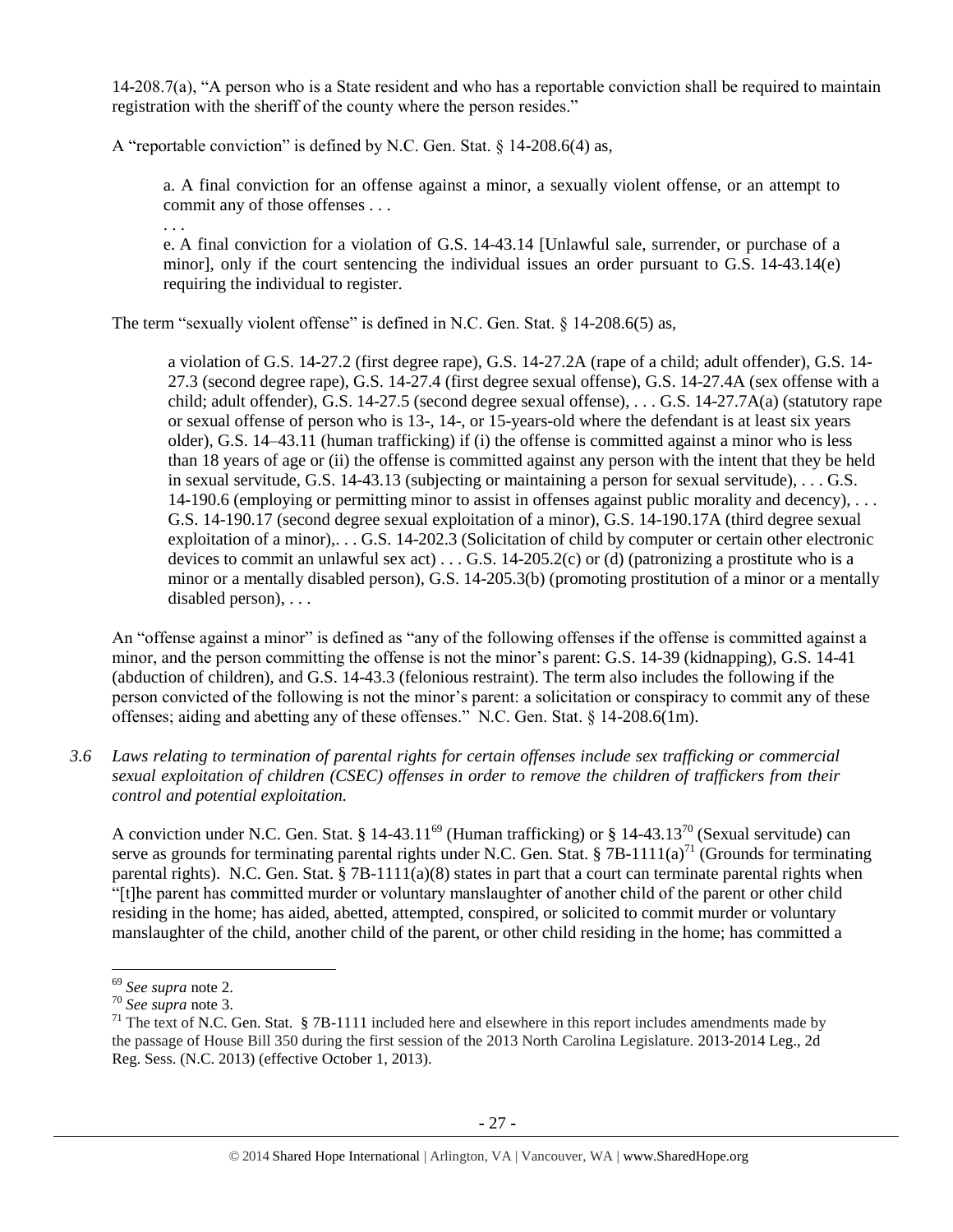14-208.7(a), "A person who is a State resident and who has a reportable conviction shall be required to maintain registration with the sheriff of the county where the person resides."

A "reportable conviction" is defined by N.C. Gen. Stat. § 14-208.6(4) as,

> a. A final conviction for an offense against a minor, a sexually violent offense, or an attempt to commit any of those offenses . . .
>
> . . .
>
> e. A final conviction for a violation of G.S. 14-43.14 [Unlawful sale, surrender, or purchase of a minor], only if the court sentencing the individual issues an order pursuant to G.S. 14-43.14(e) requiring the individual to register.

The term "sexually violent offense" is defined in N.C. Gen. Stat. § 14-208.6(5) as,

> a violation of G.S. 14-27.2 (first degree rape), G.S. 14-27.2A (rape of a child; adult offender), G.S. 14-27.3 (second degree rape), G.S. 14-27.4 (first degree sexual offense), G.S. 14-27.4A (sex offense with a child; adult offender), G.S. 14-27.5 (second degree sexual offense), . . . G.S. 14-27.7A(a) (statutory rape or sexual offense of person who is 13-, 14-, or 15-years-old where the defendant is at least six years older), G.S. 14–43.11 (human trafficking) if (i) the offense is committed against a minor who is less than 18 years of age or (ii) the offense is committed against any person with the intent that they be held in sexual servitude, G.S. 14-43.13 (subjecting or maintaining a person for sexual servitude), . . . G.S. 14-190.6 (employing or permitting minor to assist in offenses against public morality and decency), . . . G.S. 14-190.17 (second degree sexual exploitation of a minor), G.S. 14-190.17A (third degree sexual exploitation of a minor),. . . G.S. 14-202.3 (Solicitation of child by computer or certain other electronic devices to commit an unlawful sex act) . . . G.S. 14-205.2(c) or (d) (patronizing a prostitute who is a minor or a mentally disabled person), G.S. 14-205.3(b) (promoting prostitution of a minor or a mentally disabled person), . . .

An "offense against a minor" is defined as "any of the following offenses if the offense is committed against a minor, and the person committing the offense is not the minor's parent: G.S. 14-39 (kidnapping), G.S. 14-41 (abduction of children), and G.S. 14-43.3 (felonious restraint). The term also includes the following if the person convicted of the following is not the minor's parent: a solicitation or conspiracy to commit any of these offenses; aiding and abetting any of these offenses." N.C. Gen. Stat. § 14-208.6(1m).

*3.6 Laws relating to termination of parental rights for certain offenses include sex trafficking or commercial sexual exploitation of children (CSEC) offenses in order to remove the children of traffickers from their control and potential exploitation.*

A conviction under N.C. Gen. Stat. § 14-43.11[69] (Human trafficking) or § 14-43.13[70] (Sexual servitude) can serve as grounds for terminating parental rights under N.C. Gen. Stat. § 7B-1111(a)[71] (Grounds for terminating parental rights). N.C. Gen. Stat. § 7B-1111(a)(8) states in part that a court can terminate parental rights when "[t]he parent has committed murder or voluntary manslaughter of another child of the parent or other child residing in the home; has aided, abetted, attempted, conspired, or solicited to commit murder or voluntary manslaughter of the child, another child of the parent, or other child residing in the home; has committed a

---

[69] *See supra* note 2.

[70] *See supra* note 3.

[71] The text of N.C. Gen. Stat. § 7B-1111 included here and elsewhere in this report includes amendments made by the passage of House Bill 350 during the first session of the 2013 North Carolina Legislature. 2013-2014 Leg., 2d Reg. Sess. (N.C. 2013) (effective October 1, 2013).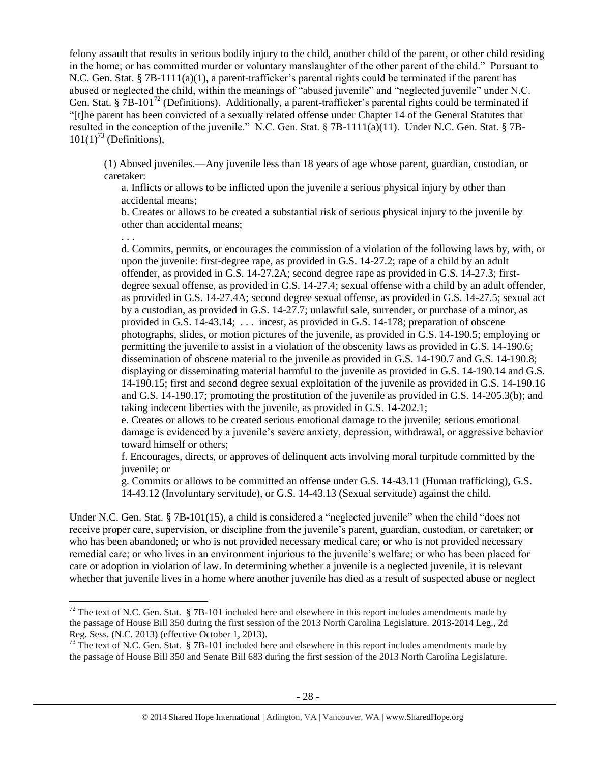felony assault that results in serious bodily injury to the child, another child of the parent, or other child residing in the home; or has committed murder or voluntary manslaughter of the other parent of the child." Pursuant to N.C. Gen. Stat. § 7B-1111(a)(1), a parent-trafficker's parental rights could be terminated if the parent has abused or neglected the child, within the meanings of "abused juvenile" and "neglected juvenile" under N.C. Gen. Stat. § 7B-101[72] (Definitions). Additionally, a parent-trafficker's parental rights could be terminated if "[t]he parent has been convicted of a sexually related offense under Chapter 14 of the General Statutes that resulted in the conception of the juvenile." N.C. Gen. Stat. § 7B-1111(a)(11). Under N.C. Gen. Stat. § 7B-101(1)[73] (Definitions),

> (1) Abused juveniles.—Any juvenile less than 18 years of age whose parent, guardian, custodian, or caretaker:
>
> a. Inflicts or allows to be inflicted upon the juvenile a serious physical injury by other than accidental means;
>
> b. Creates or allows to be created a substantial risk of serious physical injury to the juvenile by other than accidental means;
>
> . . .
>
> d. Commits, permits, or encourages the commission of a violation of the following laws by, with, or upon the juvenile: first-degree rape, as provided in G.S. 14-27.2; rape of a child by an adult offender, as provided in G.S. 14-27.2A; second degree rape as provided in G.S. 14-27.3; first-degree sexual offense, as provided in G.S. 14-27.4; sexual offense with a child by an adult offender, as provided in G.S. 14-27.4A; second degree sexual offense, as provided in G.S. 14-27.5; sexual act by a custodian, as provided in G.S. 14-27.7; unlawful sale, surrender, or purchase of a minor, as provided in G.S. 14-43.14; . . . incest, as provided in G.S. 14-178; preparation of obscene photographs, slides, or motion pictures of the juvenile, as provided in G.S. 14-190.5; employing or permitting the juvenile to assist in a violation of the obscenity laws as provided in G.S. 14-190.6; dissemination of obscene material to the juvenile as provided in G.S. 14-190.7 and G.S. 14-190.8; displaying or disseminating material harmful to the juvenile as provided in G.S. 14-190.14 and G.S. 14-190.15; first and second degree sexual exploitation of the juvenile as provided in G.S. 14-190.16 and G.S. 14-190.17; promoting the prostitution of the juvenile as provided in G.S. 14-205.3(b); and taking indecent liberties with the juvenile, as provided in G.S. 14-202.1;
>
> e. Creates or allows to be created serious emotional damage to the juvenile; serious emotional damage is evidenced by a juvenile's severe anxiety, depression, withdrawal, or aggressive behavior toward himself or others;
>
> f. Encourages, directs, or approves of delinquent acts involving moral turpitude committed by the juvenile; or
>
> g. Commits or allows to be committed an offense under G.S. 14-43.11 (Human trafficking), G.S. 14-43.12 (Involuntary servitude), or G.S. 14-43.13 (Sexual servitude) against the child.

Under N.C. Gen. Stat. § 7B-101(15), a child is considered a "neglected juvenile" when the child "does not receive proper care, supervision, or discipline from the juvenile's parent, guardian, custodian, or caretaker; or who has been abandoned; or who is not provided necessary medical care; or who is not provided necessary remedial care; or who lives in an environment injurious to the juvenile's welfare; or who has been placed for care or adoption in violation of law. In determining whether a juvenile is a neglected juvenile, it is relevant whether that juvenile lives in a home where another juvenile has died as a result of suspected abuse or neglect

---

[72] The text of N.C. Gen. Stat. § 7B-101 included here and elsewhere in this report includes amendments made by the passage of House Bill 350 during the first session of the 2013 North Carolina Legislature. 2013-2014 Leg., 2d Reg. Sess. (N.C. 2013) (effective October 1, 2013).

[73] The text of N.C. Gen. Stat. § 7B-101 included here and elsewhere in this report includes amendments made by the passage of House Bill 350 and Senate Bill 683 during the first session of the 2013 North Carolina Legislature.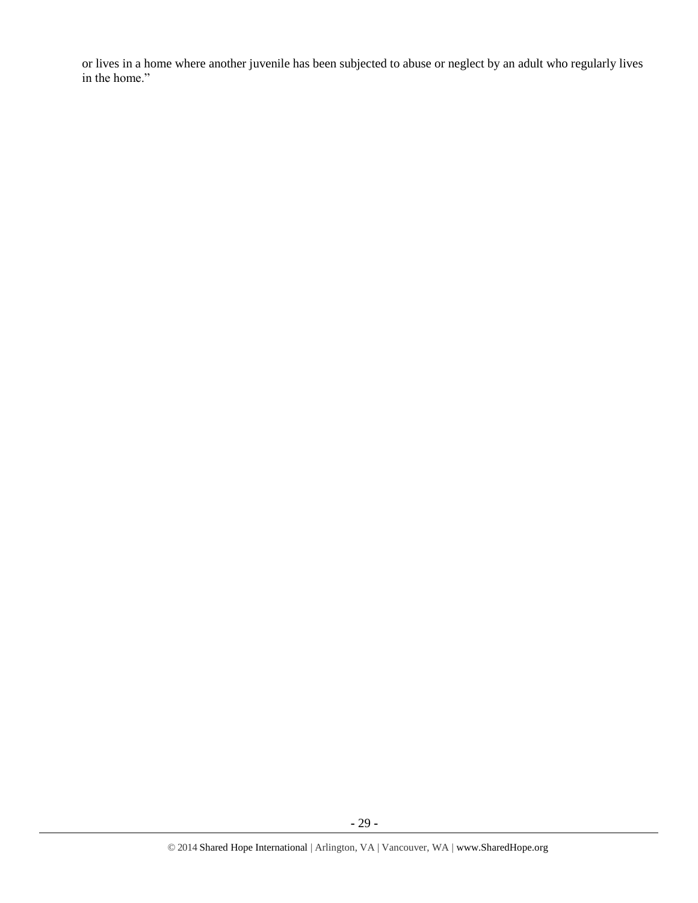or lives in a home where another juvenile has been subjected to abuse or neglect by an adult who regularly lives in the home."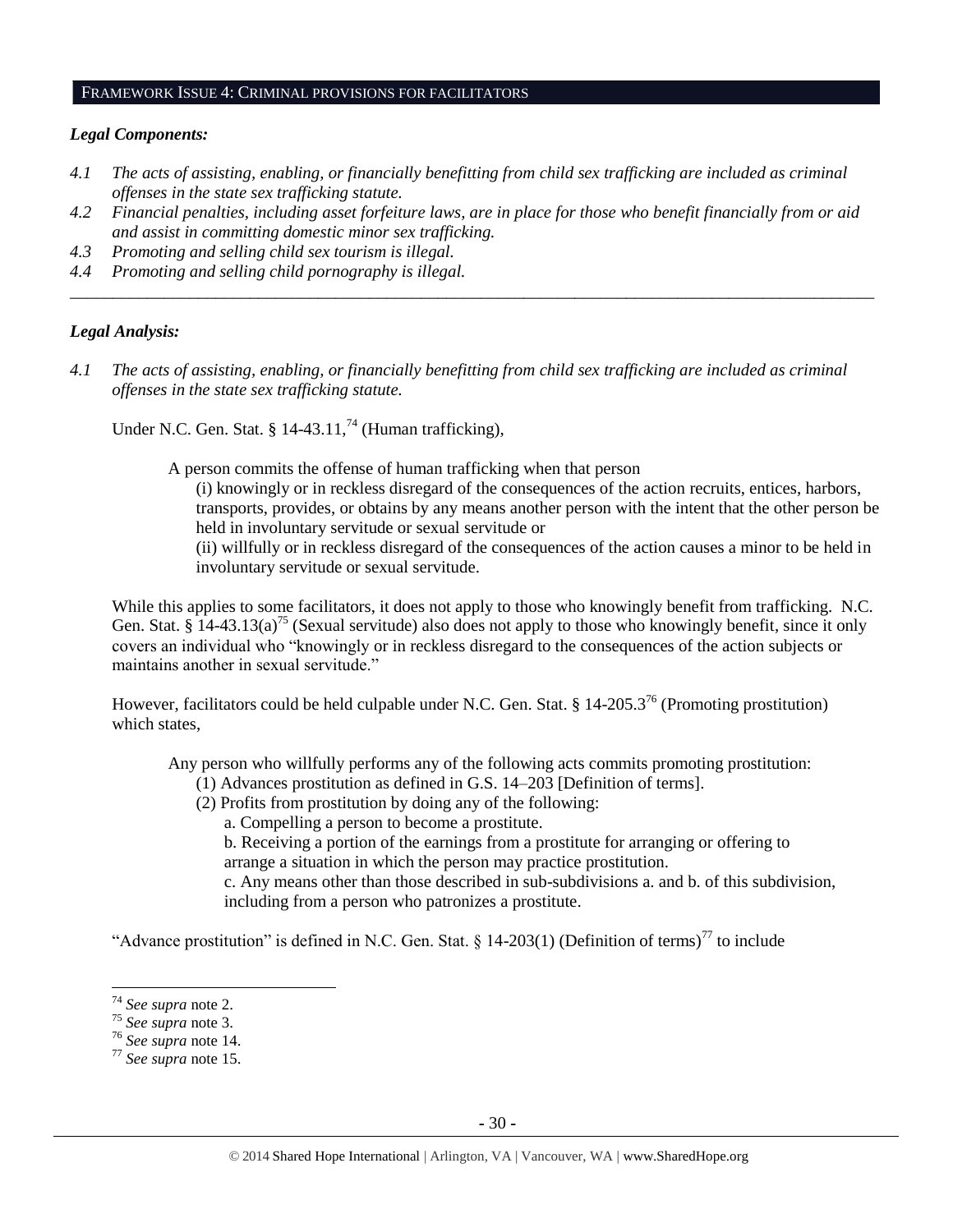## FRAMEWORK ISSUE 4: CRIMINAL PROVISIONS FOR FACILITATORS

### *Legal Components:*

*4.1 The acts of assisting, enabling, or financially benefitting from child sex trafficking are included as criminal offenses in the state sex trafficking statute.*

*4.2 Financial penalties, including asset forfeiture laws, are in place for those who benefit financially from or aid and assist in committing domestic minor sex trafficking.*

*4.3 Promoting and selling child sex tourism is illegal.*

*4.4 Promoting and selling child pornography is illegal.*

---

### *Legal Analysis:*

*4.1 The acts of assisting, enabling, or financially benefitting from child sex trafficking are included as criminal offenses in the state sex trafficking statute.*

Under N.C. Gen. Stat. § 14-43.11,[74] (Human trafficking),

> A person commits the offense of human trafficking when that person
>
> (i) knowingly or in reckless disregard of the consequences of the action recruits, entices, harbors, transports, provides, or obtains by any means another person with the intent that the other person be held in involuntary servitude or sexual servitude or
>
> (ii) willfully or in reckless disregard of the consequences of the action causes a minor to be held in involuntary servitude or sexual servitude.

While this applies to some facilitators, it does not apply to those who knowingly benefit from trafficking. N.C. Gen. Stat. § 14-43.13(a)[75] (Sexual servitude) also does not apply to those who knowingly benefit, since it only covers an individual who "knowingly or in reckless disregard to the consequences of the action subjects or maintains another in sexual servitude."

However, facilitators could be held culpable under N.C. Gen. Stat. § 14-205.3[76] (Promoting prostitution) which states,

> Any person who willfully performs any of the following acts commits promoting prostitution:
>
> (1) Advances prostitution as defined in G.S. 14–203 [Definition of terms].
>
> (2) Profits from prostitution by doing any of the following:
>
> a. Compelling a person to become a prostitute.
>
> b. Receiving a portion of the earnings from a prostitute for arranging or offering to arrange a situation in which the person may practice prostitution.
>
> c. Any means other than those described in sub-subdivisions a. and b. of this subdivision, including from a person who patronizes a prostitute.

"Advance prostitution" is defined in N.C. Gen. Stat. § 14-203(1) (Definition of terms)[77] to include

---

[74] *See supra* note 2.

[75] *See supra* note 3.

[76] *See supra* note 14.

[77] *See supra* note 15.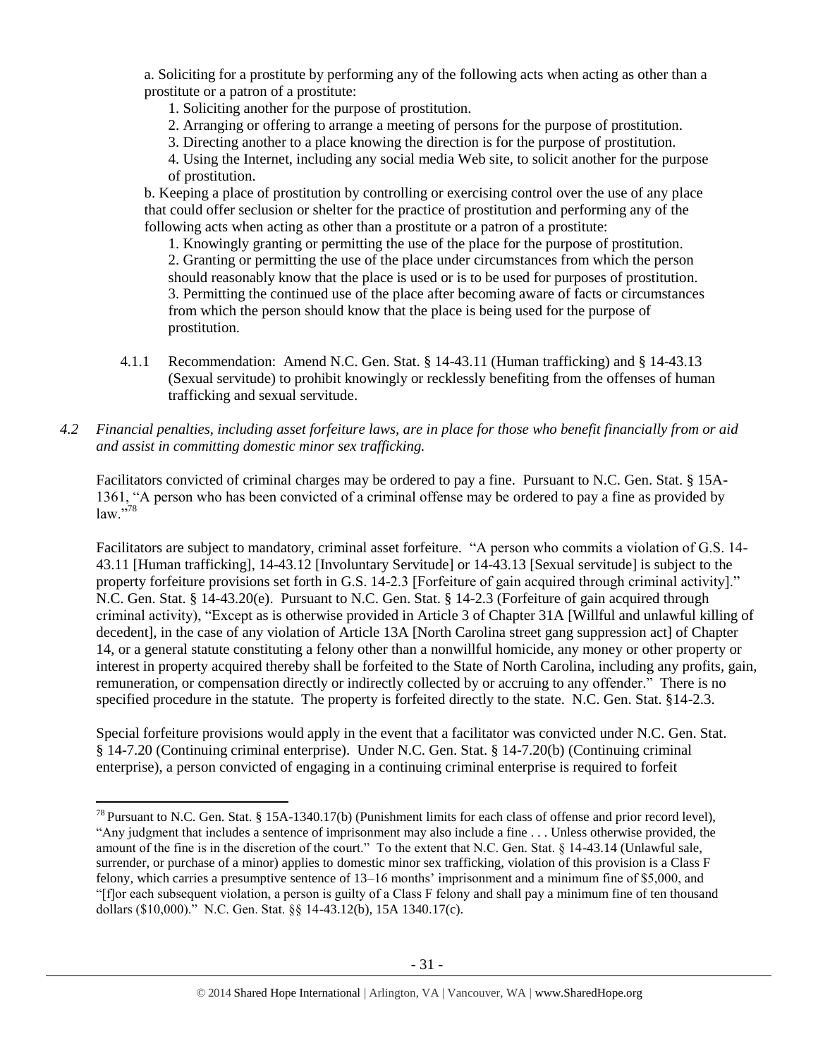a. Soliciting for a prostitute by performing any of the following acts when acting as other than a prostitute or a patron of a prostitute:

1. Soliciting another for the purpose of prostitution.
2. Arranging or offering to arrange a meeting of persons for the purpose of prostitution.
3. Directing another to a place knowing the direction is for the purpose of prostitution.
4. Using the Internet, including any social media Web site, to solicit another for the purpose of prostitution.

b. Keeping a place of prostitution by controlling or exercising control over the use of any place that could offer seclusion or shelter for the practice of prostitution and performing any of the following acts when acting as other than a prostitute or a patron of a prostitute:

1. Knowingly granting or permitting the use of the place for the purpose of prostitution.
2. Granting or permitting the use of the place under circumstances from which the person should reasonably know that the place is used or is to be used for purposes of prostitution.
3. Permitting the continued use of the place after becoming aware of facts or circumstances from which the person should know that the place is being used for the purpose of prostitution.

4.1.1 Recommendation: Amend N.C. Gen. Stat. § 14-43.11 (Human trafficking) and § 14-43.13 (Sexual servitude) to prohibit knowingly or recklessly benefiting from the offenses of human trafficking and sexual servitude.

*4.2 Financial penalties, including asset forfeiture laws, are in place for those who benefit financially from or aid and assist in committing domestic minor sex trafficking.*

Facilitators convicted of criminal charges may be ordered to pay a fine. Pursuant to N.C. Gen. Stat. § 15A-1361, "A person who has been convicted of a criminal offense may be ordered to pay a fine as provided by law."[78]

Facilitators are subject to mandatory, criminal asset forfeiture. "A person who commits a violation of G.S. 14-43.11 [Human trafficking], 14-43.12 [Involuntary Servitude] or 14-43.13 [Sexual servitude] is subject to the property forfeiture provisions set forth in G.S. 14-2.3 [Forfeiture of gain acquired through criminal activity]." N.C. Gen. Stat. § 14-43.20(e). Pursuant to N.C. Gen. Stat. § 14-2.3 (Forfeiture of gain acquired through criminal activity), "Except as is otherwise provided in Article 3 of Chapter 31A [Willful and unlawful killing of decedent], in the case of any violation of Article 13A [North Carolina street gang suppression act] of Chapter 14, or a general statute constituting a felony other than a nonwillful homicide, any money or other property or interest in property acquired thereby shall be forfeited to the State of North Carolina, including any profits, gain, remuneration, or compensation directly or indirectly collected by or accruing to any offender." There is no specified procedure in the statute. The property is forfeited directly to the state. N.C. Gen. Stat. §14-2.3.

Special forfeiture provisions would apply in the event that a facilitator was convicted under N.C. Gen. Stat. § 14-7.20 (Continuing criminal enterprise). Under N.C. Gen. Stat. § 14-7.20(b) (Continuing criminal enterprise), a person convicted of engaging in a continuing criminal enterprise is required to forfeit

[78] Pursuant to N.C. Gen. Stat. § 15A-1340.17(b) (Punishment limits for each class of offense and prior record level), "Any judgment that includes a sentence of imprisonment may also include a fine . . . Unless otherwise provided, the amount of the fine is in the discretion of the court." To the extent that N.C. Gen. Stat. § 14-43.14 (Unlawful sale, surrender, or purchase of a minor) applies to domestic minor sex trafficking, violation of this provision is a Class F felony, which carries a presumptive sentence of 13–16 months' imprisonment and a minimum fine of $5,000, and "[f]or each subsequent violation, a person is guilty of a Class F felony and shall pay a minimum fine of ten thousand dollars ($10,000)." N.C. Gen. Stat. §§ 14-43.12(b), 15A 1340.17(c).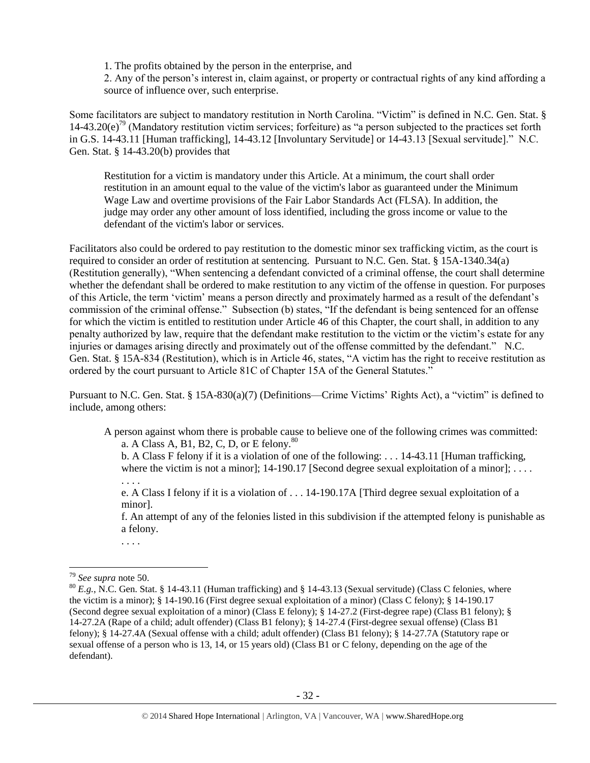1. The profits obtained by the person in the enterprise, and
2. Any of the person's interest in, claim against, or property or contractual rights of any kind affording a source of influence over, such enterprise.

Some facilitators are subject to mandatory restitution in North Carolina. "Victim" is defined in N.C. Gen. Stat. § 14-43.20(e)[79] (Mandatory restitution victim services; forfeiture) as "a person subjected to the practices set forth in G.S. 14-43.11 [Human trafficking], 14-43.12 [Involuntary Servitude] or 14-43.13 [Sexual servitude]." N.C. Gen. Stat. § 14-43.20(b) provides that

> Restitution for a victim is mandatory under this Article. At a minimum, the court shall order restitution in an amount equal to the value of the victim's labor as guaranteed under the Minimum Wage Law and overtime provisions of the Fair Labor Standards Act (FLSA). In addition, the judge may order any other amount of loss identified, including the gross income or value to the defendant of the victim's labor or services.

Facilitators also could be ordered to pay restitution to the domestic minor sex trafficking victim, as the court is required to consider an order of restitution at sentencing. Pursuant to N.C. Gen. Stat. § 15A-1340.34(a) (Restitution generally), "When sentencing a defendant convicted of a criminal offense, the court shall determine whether the defendant shall be ordered to make restitution to any victim of the offense in question. For purposes of this Article, the term 'victim' means a person directly and proximately harmed as a result of the defendant's commission of the criminal offense." Subsection (b) states, "If the defendant is being sentenced for an offense for which the victim is entitled to restitution under Article 46 of this Chapter, the court shall, in addition to any penalty authorized by law, require that the defendant make restitution to the victim or the victim's estate for any injuries or damages arising directly and proximately out of the offense committed by the defendant." N.C. Gen. Stat. § 15A-834 (Restitution), which is in Article 46, states, "A victim has the right to receive restitution as ordered by the court pursuant to Article 81C of Chapter 15A of the General Statutes."

Pursuant to N.C. Gen. Stat. § 15A-830(a)(7) (Definitions—Crime Victims' Rights Act), a "victim" is defined to include, among others:

> A person against whom there is probable cause to believe one of the following crimes was committed:
>
> a. A Class A, B1, B2, C, D, or E felony.[80]
>
> b. A Class F felony if it is a violation of one of the following: . . . 14-43.11 [Human trafficking, where the victim is not a minor]; 14-190.17 [Second degree sexual exploitation of a minor]; . . . .
>
> . . . .
>
> e. A Class I felony if it is a violation of . . . 14-190.17A [Third degree sexual exploitation of a minor].
>
> f. An attempt of any of the felonies listed in this subdivision if the attempted felony is punishable as a felony.
>
> . . . .

---

[79] *See supra* note 50.

[80] *E.g.*, N.C. Gen. Stat. § 14-43.11 (Human trafficking) and § 14-43.13 (Sexual servitude) (Class C felonies, where the victim is a minor); § 14-190.16 (First degree sexual exploitation of a minor) (Class C felony); § 14-190.17 (Second degree sexual exploitation of a minor) (Class E felony); § 14-27.2 (First-degree rape) (Class B1 felony); § 14-27.2A (Rape of a child; adult offender) (Class B1 felony); § 14-27.4 (First-degree sexual offense) (Class B1 felony); § 14-27.4A (Sexual offense with a child; adult offender) (Class B1 felony); § 14-27.7A (Statutory rape or sexual offense of a person who is 13, 14, or 15 years old) (Class B1 or C felony, depending on the age of the defendant).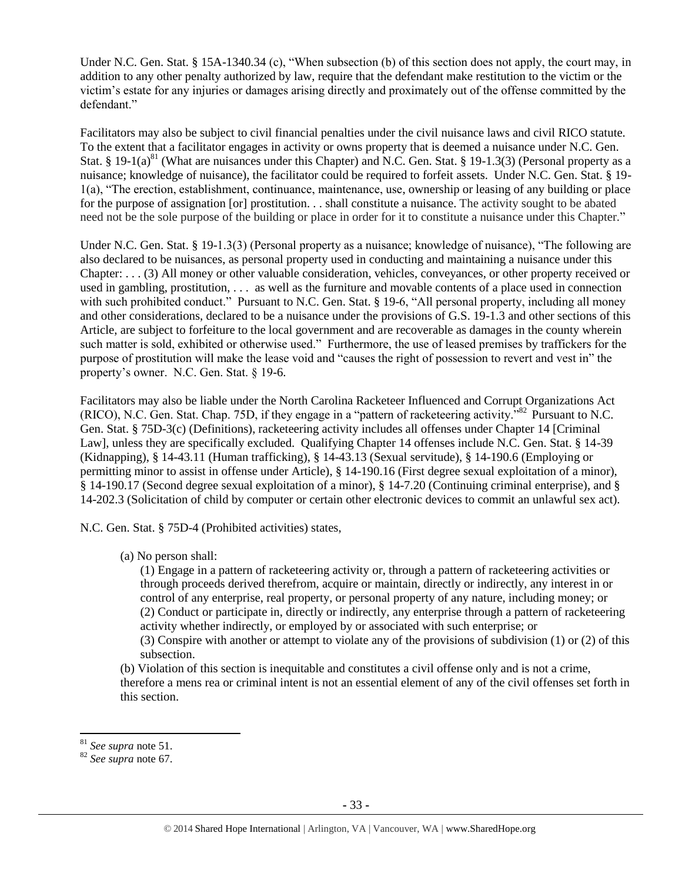Under N.C. Gen. Stat. § 15A-1340.34 (c), "When subsection (b) of this section does not apply, the court may, in addition to any other penalty authorized by law, require that the defendant make restitution to the victim or the victim's estate for any injuries or damages arising directly and proximately out of the offense committed by the defendant."

Facilitators may also be subject to civil financial penalties under the civil nuisance laws and civil RICO statute. To the extent that a facilitator engages in activity or owns property that is deemed a nuisance under N.C. Gen. Stat. § 19-1(a)[81] (What are nuisances under this Chapter) and N.C. Gen. Stat. § 19-1.3(3) (Personal property as a nuisance; knowledge of nuisance), the facilitator could be required to forfeit assets. Under N.C. Gen. Stat. § 19-1(a), "The erection, establishment, continuance, maintenance, use, ownership or leasing of any building or place for the purpose of assignation [or] prostitution. . . shall constitute a nuisance. The activity sought to be abated need not be the sole purpose of the building or place in order for it to constitute a nuisance under this Chapter."

Under N.C. Gen. Stat. § 19-1.3(3) (Personal property as a nuisance; knowledge of nuisance), "The following are also declared to be nuisances, as personal property used in conducting and maintaining a nuisance under this Chapter: . . . (3) All money or other valuable consideration, vehicles, conveyances, or other property received or used in gambling, prostitution, . . . as well as the furniture and movable contents of a place used in connection with such prohibited conduct." Pursuant to N.C. Gen. Stat. § 19-6, "All personal property, including all money and other considerations, declared to be a nuisance under the provisions of G.S. 19-1.3 and other sections of this Article, are subject to forfeiture to the local government and are recoverable as damages in the county wherein such matter is sold, exhibited or otherwise used." Furthermore, the use of leased premises by traffickers for the purpose of prostitution will make the lease void and "causes the right of possession to revert and vest in" the property's owner. N.C. Gen. Stat. § 19-6.

Facilitators may also be liable under the North Carolina Racketeer Influenced and Corrupt Organizations Act (RICO), N.C. Gen. Stat. Chap. 75D, if they engage in a "pattern of racketeering activity."[82] Pursuant to N.C. Gen. Stat. § 75D-3(c) (Definitions), racketeering activity includes all offenses under Chapter 14 [Criminal Law], unless they are specifically excluded. Qualifying Chapter 14 offenses include N.C. Gen. Stat. § 14-39 (Kidnapping), § 14-43.11 (Human trafficking), § 14-43.13 (Sexual servitude), § 14-190.6 (Employing or permitting minor to assist in offense under Article), § 14-190.16 (First degree sexual exploitation of a minor), § 14-190.17 (Second degree sexual exploitation of a minor), § 14-7.20 (Continuing criminal enterprise), and § 14-202.3 (Solicitation of child by computer or certain other electronic devices to commit an unlawful sex act).

N.C. Gen. Stat. § 75D-4 (Prohibited activities) states,

> (a) No person shall:
>
> > (1) Engage in a pattern of racketeering activity or, through a pattern of racketeering activities or through proceeds derived therefrom, acquire or maintain, directly or indirectly, any interest in or control of any enterprise, real property, or personal property of any nature, including money; or
> > (2) Conduct or participate in, directly or indirectly, any enterprise through a pattern of racketeering activity whether indirectly, or employed by or associated with such enterprise; or
> > (3) Conspire with another or attempt to violate any of the provisions of subdivision (1) or (2) of this subsection.
>
> (b) Violation of this section is inequitable and constitutes a civil offense only and is not a crime, therefore a mens rea or criminal intent is not an essential element of any of the civil offenses set forth in this section.

---

[81] *See supra* note 51.

[82] *See supra* note 67.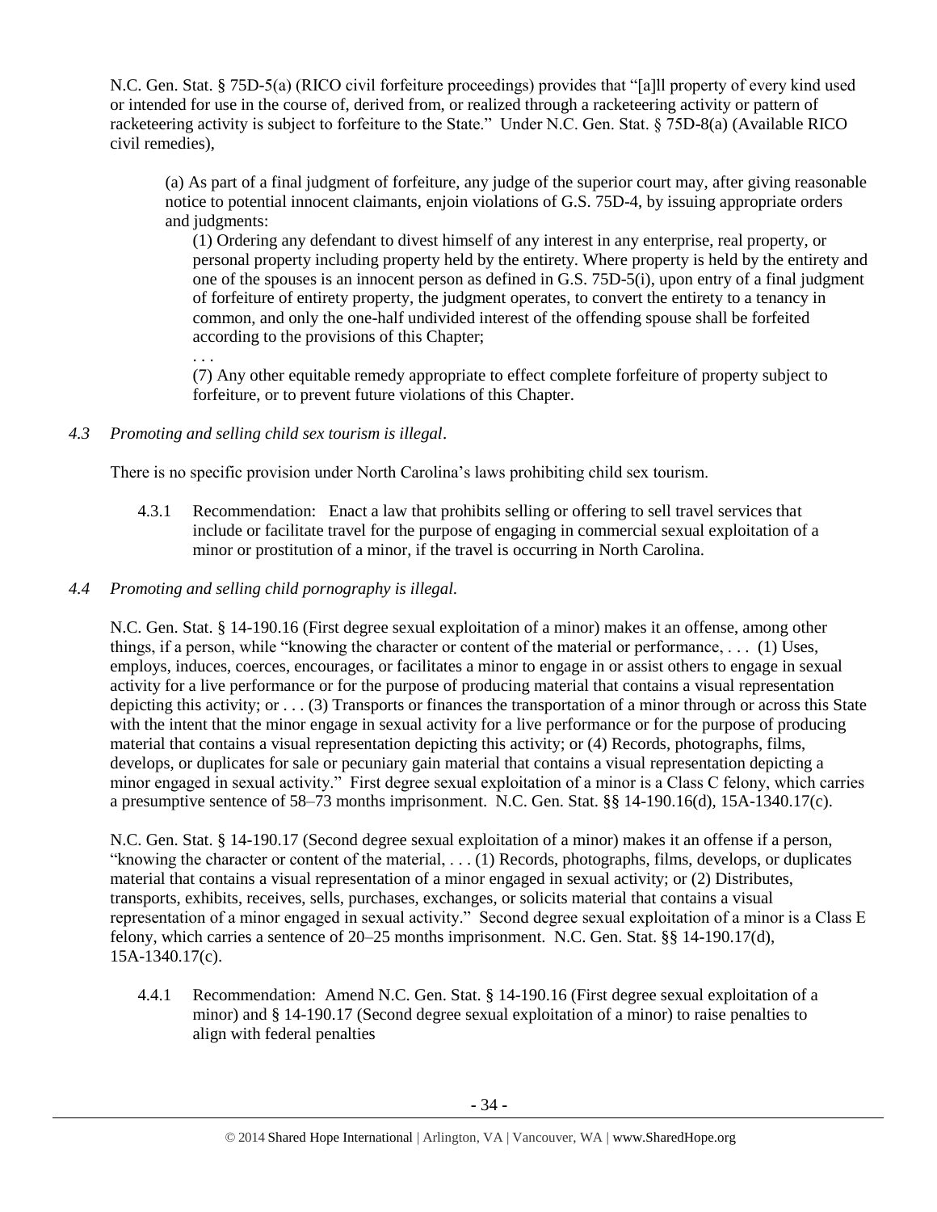N.C. Gen. Stat. § 75D-5(a) (RICO civil forfeiture proceedings) provides that "[a]ll property of every kind used or intended for use in the course of, derived from, or realized through a racketeering activity or pattern of racketeering activity is subject to forfeiture to the State." Under N.C. Gen. Stat. § 75D-8(a) (Available RICO civil remedies),

> (a) As part of a final judgment of forfeiture, any judge of the superior court may, after giving reasonable notice to potential innocent claimants, enjoin violations of G.S. 75D-4, by issuing appropriate orders and judgments:
>
> (1) Ordering any defendant to divest himself of any interest in any enterprise, real property, or personal property including property held by the entirety. Where property is held by the entirety and one of the spouses is an innocent person as defined in G.S. 75D-5(i), upon entry of a final judgment of forfeiture of entirety property, the judgment operates, to convert the entirety to a tenancy in common, and only the one-half undivided interest of the offending spouse shall be forfeited according to the provisions of this Chapter;
>
> . . .
>
> (7) Any other equitable remedy appropriate to effect complete forfeiture of property subject to forfeiture, or to prevent future violations of this Chapter.

*4.3 Promoting and selling child sex tourism is illegal.*

There is no specific provision under North Carolina's laws prohibiting child sex tourism.

4.3.1 Recommendation: Enact a law that prohibits selling or offering to sell travel services that include or facilitate travel for the purpose of engaging in commercial sexual exploitation of a minor or prostitution of a minor, if the travel is occurring in North Carolina.

*4.4 Promoting and selling child pornography is illegal.*

N.C. Gen. Stat. § 14-190.16 (First degree sexual exploitation of a minor) makes it an offense, among other things, if a person, while "knowing the character or content of the material or performance, . . . (1) Uses, employs, induces, coerces, encourages, or facilitates a minor to engage in or assist others to engage in sexual activity for a live performance or for the purpose of producing material that contains a visual representation depicting this activity; or . . . (3) Transports or finances the transportation of a minor through or across this State with the intent that the minor engage in sexual activity for a live performance or for the purpose of producing material that contains a visual representation depicting this activity; or (4) Records, photographs, films, develops, or duplicates for sale or pecuniary gain material that contains a visual representation depicting a minor engaged in sexual activity." First degree sexual exploitation of a minor is a Class C felony, which carries a presumptive sentence of 58–73 months imprisonment. N.C. Gen. Stat. §§ 14-190.16(d), 15A-1340.17(c).

N.C. Gen. Stat. § 14-190.17 (Second degree sexual exploitation of a minor) makes it an offense if a person, "knowing the character or content of the material, . . . (1) Records, photographs, films, develops, or duplicates material that contains a visual representation of a minor engaged in sexual activity; or (2) Distributes, transports, exhibits, receives, sells, purchases, exchanges, or solicits material that contains a visual representation of a minor engaged in sexual activity." Second degree sexual exploitation of a minor is a Class E felony, which carries a sentence of 20–25 months imprisonment. N.C. Gen. Stat. §§ 14-190.17(d), 15A-1340.17(c).

4.4.1 Recommendation: Amend N.C. Gen. Stat. § 14-190.16 (First degree sexual exploitation of a minor) and § 14-190.17 (Second degree sexual exploitation of a minor) to raise penalties to align with federal penalties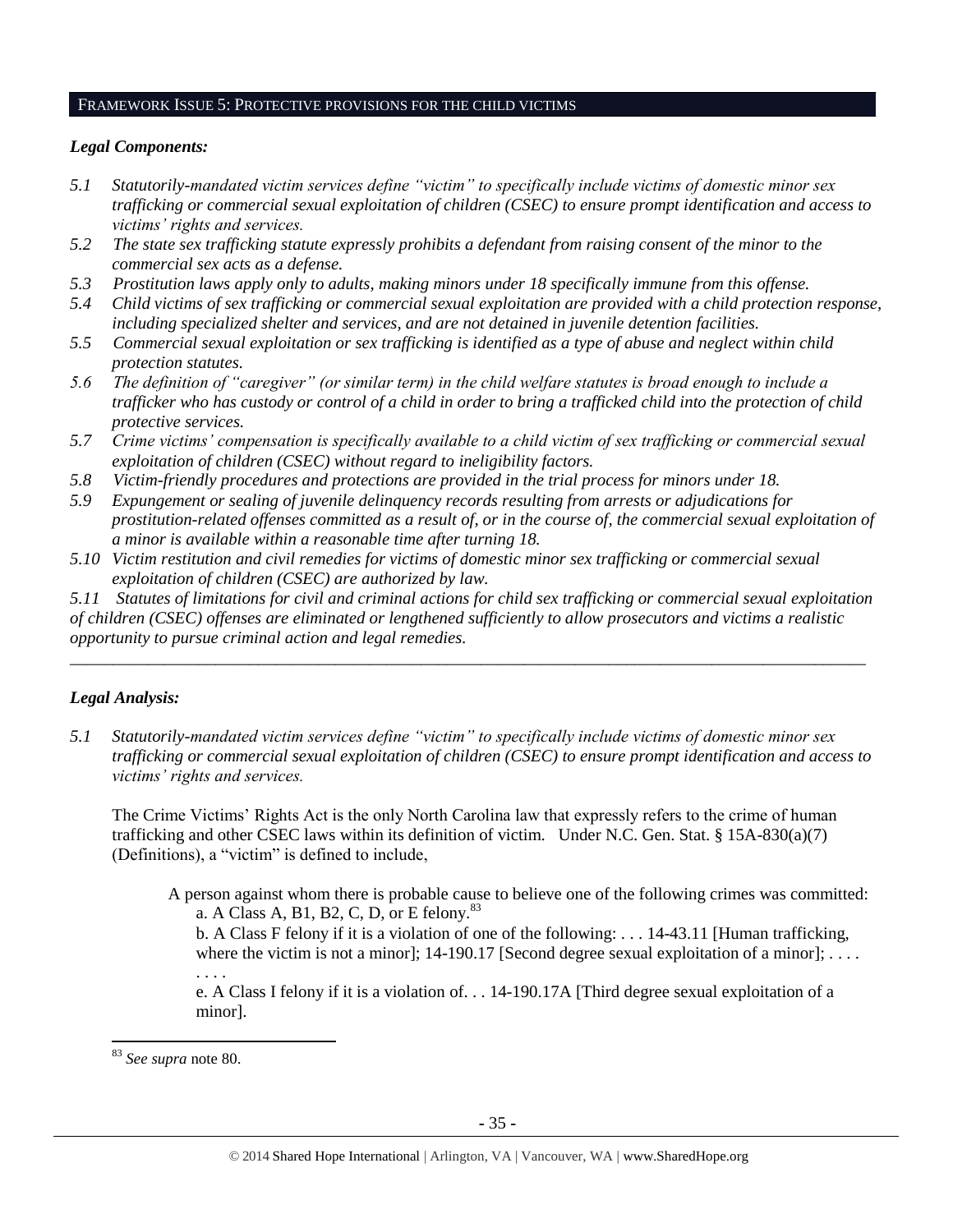## FRAMEWORK ISSUE 5: PROTECTIVE PROVISIONS FOR THE CHILD VICTIMS

### *Legal Components:*

*5.1 Statutorily-mandated victim services define "victim" to specifically include victims of domestic minor sex trafficking or commercial sexual exploitation of children (CSEC) to ensure prompt identification and access to victims' rights and services.*

*5.2 The state sex trafficking statute expressly prohibits a defendant from raising consent of the minor to the commercial sex acts as a defense.*

*5.3 Prostitution laws apply only to adults, making minors under 18 specifically immune from this offense.*

*5.4 Child victims of sex trafficking or commercial sexual exploitation are provided with a child protection response, including specialized shelter and services, and are not detained in juvenile detention facilities.*

*5.5 Commercial sexual exploitation or sex trafficking is identified as a type of abuse and neglect within child protection statutes.*

*5.6 The definition of "caregiver" (or similar term) in the child welfare statutes is broad enough to include a trafficker who has custody or control of a child in order to bring a trafficked child into the protection of child protective services.*

*5.7 Crime victims' compensation is specifically available to a child victim of sex trafficking or commercial sexual exploitation of children (CSEC) without regard to ineligibility factors.*

*5.8 Victim-friendly procedures and protections are provided in the trial process for minors under 18.*

*5.9 Expungement or sealing of juvenile delinquency records resulting from arrests or adjudications for prostitution-related offenses committed as a result of, or in the course of, the commercial sexual exploitation of a minor is available within a reasonable time after turning 18.*

*5.10 Victim restitution and civil remedies for victims of domestic minor sex trafficking or commercial sexual exploitation of children (CSEC) are authorized by law.*

*5.11 Statutes of limitations for civil and criminal actions for child sex trafficking or commercial sexual exploitation of children (CSEC) offenses are eliminated or lengthened sufficiently to allow prosecutors and victims a realistic opportunity to pursue criminal action and legal remedies.*

---

### *Legal Analysis:*

*5.1 Statutorily-mandated victim services define "victim" to specifically include victims of domestic minor sex trafficking or commercial sexual exploitation of children (CSEC) to ensure prompt identification and access to victims' rights and services.*

The Crime Victims' Rights Act is the only North Carolina law that expressly refers to the crime of human trafficking and other CSEC laws within its definition of victim. Under N.C. Gen. Stat. § 15A-830(a)(7) (Definitions), a "victim" is defined to include,

> A person against whom there is probable cause to believe one of the following crimes was committed:
>
> a. A Class A, B1, B2, C, D, or E felony.[83]
>
> b. A Class F felony if it is a violation of one of the following: . . . 14-43.11 [Human trafficking, where the victim is not a minor]; 14-190.17 [Second degree sexual exploitation of a minor]; . . . .
>
> . . . .
>
> e. A Class I felony if it is a violation of. . . 14-190.17A [Third degree sexual exploitation of a minor].

---

[83] *See supra* note 80.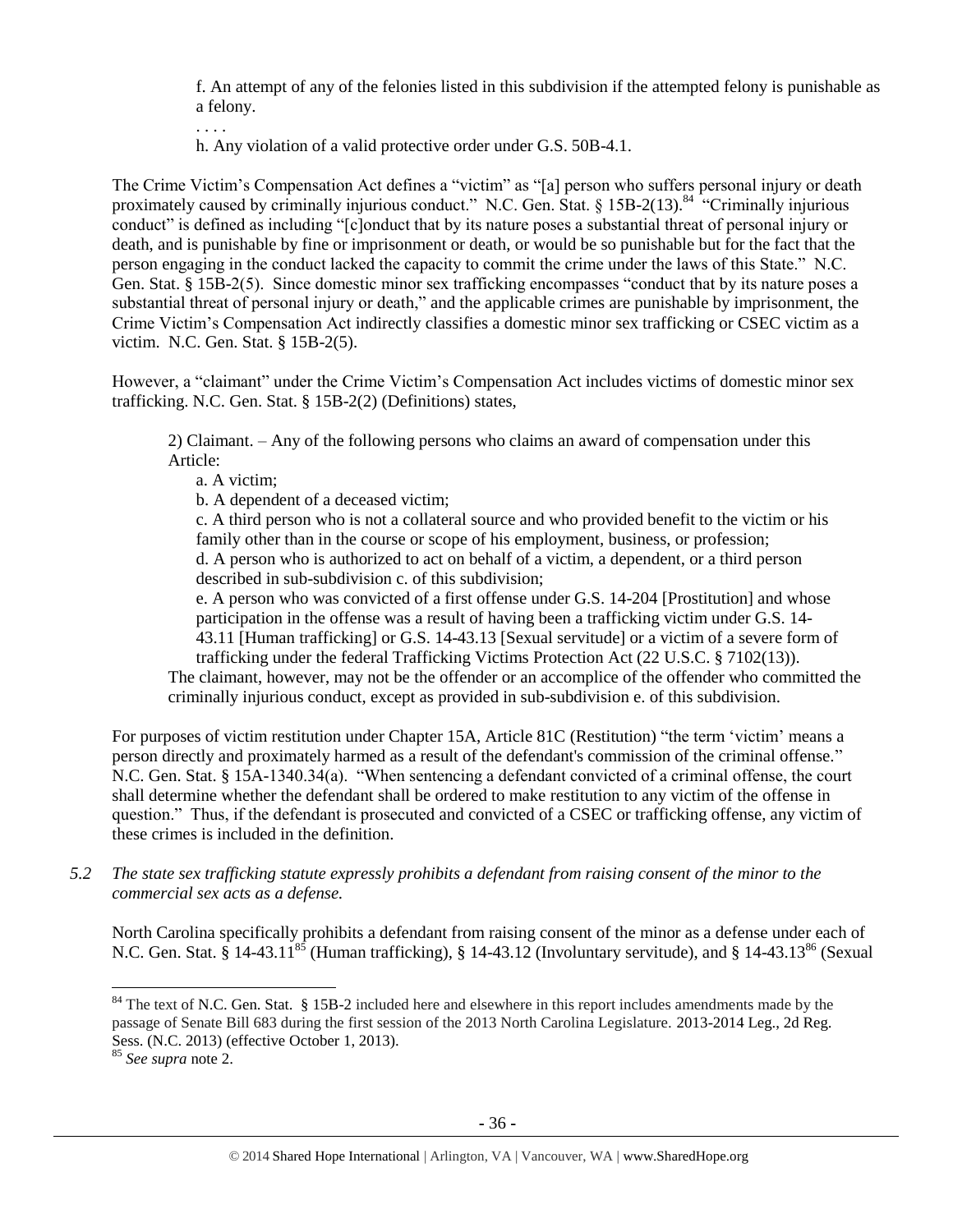f. An attempt of any of the felonies listed in this subdivision if the attempted felony is punishable as a felony.

. . . .

h. Any violation of a valid protective order under G.S. 50B-4.1.

The Crime Victim's Compensation Act defines a "victim" as "[a] person who suffers personal injury or death proximately caused by criminally injurious conduct." N.C. Gen. Stat. § 15B-2(13).[84] "Criminally injurious conduct" is defined as including "[c]onduct that by its nature poses a substantial threat of personal injury or death, and is punishable by fine or imprisonment or death, or would be so punishable but for the fact that the person engaging in the conduct lacked the capacity to commit the crime under the laws of this State." N.C. Gen. Stat. § 15B-2(5). Since domestic minor sex trafficking encompasses "conduct that by its nature poses a substantial threat of personal injury or death," and the applicable crimes are punishable by imprisonment, the Crime Victim's Compensation Act indirectly classifies a domestic minor sex trafficking or CSEC victim as a victim. N.C. Gen. Stat. § 15B-2(5).

However, a "claimant" under the Crime Victim's Compensation Act includes victims of domestic minor sex trafficking. N.C. Gen. Stat. § 15B-2(2) (Definitions) states,

> 2) Claimant. – Any of the following persons who claims an award of compensation under this Article:
>
> a. A victim;
>
> b. A dependent of a deceased victim;
>
> c. A third person who is not a collateral source and who provided benefit to the victim or his family other than in the course or scope of his employment, business, or profession;
>
> d. A person who is authorized to act on behalf of a victim, a dependent, or a third person described in sub-subdivision c. of this subdivision;
>
> e. A person who was convicted of a first offense under G.S. 14-204 [Prostitution] and whose participation in the offense was a result of having been a trafficking victim under G.S. 14-43.11 [Human trafficking] or G.S. 14-43.13 [Sexual servitude] or a victim of a severe form of trafficking under the federal Trafficking Victims Protection Act (22 U.S.C. § 7102(13)).
>
> The claimant, however, may not be the offender or an accomplice of the offender who committed the criminally injurious conduct, except as provided in sub-subdivision e. of this subdivision.

For purposes of victim restitution under Chapter 15A, Article 81C (Restitution) "the term 'victim' means a person directly and proximately harmed as a result of the defendant's commission of the criminal offense." N.C. Gen. Stat. § 15A-1340.34(a). "When sentencing a defendant convicted of a criminal offense, the court shall determine whether the defendant shall be ordered to make restitution to any victim of the offense in question." Thus, if the defendant is prosecuted and convicted of a CSEC or trafficking offense, any victim of these crimes is included in the definition.

*5.2 The state sex trafficking statute expressly prohibits a defendant from raising consent of the minor to the commercial sex acts as a defense.*

North Carolina specifically prohibits a defendant from raising consent of the minor as a defense under each of N.C. Gen. Stat. § 14-43.11[85] (Human trafficking), § 14-43.12 (Involuntary servitude), and § 14-43.13[86] (Sexual

[84] The text of N.C. Gen. Stat. § 15B-2 included here and elsewhere in this report includes amendments made by the passage of Senate Bill 683 during the first session of the 2013 North Carolina Legislature. 2013-2014 Leg., 2d Reg. Sess. (N.C. 2013) (effective October 1, 2013).

[85] *See supra* note 2.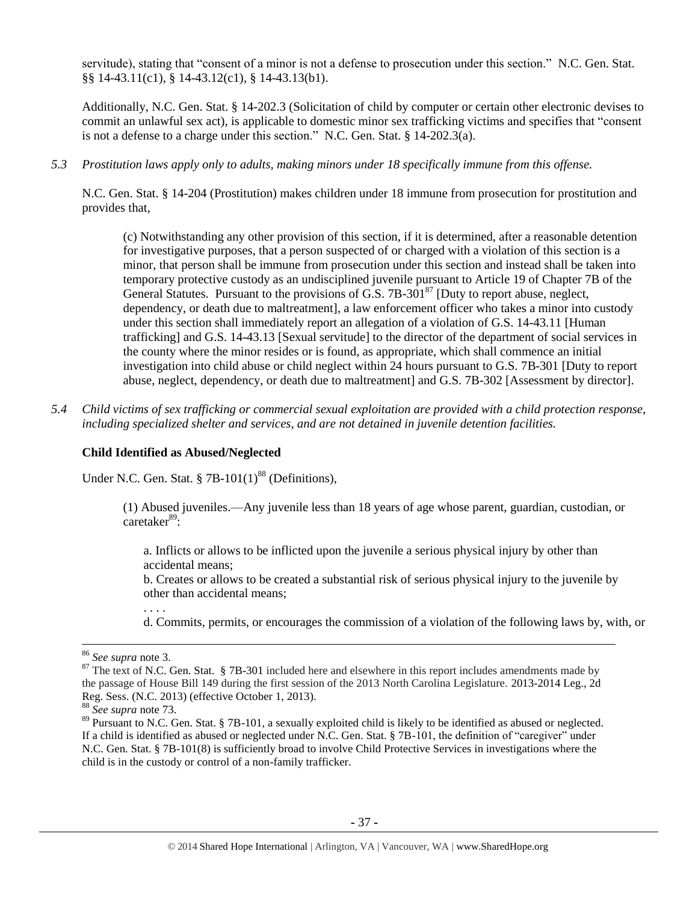servitude), stating that "consent of a minor is not a defense to prosecution under this section." N.C. Gen. Stat. §§ 14-43.11(c1), § 14-43.12(c1), § 14-43.13(b1).

Additionally, N.C. Gen. Stat. § 14-202.3 (Solicitation of child by computer or certain other electronic devises to commit an unlawful sex act), is applicable to domestic minor sex trafficking victims and specifies that "consent is not a defense to a charge under this section." N.C. Gen. Stat. § 14-202.3(a).

*5.3 Prostitution laws apply only to adults, making minors under 18 specifically immune from this offense.*

N.C. Gen. Stat. § 14-204 (Prostitution) makes children under 18 immune from prosecution for prostitution and provides that,

> (c) Notwithstanding any other provision of this section, if it is determined, after a reasonable detention for investigative purposes, that a person suspected of or charged with a violation of this section is a minor, that person shall be immune from prosecution under this section and instead shall be taken into temporary protective custody as an undisciplined juvenile pursuant to Article 19 of Chapter 7B of the General Statutes. Pursuant to the provisions of G.S. 7B-301[87] [Duty to report abuse, neglect, dependency, or death due to maltreatment], a law enforcement officer who takes a minor into custody under this section shall immediately report an allegation of a violation of G.S. 14-43.11 [Human trafficking] and G.S. 14-43.13 [Sexual servitude] to the director of the department of social services in the county where the minor resides or is found, as appropriate, which shall commence an initial investigation into child abuse or child neglect within 24 hours pursuant to G.S. 7B-301 [Duty to report abuse, neglect, dependency, or death due to maltreatment] and G.S. 7B-302 [Assessment by director].

*5.4 Child victims of sex trafficking or commercial sexual exploitation are provided with a child protection response, including specialized shelter and services, and are not detained in juvenile detention facilities.*

**Child Identified as Abused/Neglected**

Under N.C. Gen. Stat. § 7B-101(1)[88] (Definitions),

> (1) Abused juveniles.—Any juvenile less than 18 years of age whose parent, guardian, custodian, or caretaker[89]:
>
> a. Inflicts or allows to be inflicted upon the juvenile a serious physical injury by other than accidental means;
>
> b. Creates or allows to be created a substantial risk of serious physical injury to the juvenile by other than accidental means;
>
> . . . .
>
> d. Commits, permits, or encourages the commission of a violation of the following laws by, with, or

---

[86] *See supra* note 3.

[87] The text of N.C. Gen. Stat. § 7B-301 included here and elsewhere in this report includes amendments made by the passage of House Bill 149 during the first session of the 2013 North Carolina Legislature. 2013-2014 Leg., 2d Reg. Sess. (N.C. 2013) (effective October 1, 2013).

[88] *See supra* note 73.

[89] Pursuant to N.C. Gen. Stat. § 7B-101, a sexually exploited child is likely to be identified as abused or neglected. If a child is identified as abused or neglected under N.C. Gen. Stat. § 7B-101, the definition of "caregiver" under N.C. Gen. Stat. § 7B-101(8) is sufficiently broad to involve Child Protective Services in investigations where the child is in the custody or control of a non-family trafficker.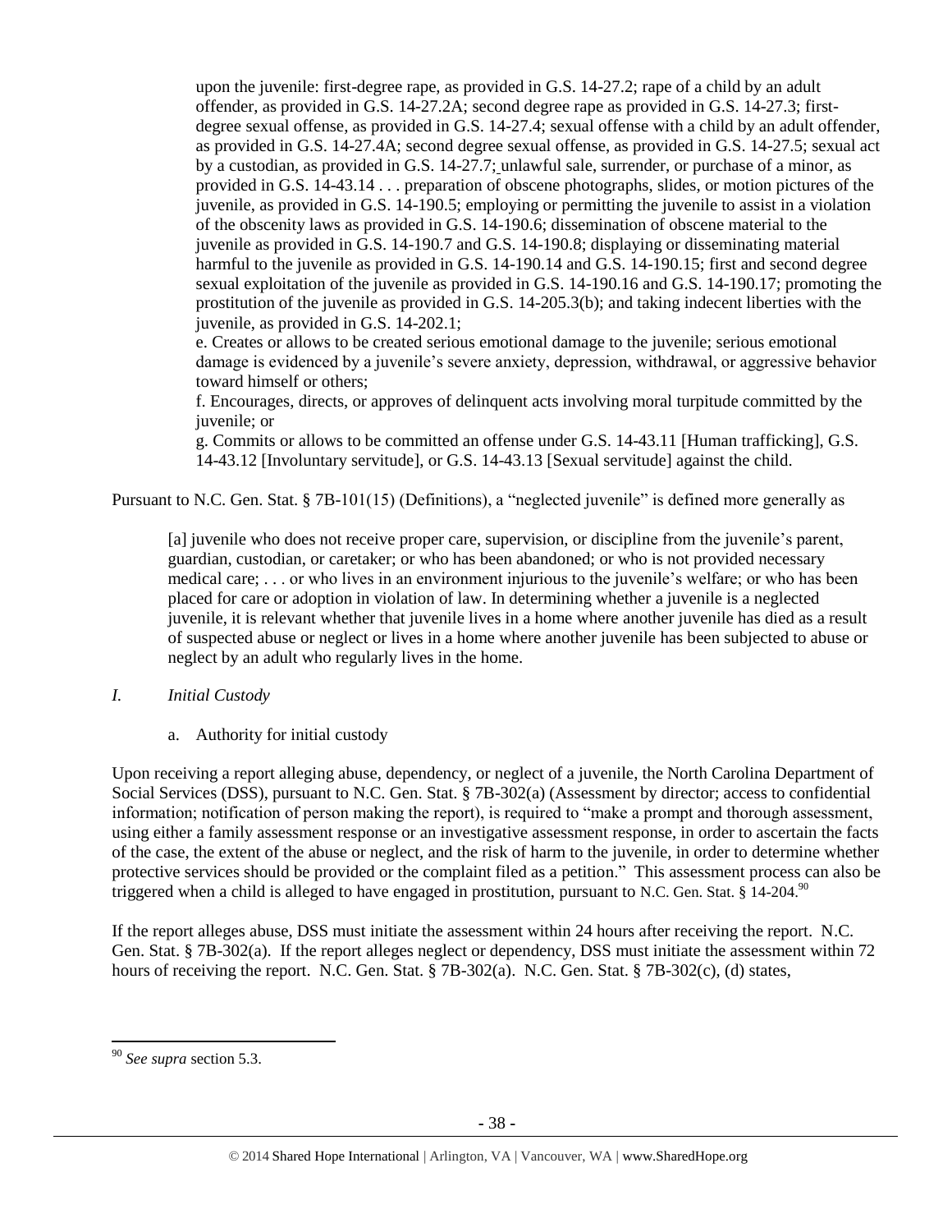upon the juvenile: first-degree rape, as provided in G.S. 14-27.2; rape of a child by an adult offender, as provided in G.S. 14-27.2A; second degree rape as provided in G.S. 14-27.3; first-degree sexual offense, as provided in G.S. 14-27.4; sexual offense with a child by an adult offender, as provided in G.S. 14-27.4A; second degree sexual offense, as provided in G.S. 14-27.5; sexual act by a custodian, as provided in G.S. 14-27.7; unlawful sale, surrender, or purchase of a minor, as provided in G.S. 14-43.14 . . . preparation of obscene photographs, slides, or motion pictures of the juvenile, as provided in G.S. 14-190.5; employing or permitting the juvenile to assist in a violation of the obscenity laws as provided in G.S. 14-190.6; dissemination of obscene material to the juvenile as provided in G.S. 14-190.7 and G.S. 14-190.8; displaying or disseminating material harmful to the juvenile as provided in G.S. 14-190.14 and G.S. 14-190.15; first and second degree sexual exploitation of the juvenile as provided in G.S. 14-190.16 and G.S. 14-190.17; promoting the prostitution of the juvenile as provided in G.S. 14-205.3(b); and taking indecent liberties with the juvenile, as provided in G.S. 14-202.1;

e. Creates or allows to be created serious emotional damage to the juvenile; serious emotional damage is evidenced by a juvenile's severe anxiety, depression, withdrawal, or aggressive behavior toward himself or others;

f. Encourages, directs, or approves of delinquent acts involving moral turpitude committed by the juvenile; or

g. Commits or allows to be committed an offense under G.S. 14-43.11 [Human trafficking], G.S. 14-43.12 [Involuntary servitude], or G.S. 14-43.13 [Sexual servitude] against the child.

Pursuant to N.C. Gen. Stat. § 7B-101(15) (Definitions), a "neglected juvenile" is defined more generally as

> [a] juvenile who does not receive proper care, supervision, or discipline from the juvenile's parent, guardian, custodian, or caretaker; or who has been abandoned; or who is not provided necessary medical care; . . . or who lives in an environment injurious to the juvenile's welfare; or who has been placed for care or adoption in violation of law. In determining whether a juvenile is a neglected juvenile, it is relevant whether that juvenile lives in a home where another juvenile has died as a result of suspected abuse or neglect or lives in a home where another juvenile has been subjected to abuse or neglect by an adult who regularly lives in the home.

*I. Initial Custody*

a. Authority for initial custody

Upon receiving a report alleging abuse, dependency, or neglect of a juvenile, the North Carolina Department of Social Services (DSS), pursuant to N.C. Gen. Stat. § 7B-302(a) (Assessment by director; access to confidential information; notification of person making the report), is required to "make a prompt and thorough assessment, using either a family assessment response or an investigative assessment response, in order to ascertain the facts of the case, the extent of the abuse or neglect, and the risk of harm to the juvenile, in order to determine whether protective services should be provided or the complaint filed as a petition." This assessment process can also be triggered when a child is alleged to have engaged in prostitution, pursuant to N.C. Gen. Stat. § 14-204.[90]

If the report alleges abuse, DSS must initiate the assessment within 24 hours after receiving the report. N.C. Gen. Stat. § 7B-302(a). If the report alleges neglect or dependency, DSS must initiate the assessment within 72 hours of receiving the report. N.C. Gen. Stat. § 7B-302(a). N.C. Gen. Stat. § 7B-302(c), (d) states,

[90] *See supra* section 5.3.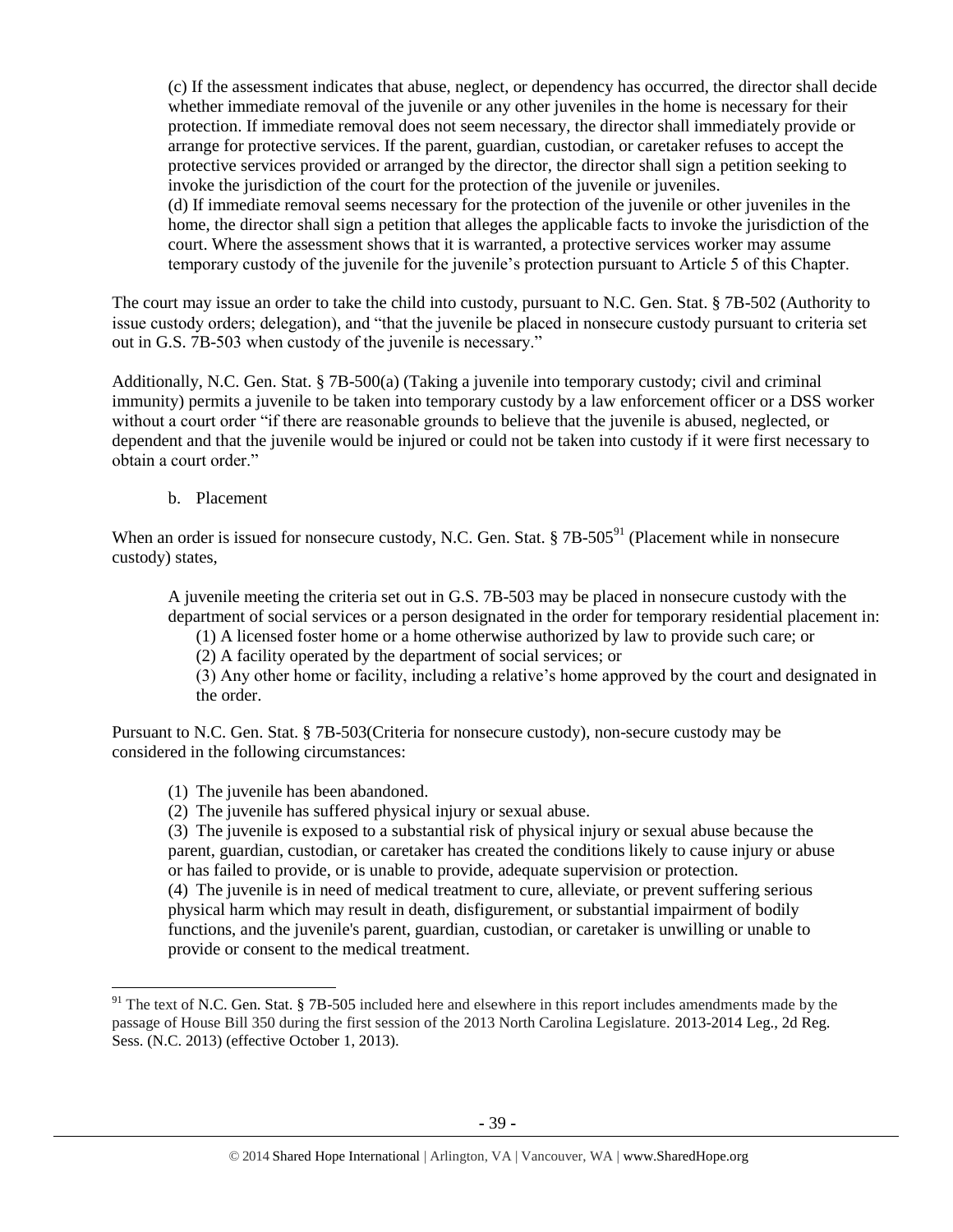> (c) If the assessment indicates that abuse, neglect, or dependency has occurred, the director shall decide whether immediate removal of the juvenile or any other juveniles in the home is necessary for their protection. If immediate removal does not seem necessary, the director shall immediately provide or arrange for protective services. If the parent, guardian, custodian, or caretaker refuses to accept the protective services provided or arranged by the director, the director shall sign a petition seeking to invoke the jurisdiction of the court for the protection of the juvenile or juveniles.
> (d) If immediate removal seems necessary for the protection of the juvenile or other juveniles in the home, the director shall sign a petition that alleges the applicable facts to invoke the jurisdiction of the court. Where the assessment shows that it is warranted, a protective services worker may assume temporary custody of the juvenile for the juvenile's protection pursuant to Article 5 of this Chapter.

The court may issue an order to take the child into custody, pursuant to N.C. Gen. Stat. § 7B-502 (Authority to issue custody orders; delegation), and "that the juvenile be placed in nonsecure custody pursuant to criteria set out in G.S. 7B-503 when custody of the juvenile is necessary."

Additionally, N.C. Gen. Stat. § 7B-500(a) (Taking a juvenile into temporary custody; civil and criminal immunity) permits a juvenile to be taken into temporary custody by a law enforcement officer or a DSS worker without a court order "if there are reasonable grounds to believe that the juvenile is abused, neglected, or dependent and that the juvenile would be injured or could not be taken into custody if it were first necessary to obtain a court order."

b. Placement

When an order is issued for nonsecure custody, N.C. Gen. Stat. § 7B-505[91] (Placement while in nonsecure custody) states,

> A juvenile meeting the criteria set out in G.S. 7B-503 may be placed in nonsecure custody with the department of social services or a person designated in the order for temporary residential placement in:
> (1) A licensed foster home or a home otherwise authorized by law to provide such care; or
> (2) A facility operated by the department of social services; or
> (3) Any other home or facility, including a relative's home approved by the court and designated in the order.

Pursuant to N.C. Gen. Stat. § 7B-503(Criteria for nonsecure custody), non-secure custody may be considered in the following circumstances:

> (1) The juvenile has been abandoned.
> (2) The juvenile has suffered physical injury or sexual abuse.
> (3) The juvenile is exposed to a substantial risk of physical injury or sexual abuse because the parent, guardian, custodian, or caretaker has created the conditions likely to cause injury or abuse or has failed to provide, or is unable to provide, adequate supervision or protection.
> (4) The juvenile is in need of medical treatment to cure, alleviate, or prevent suffering serious physical harm which may result in death, disfigurement, or substantial impairment of bodily functions, and the juvenile's parent, guardian, custodian, or caretaker is unwilling or unable to provide or consent to the medical treatment.

---

[91] The text of N.C. Gen. Stat. § 7B-505 included here and elsewhere in this report includes amendments made by the passage of House Bill 350 during the first session of the 2013 North Carolina Legislature. 2013-2014 Leg., 2d Reg. Sess. (N.C. 2013) (effective October 1, 2013).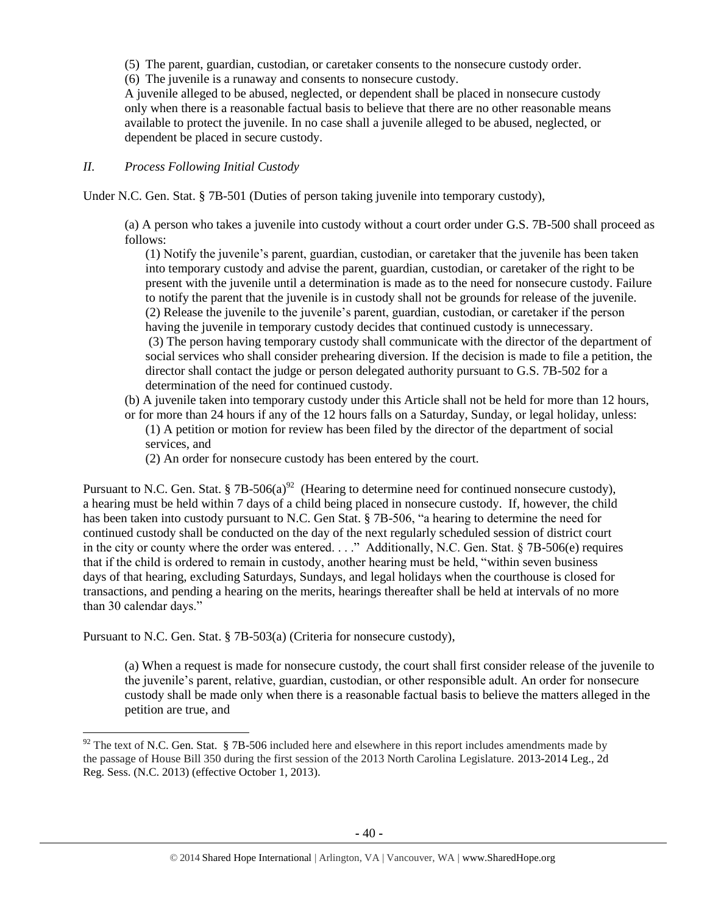(5) The parent, guardian, custodian, or caretaker consents to the nonsecure custody order.
(6) The juvenile is a runaway and consents to nonsecure custody.
A juvenile alleged to be abused, neglected, or dependent shall be placed in nonsecure custody only when there is a reasonable factual basis to believe that there are no other reasonable means available to protect the juvenile. In no case shall a juvenile alleged to be abused, neglected, or dependent be placed in secure custody.

*II. Process Following Initial Custody*

Under N.C. Gen. Stat. § 7B-501 (Duties of person taking juvenile into temporary custody),

> (a) A person who takes a juvenile into custody without a court order under G.S. 7B-500 shall proceed as follows:
>
> (1) Notify the juvenile's parent, guardian, custodian, or caretaker that the juvenile has been taken into temporary custody and advise the parent, guardian, custodian, or caretaker of the right to be present with the juvenile until a determination is made as to the need for nonsecure custody. Failure to notify the parent that the juvenile is in custody shall not be grounds for release of the juvenile.
> (2) Release the juvenile to the juvenile's parent, guardian, custodian, or caretaker if the person having the juvenile in temporary custody decides that continued custody is unnecessary.
> (3) The person having temporary custody shall communicate with the director of the department of social services who shall consider prehearing diversion. If the decision is made to file a petition, the director shall contact the judge or person delegated authority pursuant to G.S. 7B-502 for a determination of the need for continued custody.
>
> (b) A juvenile taken into temporary custody under this Article shall not be held for more than 12 hours, or for more than 24 hours if any of the 12 hours falls on a Saturday, Sunday, or legal holiday, unless:
>
> (1) A petition or motion for review has been filed by the director of the department of social services, and
> (2) An order for nonsecure custody has been entered by the court.

Pursuant to N.C. Gen. Stat. § 7B-506(a)[92] (Hearing to determine need for continued nonsecure custody), a hearing must be held within 7 days of a child being placed in nonsecure custody. If, however, the child has been taken into custody pursuant to N.C. Gen Stat. § 7B-506, "a hearing to determine the need for continued custody shall be conducted on the day of the next regularly scheduled session of district court in the city or county where the order was entered. . . ." Additionally, N.C. Gen. Stat. § 7B-506(e) requires that if the child is ordered to remain in custody, another hearing must be held, "within seven business days of that hearing, excluding Saturdays, Sundays, and legal holidays when the courthouse is closed for transactions, and pending a hearing on the merits, hearings thereafter shall be held at intervals of no more than 30 calendar days."

Pursuant to N.C. Gen. Stat. § 7B-503(a) (Criteria for nonsecure custody),

> (a) When a request is made for nonsecure custody, the court shall first consider release of the juvenile to the juvenile's parent, relative, guardian, custodian, or other responsible adult. An order for nonsecure custody shall be made only when there is a reasonable factual basis to believe the matters alleged in the petition are true, and

---

[92] The text of N.C. Gen. Stat. § 7B-506 included here and elsewhere in this report includes amendments made by the passage of House Bill 350 during the first session of the 2013 North Carolina Legislature. 2013-2014 Leg., 2d Reg. Sess. (N.C. 2013) (effective October 1, 2013).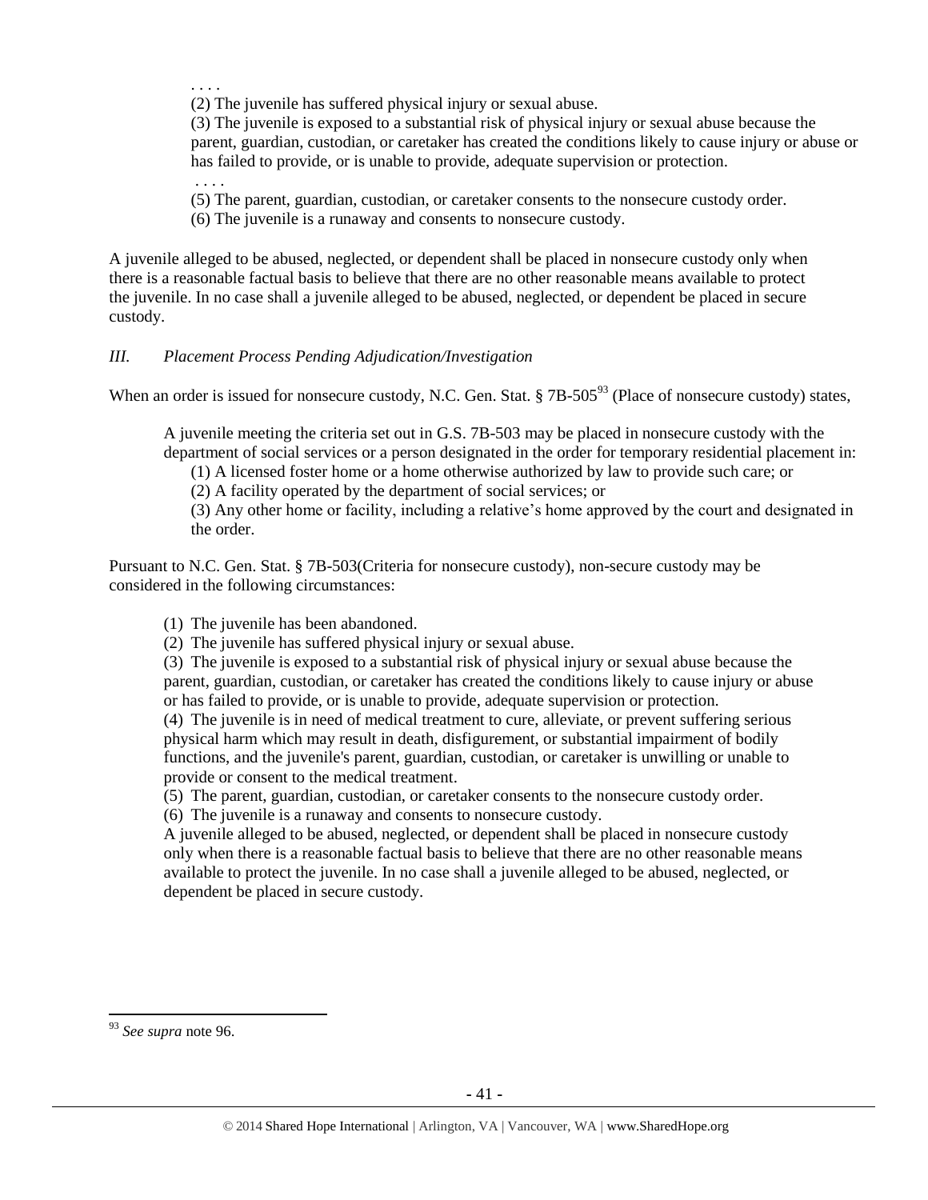. . . .

(2) The juvenile has suffered physical injury or sexual abuse.

(3) The juvenile is exposed to a substantial risk of physical injury or sexual abuse because the parent, guardian, custodian, or caretaker has created the conditions likely to cause injury or abuse or has failed to provide, or is unable to provide, adequate supervision or protection.

. . . .

(5) The parent, guardian, custodian, or caretaker consents to the nonsecure custody order.

(6) The juvenile is a runaway and consents to nonsecure custody.

A juvenile alleged to be abused, neglected, or dependent shall be placed in nonsecure custody only when there is a reasonable factual basis to believe that there are no other reasonable means available to protect the juvenile. In no case shall a juvenile alleged to be abused, neglected, or dependent be placed in secure custody.

### *III. Placement Process Pending Adjudication/Investigation*

When an order is issued for nonsecure custody, N.C. Gen. Stat. § 7B-505[93] (Place of nonsecure custody) states,

> A juvenile meeting the criteria set out in G.S. 7B-503 may be placed in nonsecure custody with the department of social services or a person designated in the order for temporary residential placement in:
>
> (1) A licensed foster home or a home otherwise authorized by law to provide such care; or
>
> (2) A facility operated by the department of social services; or
>
> (3) Any other home or facility, including a relative's home approved by the court and designated in the order.

Pursuant to N.C. Gen. Stat. § 7B-503(Criteria for nonsecure custody), non-secure custody may be considered in the following circumstances:

> (1) The juvenile has been abandoned.
>
> (2) The juvenile has suffered physical injury or sexual abuse.
>
> (3) The juvenile is exposed to a substantial risk of physical injury or sexual abuse because the parent, guardian, custodian, or caretaker has created the conditions likely to cause injury or abuse or has failed to provide, or is unable to provide, adequate supervision or protection.
>
> (4) The juvenile is in need of medical treatment to cure, alleviate, or prevent suffering serious physical harm which may result in death, disfigurement, or substantial impairment of bodily functions, and the juvenile's parent, guardian, custodian, or caretaker is unwilling or unable to provide or consent to the medical treatment.
>
> (5) The parent, guardian, custodian, or caretaker consents to the nonsecure custody order.
>
> (6) The juvenile is a runaway and consents to nonsecure custody.
>
> A juvenile alleged to be abused, neglected, or dependent shall be placed in nonsecure custody only when there is a reasonable factual basis to believe that there are no other reasonable means available to protect the juvenile. In no case shall a juvenile alleged to be abused, neglected, or dependent be placed in secure custody.

---

[93] *See supra* note 96.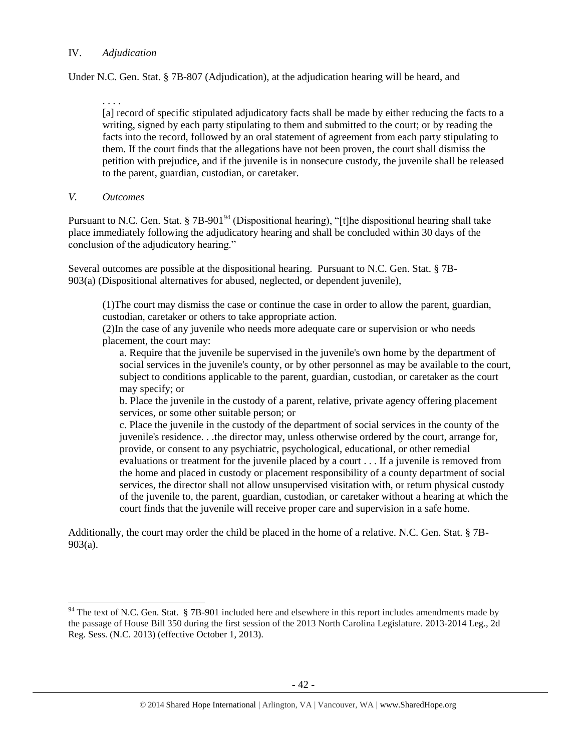IV. *Adjudication*

Under N.C. Gen. Stat. § 7B-807 (Adjudication), at the adjudication hearing will be heard, and

> . . . .
> [a] record of specific stipulated adjudicatory facts shall be made by either reducing the facts to a writing, signed by each party stipulating to them and submitted to the court; or by reading the facts into the record, followed by an oral statement of agreement from each party stipulating to them. If the court finds that the allegations have not been proven, the court shall dismiss the petition with prejudice, and if the juvenile is in nonsecure custody, the juvenile shall be released to the parent, guardian, custodian, or caretaker.

*V. Outcomes*

Pursuant to N.C. Gen. Stat. § 7B-901[94] (Dispositional hearing), "[t]he dispositional hearing shall take place immediately following the adjudicatory hearing and shall be concluded within 30 days of the conclusion of the adjudicatory hearing."

Several outcomes are possible at the dispositional hearing. Pursuant to N.C. Gen. Stat. § 7B-903(a) (Dispositional alternatives for abused, neglected, or dependent juvenile),

> (1)The court may dismiss the case or continue the case in order to allow the parent, guardian, custodian, caretaker or others to take appropriate action.
> (2)In the case of any juvenile who needs more adequate care or supervision or who needs placement, the court may:
>
> a. Require that the juvenile be supervised in the juvenile's own home by the department of social services in the juvenile's county, or by other personnel as may be available to the court, subject to conditions applicable to the parent, guardian, custodian, or caretaker as the court may specify; or
>
> b. Place the juvenile in the custody of a parent, relative, private agency offering placement services, or some other suitable person; or
>
> c. Place the juvenile in the custody of the department of social services in the county of the juvenile's residence. . .the director may, unless otherwise ordered by the court, arrange for, provide, or consent to any psychiatric, psychological, educational, or other remedial evaluations or treatment for the juvenile placed by a court . . . If a juvenile is removed from the home and placed in custody or placement responsibility of a county department of social services, the director shall not allow unsupervised visitation with, or return physical custody of the juvenile to, the parent, guardian, custodian, or caretaker without a hearing at which the court finds that the juvenile will receive proper care and supervision in a safe home.

Additionally, the court may order the child be placed in the home of a relative. N.C. Gen. Stat. § 7B-903(a).

---

[94] The text of N.C. Gen. Stat. § 7B-901 included here and elsewhere in this report includes amendments made by the passage of House Bill 350 during the first session of the 2013 North Carolina Legislature. 2013-2014 Leg., 2d Reg. Sess. (N.C. 2013) (effective October 1, 2013).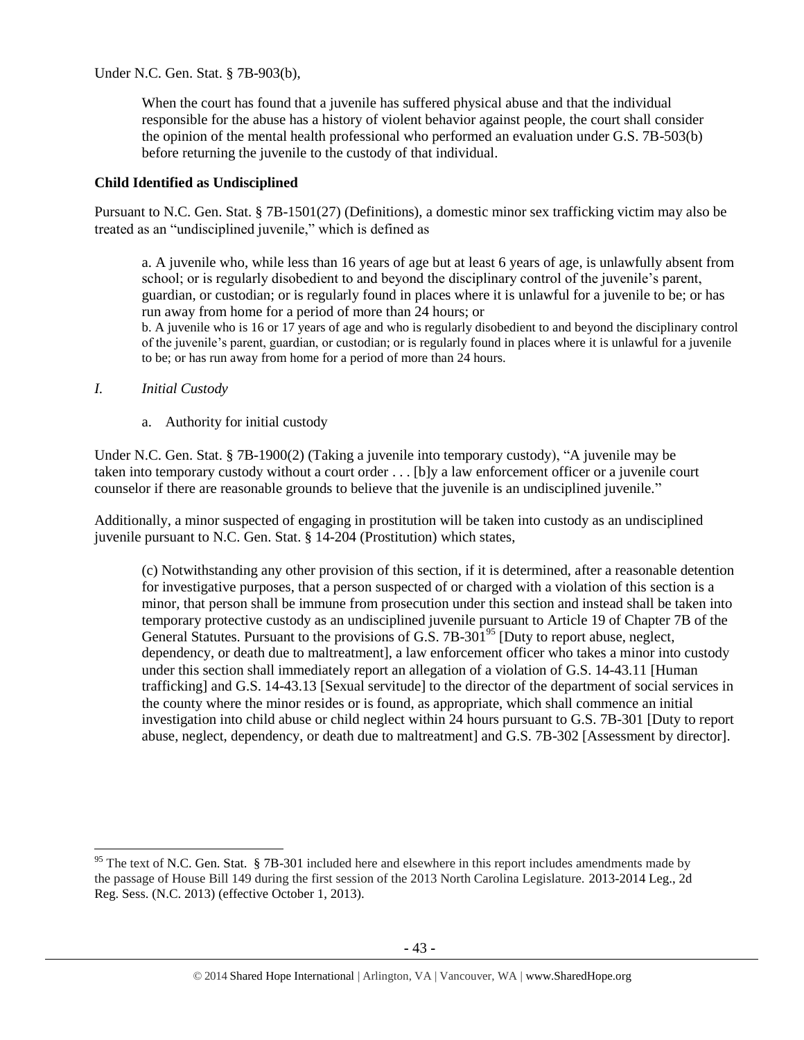Under N.C. Gen. Stat. § 7B-903(b),

> When the court has found that a juvenile has suffered physical abuse and that the individual responsible for the abuse has a history of violent behavior against people, the court shall consider the opinion of the mental health professional who performed an evaluation under G.S. 7B-503(b) before returning the juvenile to the custody of that individual.

**Child Identified as Undisciplined**

Pursuant to N.C. Gen. Stat. § 7B-1501(27) (Definitions), a domestic minor sex trafficking victim may also be treated as an "undisciplined juvenile," which is defined as

> a. A juvenile who, while less than 16 years of age but at least 6 years of age, is unlawfully absent from school; or is regularly disobedient to and beyond the disciplinary control of the juvenile's parent, guardian, or custodian; or is regularly found in places where it is unlawful for a juvenile to be; or has run away from home for a period of more than 24 hours; or
>
> b. A juvenile who is 16 or 17 years of age and who is regularly disobedient to and beyond the disciplinary control of the juvenile's parent, guardian, or custodian; or is regularly found in places where it is unlawful for a juvenile to be; or has run away from home for a period of more than 24 hours.

*I. Initial Custody*

a. Authority for initial custody

Under N.C. Gen. Stat. § 7B-1900(2) (Taking a juvenile into temporary custody), "A juvenile may be taken into temporary custody without a court order . . . [b]y a law enforcement officer or a juvenile court counselor if there are reasonable grounds to believe that the juvenile is an undisciplined juvenile."

Additionally, a minor suspected of engaging in prostitution will be taken into custody as an undisciplined juvenile pursuant to N.C. Gen. Stat. § 14-204 (Prostitution) which states,

> (c) Notwithstanding any other provision of this section, if it is determined, after a reasonable detention for investigative purposes, that a person suspected of or charged with a violation of this section is a minor, that person shall be immune from prosecution under this section and instead shall be taken into temporary protective custody as an undisciplined juvenile pursuant to Article 19 of Chapter 7B of the General Statutes. Pursuant to the provisions of G.S. 7B-301[95] [Duty to report abuse, neglect, dependency, or death due to maltreatment], a law enforcement officer who takes a minor into custody under this section shall immediately report an allegation of a violation of G.S. 14-43.11 [Human trafficking] and G.S. 14-43.13 [Sexual servitude] to the director of the department of social services in the county where the minor resides or is found, as appropriate, which shall commence an initial investigation into child abuse or child neglect within 24 hours pursuant to G.S. 7B-301 [Duty to report abuse, neglect, dependency, or death due to maltreatment] and G.S. 7B-302 [Assessment by director].

---

[95] The text of N.C. Gen. Stat. § 7B-301 included here and elsewhere in this report includes amendments made by the passage of House Bill 149 during the first session of the 2013 North Carolina Legislature. 2013-2014 Leg., 2d Reg. Sess. (N.C. 2013) (effective October 1, 2013).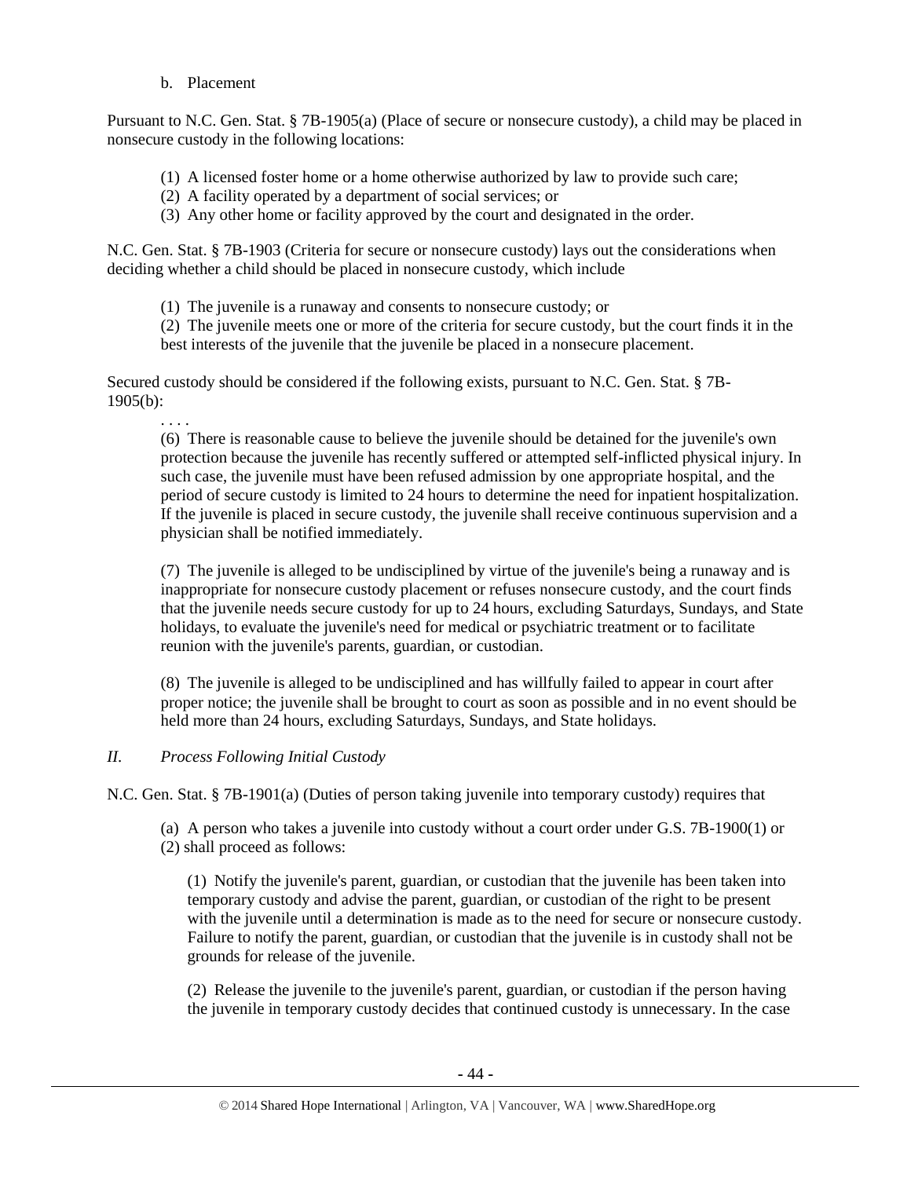b. Placement

Pursuant to N.C. Gen. Stat. § 7B-1905(a) (Place of secure or nonsecure custody), a child may be placed in nonsecure custody in the following locations:

> (1) A licensed foster home or a home otherwise authorized by law to provide such care;
> (2) A facility operated by a department of social services; or
> (3) Any other home or facility approved by the court and designated in the order.

N.C. Gen. Stat. § 7B-1903 (Criteria for secure or nonsecure custody) lays out the considerations when deciding whether a child should be placed in nonsecure custody, which include

> (1) The juvenile is a runaway and consents to nonsecure custody; or
> (2) The juvenile meets one or more of the criteria for secure custody, but the court finds it in the best interests of the juvenile that the juvenile be placed in a nonsecure placement.

Secured custody should be considered if the following exists, pursuant to N.C. Gen. Stat. § 7B-1905(b):

> . . . .
> (6) There is reasonable cause to believe the juvenile should be detained for the juvenile's own protection because the juvenile has recently suffered or attempted self-inflicted physical injury. In such case, the juvenile must have been refused admission by one appropriate hospital, and the period of secure custody is limited to 24 hours to determine the need for inpatient hospitalization. If the juvenile is placed in secure custody, the juvenile shall receive continuous supervision and a physician shall be notified immediately.
>
> (7) The juvenile is alleged to be undisciplined by virtue of the juvenile's being a runaway and is inappropriate for nonsecure custody placement or refuses nonsecure custody, and the court finds that the juvenile needs secure custody for up to 24 hours, excluding Saturdays, Sundays, and State holidays, to evaluate the juvenile's need for medical or psychiatric treatment or to facilitate reunion with the juvenile's parents, guardian, or custodian.
>
> (8) The juvenile is alleged to be undisciplined and has willfully failed to appear in court after proper notice; the juvenile shall be brought to court as soon as possible and in no event should be held more than 24 hours, excluding Saturdays, Sundays, and State holidays.

## *II. Process Following Initial Custody*

N.C. Gen. Stat. § 7B-1901(a) (Duties of person taking juvenile into temporary custody) requires that

> (a) A person who takes a juvenile into custody without a court order under G.S. 7B-1900(1) or (2) shall proceed as follows:
>
> (1) Notify the juvenile's parent, guardian, or custodian that the juvenile has been taken into temporary custody and advise the parent, guardian, or custodian of the right to be present with the juvenile until a determination is made as to the need for secure or nonsecure custody. Failure to notify the parent, guardian, or custodian that the juvenile is in custody shall not be grounds for release of the juvenile.
>
> (2) Release the juvenile to the juvenile's parent, guardian, or custodian if the person having the juvenile in temporary custody decides that continued custody is unnecessary. In the case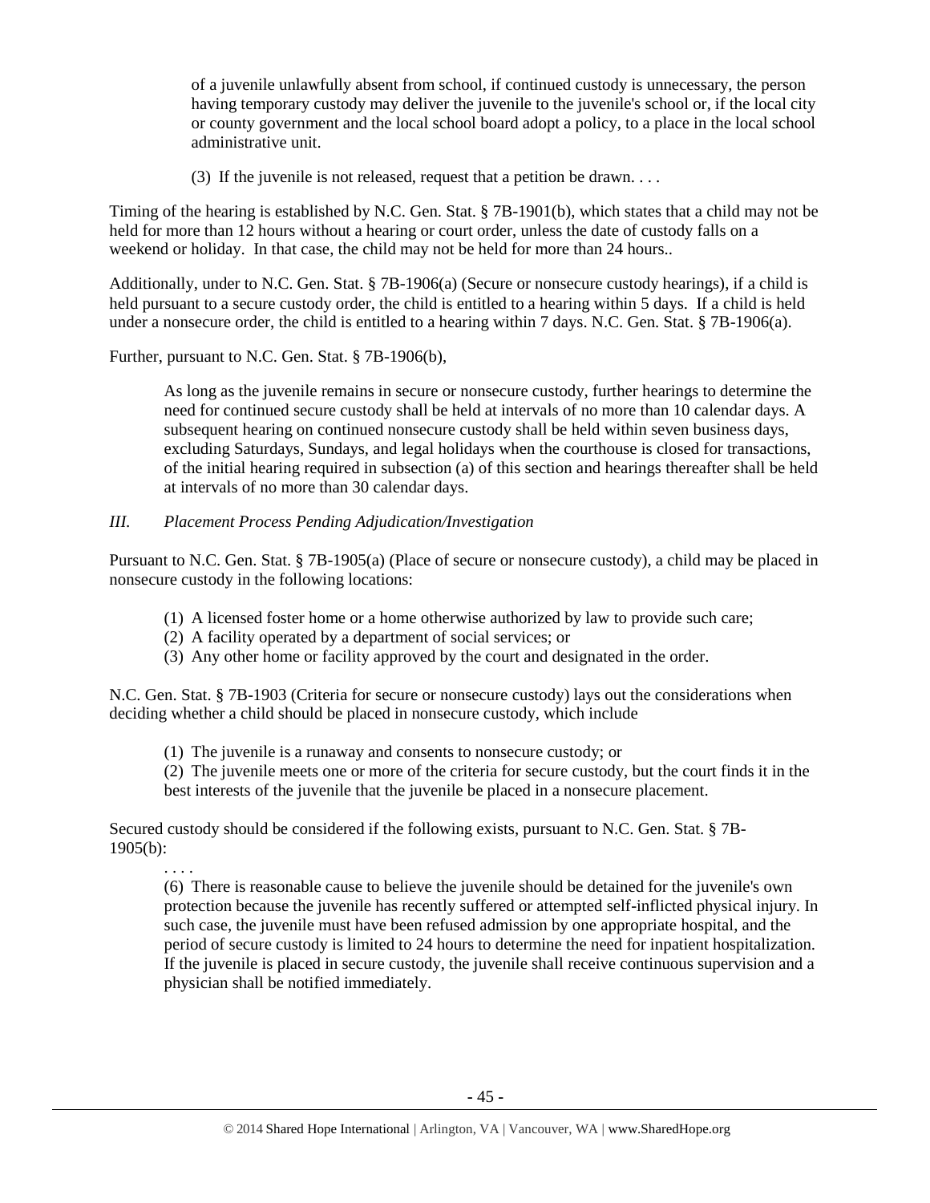of a juvenile unlawfully absent from school, if continued custody is unnecessary, the person having temporary custody may deliver the juvenile to the juvenile's school or, if the local city or county government and the local school board adopt a policy, to a place in the local school administrative unit.

(3) If the juvenile is not released, request that a petition be drawn. . . .

Timing of the hearing is established by N.C. Gen. Stat. § 7B-1901(b), which states that a child may not be held for more than 12 hours without a hearing or court order, unless the date of custody falls on a weekend or holiday. In that case, the child may not be held for more than 24 hours..

Additionally, under to N.C. Gen. Stat. § 7B-1906(a) (Secure or nonsecure custody hearings), if a child is held pursuant to a secure custody order, the child is entitled to a hearing within 5 days. If a child is held under a nonsecure order, the child is entitled to a hearing within 7 days. N.C. Gen. Stat. § 7B-1906(a).

Further, pursuant to N.C. Gen. Stat. § 7B-1906(b),

> As long as the juvenile remains in secure or nonsecure custody, further hearings to determine the need for continued secure custody shall be held at intervals of no more than 10 calendar days. A subsequent hearing on continued nonsecure custody shall be held within seven business days, excluding Saturdays, Sundays, and legal holidays when the courthouse is closed for transactions, of the initial hearing required in subsection (a) of this section and hearings thereafter shall be held at intervals of no more than 30 calendar days.

### *III. Placement Process Pending Adjudication/Investigation*

Pursuant to N.C. Gen. Stat. § 7B-1905(a) (Place of secure or nonsecure custody), a child may be placed in nonsecure custody in the following locations:

> (1) A licensed foster home or a home otherwise authorized by law to provide such care;
> (2) A facility operated by a department of social services; or
> (3) Any other home or facility approved by the court and designated in the order.

N.C. Gen. Stat. § 7B-1903 (Criteria for secure or nonsecure custody) lays out the considerations when deciding whether a child should be placed in nonsecure custody, which include

> (1) The juvenile is a runaway and consents to nonsecure custody; or
> (2) The juvenile meets one or more of the criteria for secure custody, but the court finds it in the best interests of the juvenile that the juvenile be placed in a nonsecure placement.

Secured custody should be considered if the following exists, pursuant to N.C. Gen. Stat. § 7B-1905(b):

> . . . .
> (6) There is reasonable cause to believe the juvenile should be detained for the juvenile's own protection because the juvenile has recently suffered or attempted self-inflicted physical injury. In such case, the juvenile must have been refused admission by one appropriate hospital, and the period of secure custody is limited to 24 hours to determine the need for inpatient hospitalization. If the juvenile is placed in secure custody, the juvenile shall receive continuous supervision and a physician shall be notified immediately.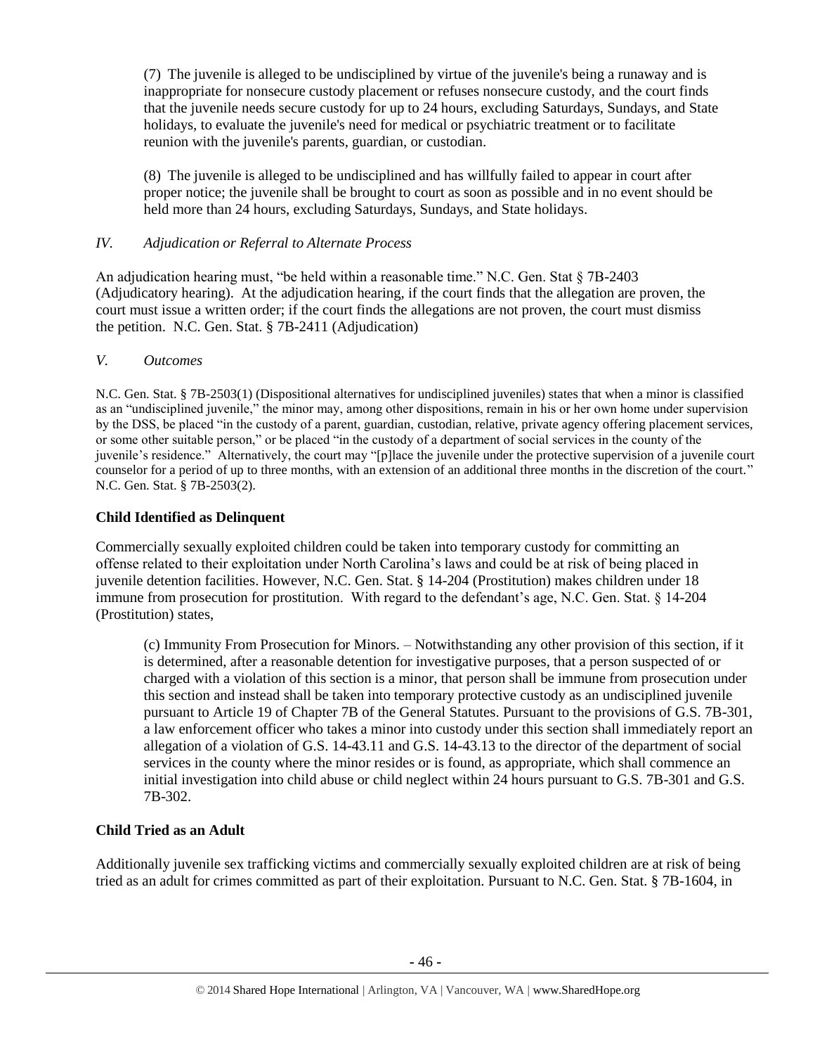(7) The juvenile is alleged to be undisciplined by virtue of the juvenile's being a runaway and is inappropriate for nonsecure custody placement or refuses nonsecure custody, and the court finds that the juvenile needs secure custody for up to 24 hours, excluding Saturdays, Sundays, and State holidays, to evaluate the juvenile's need for medical or psychiatric treatment or to facilitate reunion with the juvenile's parents, guardian, or custodian.

(8) The juvenile is alleged to be undisciplined and has willfully failed to appear in court after proper notice; the juvenile shall be brought to court as soon as possible and in no event should be held more than 24 hours, excluding Saturdays, Sundays, and State holidays.

### *IV. Adjudication or Referral to Alternate Process*

An adjudication hearing must, "be held within a reasonable time." N.C. Gen. Stat § 7B-2403 (Adjudicatory hearing). At the adjudication hearing, if the court finds that the allegation are proven, the court must issue a written order; if the court finds the allegations are not proven, the court must dismiss the petition. N.C. Gen. Stat. § 7B-2411 (Adjudication)

### *V. Outcomes*

N.C. Gen. Stat. § 7B-2503(1) (Dispositional alternatives for undisciplined juveniles) states that when a minor is classified as an "undisciplined juvenile," the minor may, among other dispositions, remain in his or her own home under supervision by the DSS, be placed "in the custody of a parent, guardian, custodian, relative, private agency offering placement services, or some other suitable person," or be placed "in the custody of a department of social services in the county of the juvenile's residence." Alternatively, the court may "[p]lace the juvenile under the protective supervision of a juvenile court counselor for a period of up to three months, with an extension of an additional three months in the discretion of the court." N.C. Gen. Stat. § 7B-2503(2).

### **Child Identified as Delinquent**

Commercially sexually exploited children could be taken into temporary custody for committing an offense related to their exploitation under North Carolina's laws and could be at risk of being placed in juvenile detention facilities. However, N.C. Gen. Stat. § 14-204 (Prostitution) makes children under 18 immune from prosecution for prostitution. With regard to the defendant's age, N.C. Gen. Stat. § 14-204 (Prostitution) states,

> (c) Immunity From Prosecution for Minors. – Notwithstanding any other provision of this section, if it is determined, after a reasonable detention for investigative purposes, that a person suspected of or charged with a violation of this section is a minor, that person shall be immune from prosecution under this section and instead shall be taken into temporary protective custody as an undisciplined juvenile pursuant to Article 19 of Chapter 7B of the General Statutes. Pursuant to the provisions of G.S. 7B-301, a law enforcement officer who takes a minor into custody under this section shall immediately report an allegation of a violation of G.S. 14-43.11 and G.S. 14-43.13 to the director of the department of social services in the county where the minor resides or is found, as appropriate, which shall commence an initial investigation into child abuse or child neglect within 24 hours pursuant to G.S. 7B-301 and G.S. 7B-302.

### **Child Tried as an Adult**

Additionally juvenile sex trafficking victims and commercially sexually exploited children are at risk of being tried as an adult for crimes committed as part of their exploitation. Pursuant to N.C. Gen. Stat. § 7B-1604, in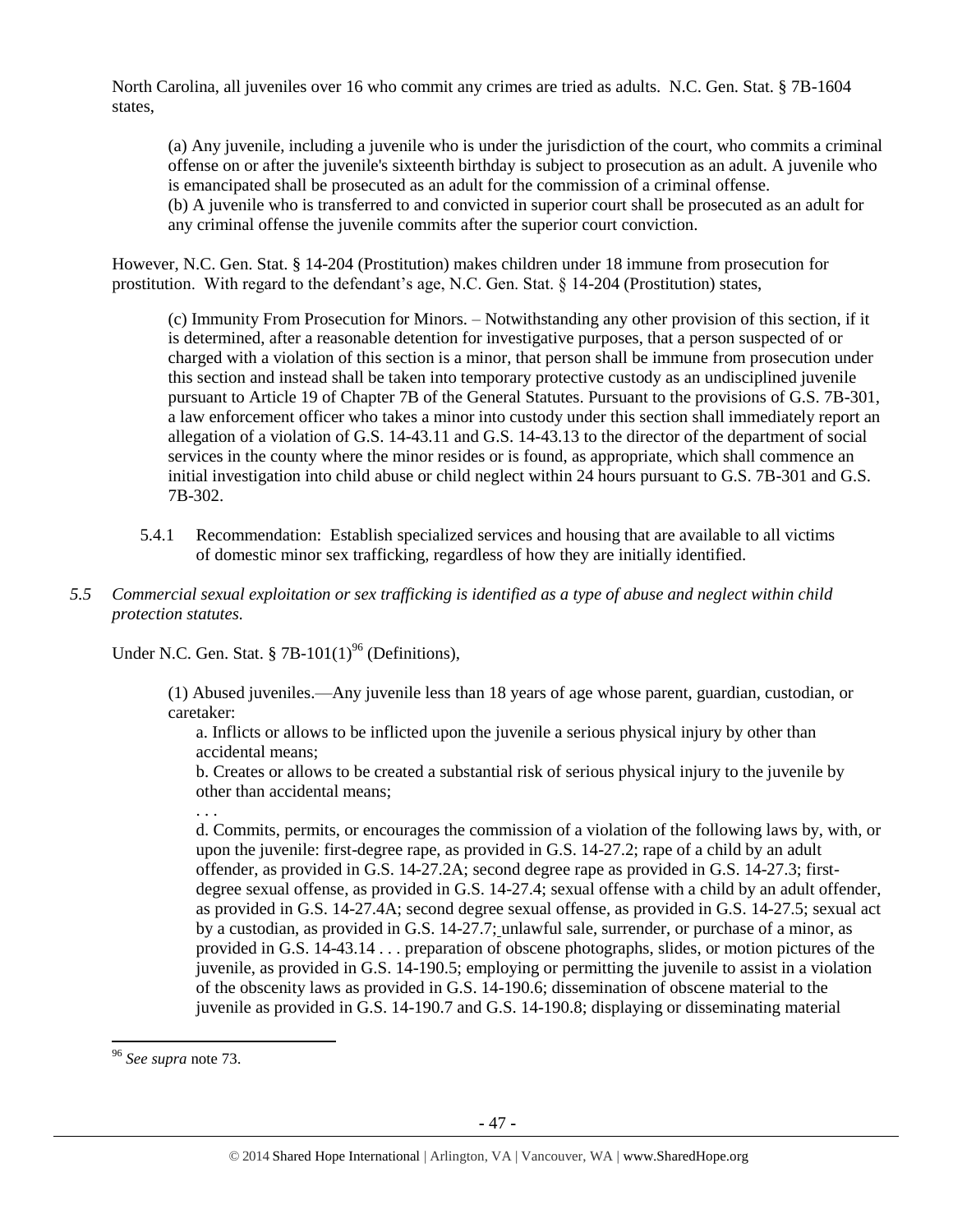North Carolina, all juveniles over 16 who commit any crimes are tried as adults. N.C. Gen. Stat. § 7B-1604 states,

> (a) Any juvenile, including a juvenile who is under the jurisdiction of the court, who commits a criminal offense on or after the juvenile's sixteenth birthday is subject to prosecution as an adult. A juvenile who is emancipated shall be prosecuted as an adult for the commission of a criminal offense.
> (b) A juvenile who is transferred to and convicted in superior court shall be prosecuted as an adult for any criminal offense the juvenile commits after the superior court conviction.

However, N.C. Gen. Stat. § 14-204 (Prostitution) makes children under 18 immune from prosecution for prostitution. With regard to the defendant's age, N.C. Gen. Stat. § 14-204 (Prostitution) states,

> (c) Immunity From Prosecution for Minors. – Notwithstanding any other provision of this section, if it is determined, after a reasonable detention for investigative purposes, that a person suspected of or charged with a violation of this section is a minor, that person shall be immune from prosecution under this section and instead shall be taken into temporary protective custody as an undisciplined juvenile pursuant to Article 19 of Chapter 7B of the General Statutes. Pursuant to the provisions of G.S. 7B-301, a law enforcement officer who takes a minor into custody under this section shall immediately report an allegation of a violation of G.S. 14-43.11 and G.S. 14-43.13 to the director of the department of social services in the county where the minor resides or is found, as appropriate, which shall commence an initial investigation into child abuse or child neglect within 24 hours pursuant to G.S. 7B-301 and G.S. 7B-302.

5.4.1 Recommendation: Establish specialized services and housing that are available to all victims of domestic minor sex trafficking, regardless of how they are initially identified.

*5.5 Commercial sexual exploitation or sex trafficking is identified as a type of abuse and neglect within child protection statutes.*

Under N.C. Gen. Stat. § 7B-101(1)[96] (Definitions),

> (1) Abused juveniles.—Any juvenile less than 18 years of age whose parent, guardian, custodian, or caretaker:
>
> a. Inflicts or allows to be inflicted upon the juvenile a serious physical injury by other than accidental means;
>
> b. Creates or allows to be created a substantial risk of serious physical injury to the juvenile by other than accidental means;
>
> . . .
>
> d. Commits, permits, or encourages the commission of a violation of the following laws by, with, or upon the juvenile: first-degree rape, as provided in G.S. 14-27.2; rape of a child by an adult offender, as provided in G.S. 14-27.2A; second degree rape as provided in G.S. 14-27.3; first-degree sexual offense, as provided in G.S. 14-27.4; sexual offense with a child by an adult offender, as provided in G.S. 14-27.4A; second degree sexual offense, as provided in G.S. 14-27.5; sexual act by a custodian, as provided in G.S. 14-27.7; unlawful sale, surrender, or purchase of a minor, as provided in G.S. 14-43.14 . . . preparation of obscene photographs, slides, or motion pictures of the juvenile, as provided in G.S. 14-190.5; employing or permitting the juvenile to assist in a violation of the obscenity laws as provided in G.S. 14-190.6; dissemination of obscene material to the juvenile as provided in G.S. 14-190.7 and G.S. 14-190.8; displaying or disseminating material

[96] *See supra* note 73.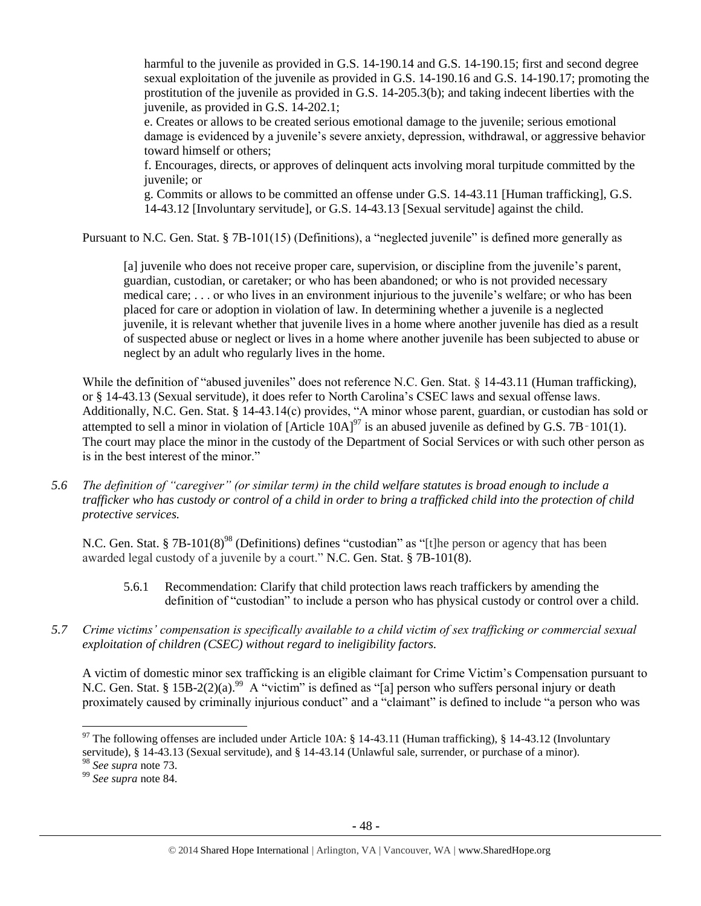> harmful to the juvenile as provided in G.S. 14-190.14 and G.S. 14-190.15; first and second degree sexual exploitation of the juvenile as provided in G.S. 14-190.16 and G.S. 14-190.17; promoting the prostitution of the juvenile as provided in G.S. 14-205.3(b); and taking indecent liberties with the juvenile, as provided in G.S. 14-202.1;
>
> e. Creates or allows to be created serious emotional damage to the juvenile; serious emotional damage is evidenced by a juvenile's severe anxiety, depression, withdrawal, or aggressive behavior toward himself or others;
>
> f. Encourages, directs, or approves of delinquent acts involving moral turpitude committed by the juvenile; or
>
> g. Commits or allows to be committed an offense under G.S. 14-43.11 [Human trafficking], G.S. 14-43.12 [Involuntary servitude], or G.S. 14-43.13 [Sexual servitude] against the child.

Pursuant to N.C. Gen. Stat. § 7B-101(15) (Definitions), a "neglected juvenile" is defined more generally as

> [a] juvenile who does not receive proper care, supervision, or discipline from the juvenile's parent, guardian, custodian, or caretaker; or who has been abandoned; or who is not provided necessary medical care; . . . or who lives in an environment injurious to the juvenile's welfare; or who has been placed for care or adoption in violation of law. In determining whether a juvenile is a neglected juvenile, it is relevant whether that juvenile lives in a home where another juvenile has died as a result of suspected abuse or neglect or lives in a home where another juvenile has been subjected to abuse or neglect by an adult who regularly lives in the home.

While the definition of "abused juveniles" does not reference N.C. Gen. Stat. § 14-43.11 (Human trafficking), or § 14-43.13 (Sexual servitude), it does refer to North Carolina's CSEC laws and sexual offense laws. Additionally, N.C. Gen. Stat. § 14-43.14(c) provides, "A minor whose parent, guardian, or custodian has sold or attempted to sell a minor in violation of [Article 10A][97] is an abused juvenile as defined by G.S. 7B‑101(1). The court may place the minor in the custody of the Department of Social Services or with such other person as is in the best interest of the minor."

*5.6 The definition of "caregiver" (or similar term) in the child welfare statutes is broad enough to include a trafficker who has custody or control of a child in order to bring a trafficked child into the protection of child protective services.*

N.C. Gen. Stat. § 7B-101(8)[98] (Definitions) defines "custodian" as "[t]he person or agency that has been awarded legal custody of a juvenile by a court." N.C. Gen. Stat. § 7B-101(8).

> 5.6.1 Recommendation: Clarify that child protection laws reach traffickers by amending the definition of "custodian" to include a person who has physical custody or control over a child.

*5.7 Crime victims' compensation is specifically available to a child victim of sex trafficking or commercial sexual exploitation of children (CSEC) without regard to ineligibility factors.*

A victim of domestic minor sex trafficking is an eligible claimant for Crime Victim's Compensation pursuant to N.C. Gen. Stat. § 15B-2(2)(a).[99] A "victim" is defined as "[a] person who suffers personal injury or death proximately caused by criminally injurious conduct" and a "claimant" is defined to include "a person who was

---

[97] The following offenses are included under Article 10A: § 14-43.11 (Human trafficking), § 14-43.12 (Involuntary servitude), § 14-43.13 (Sexual servitude), and § 14-43.14 (Unlawful sale, surrender, or purchase of a minor).

[98] *See supra* note 73.

[99] *See supra* note 84.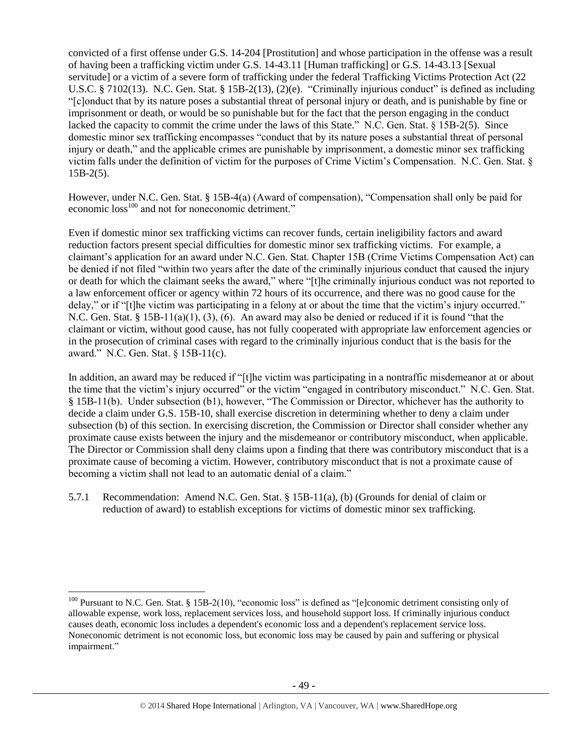convicted of a first offense under G.S. 14-204 [Prostitution] and whose participation in the offense was a result of having been a trafficking victim under G.S. 14-43.11 [Human trafficking] or G.S. 14-43.13 [Sexual servitude] or a victim of a severe form of trafficking under the federal Trafficking Victims Protection Act (22 U.S.C. § 7102(13). N.C. Gen. Stat. § 15B-2(13), (2)(e). "Criminally injurious conduct" is defined as including "[c]onduct that by its nature poses a substantial threat of personal injury or death, and is punishable by fine or imprisonment or death, or would be so punishable but for the fact that the person engaging in the conduct lacked the capacity to commit the crime under the laws of this State." N.C. Gen. Stat. § 15B-2(5). Since domestic minor sex trafficking encompasses "conduct that by its nature poses a substantial threat of personal injury or death," and the applicable crimes are punishable by imprisonment, a domestic minor sex trafficking victim falls under the definition of victim for the purposes of Crime Victim's Compensation. N.C. Gen. Stat. § 15B-2(5).

However, under N.C. Gen. Stat. § 15B-4(a) (Award of compensation), "Compensation shall only be paid for economic loss[100] and not for noneconomic detriment."

Even if domestic minor sex trafficking victims can recover funds, certain ineligibility factors and award reduction factors present special difficulties for domestic minor sex trafficking victims. For example, a claimant's application for an award under N.C. Gen. Stat. Chapter 15B (Crime Victims Compensation Act) can be denied if not filed "within two years after the date of the criminally injurious conduct that caused the injury or death for which the claimant seeks the award," where "[t]he criminally injurious conduct was not reported to a law enforcement officer or agency within 72 hours of its occurrence, and there was no good cause for the delay," or if "[t]he victim was participating in a felony at or about the time that the victim's injury occurred." N.C. Gen. Stat. § 15B-11(a)(1), (3), (6). An award may also be denied or reduced if it is found "that the claimant or victim, without good cause, has not fully cooperated with appropriate law enforcement agencies or in the prosecution of criminal cases with regard to the criminally injurious conduct that is the basis for the award." N.C. Gen. Stat. § 15B-11(c).

In addition, an award may be reduced if "[t]he victim was participating in a nontraffic misdemeanor at or about the time that the victim's injury occurred" or the victim "engaged in contributory misconduct." N.C. Gen. Stat. § 15B-11(b). Under subsection (b1), however, "The Commission or Director, whichever has the authority to decide a claim under G.S. 15B-10, shall exercise discretion in determining whether to deny a claim under subsection (b) of this section. In exercising discretion, the Commission or Director shall consider whether any proximate cause exists between the injury and the misdemeanor or contributory misconduct, when applicable. The Director or Commission shall deny claims upon a finding that there was contributory misconduct that is a proximate cause of becoming a victim. However, contributory misconduct that is not a proximate cause of becoming a victim shall not lead to an automatic denial of a claim."

5.7.1 Recommendation: Amend N.C. Gen. Stat. § 15B-11(a), (b) (Grounds for denial of claim or reduction of award) to establish exceptions for victims of domestic minor sex trafficking.

---

[100] Pursuant to N.C. Gen. Stat. § 15B-2(10), "economic loss" is defined as "[e]conomic detriment consisting only of allowable expense, work loss, replacement services loss, and household support loss. If criminally injurious conduct causes death, economic loss includes a dependent's economic loss and a dependent's replacement service loss. Noneconomic detriment is not economic loss, but economic loss may be caused by pain and suffering or physical impairment."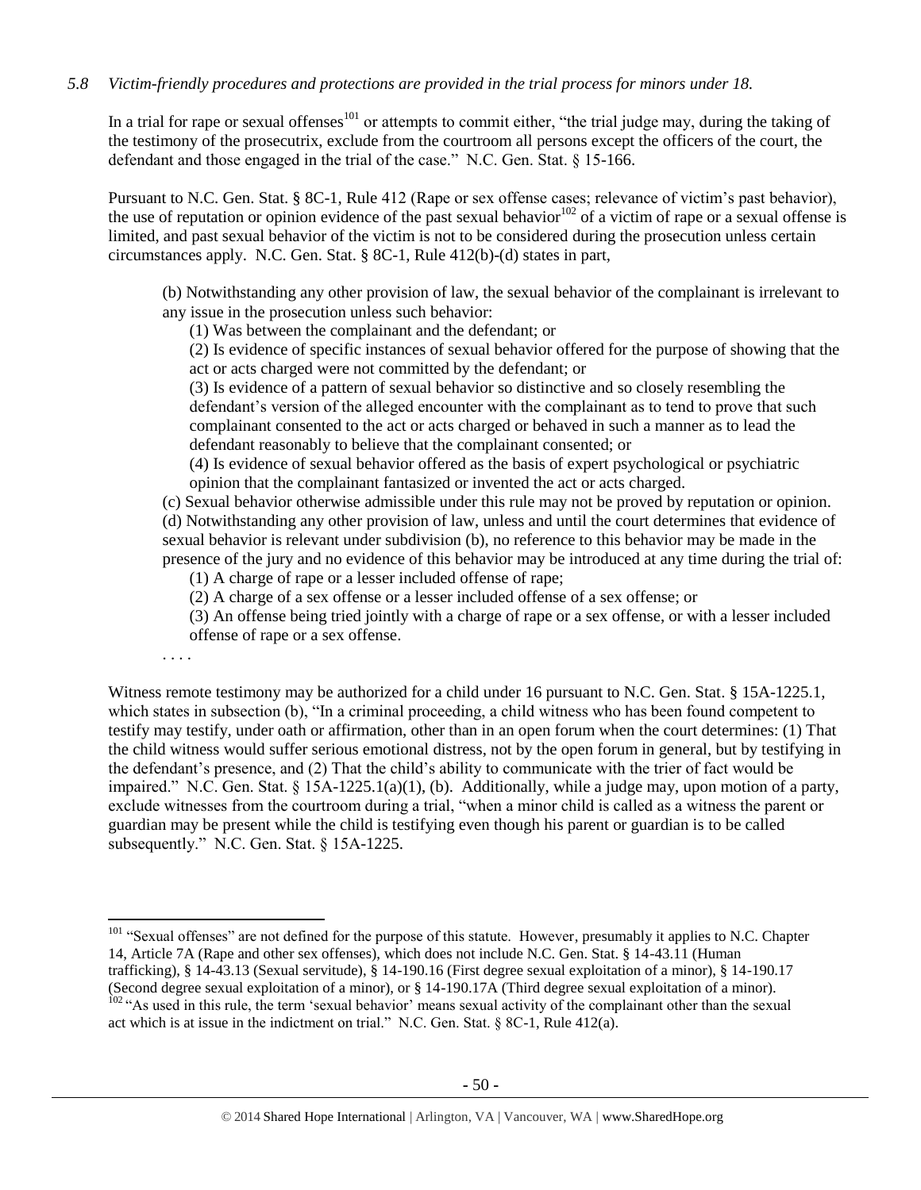*5.8 Victim-friendly procedures and protections are provided in the trial process for minors under 18.*

In a trial for rape or sexual offenses[101] or attempts to commit either, "the trial judge may, during the taking of the testimony of the prosecutrix, exclude from the courtroom all persons except the officers of the court, the defendant and those engaged in the trial of the case." N.C. Gen. Stat. § 15-166.

Pursuant to N.C. Gen. Stat. § 8C-1, Rule 412 (Rape or sex offense cases; relevance of victim's past behavior), the use of reputation or opinion evidence of the past sexual behavior[102] of a victim of rape or a sexual offense is limited, and past sexual behavior of the victim is not to be considered during the prosecution unless certain circumstances apply. N.C. Gen. Stat. § 8C-1, Rule 412(b)-(d) states in part,

> (b) Notwithstanding any other provision of law, the sexual behavior of the complainant is irrelevant to any issue in the prosecution unless such behavior:
>
> (1) Was between the complainant and the defendant; or
>
> (2) Is evidence of specific instances of sexual behavior offered for the purpose of showing that the act or acts charged were not committed by the defendant; or
>
> (3) Is evidence of a pattern of sexual behavior so distinctive and so closely resembling the defendant's version of the alleged encounter with the complainant as to tend to prove that such complainant consented to the act or acts charged or behaved in such a manner as to lead the defendant reasonably to believe that the complainant consented; or
>
> (4) Is evidence of sexual behavior offered as the basis of expert psychological or psychiatric opinion that the complainant fantasized or invented the act or acts charged.
>
> (c) Sexual behavior otherwise admissible under this rule may not be proved by reputation or opinion.
>
> (d) Notwithstanding any other provision of law, unless and until the court determines that evidence of sexual behavior is relevant under subdivision (b), no reference to this behavior may be made in the presence of the jury and no evidence of this behavior may be introduced at any time during the trial of:
>
> (1) A charge of rape or a lesser included offense of rape;
>
> (2) A charge of a sex offense or a lesser included offense of a sex offense; or
>
> (3) An offense being tried jointly with a charge of rape or a sex offense, or with a lesser included offense of rape or a sex offense.
>
> . . . .

Witness remote testimony may be authorized for a child under 16 pursuant to N.C. Gen. Stat. § 15A-1225.1, which states in subsection (b), "In a criminal proceeding, a child witness who has been found competent to testify may testify, under oath or affirmation, other than in an open forum when the court determines: (1) That the child witness would suffer serious emotional distress, not by the open forum in general, but by testifying in the defendant's presence, and (2) That the child's ability to communicate with the trier of fact would be impaired." N.C. Gen. Stat. § 15A-1225.1(a)(1), (b). Additionally, while a judge may, upon motion of a party, exclude witnesses from the courtroom during a trial, "when a minor child is called as a witness the parent or guardian may be present while the child is testifying even though his parent or guardian is to be called subsequently." N.C. Gen. Stat. § 15A-1225.

[101] "Sexual offenses" are not defined for the purpose of this statute. However, presumably it applies to N.C. Chapter 14, Article 7A (Rape and other sex offenses), which does not include N.C. Gen. Stat. § 14-43.11 (Human trafficking), § 14-43.13 (Sexual servitude), § 14-190.16 (First degree sexual exploitation of a minor), § 14-190.17 (Second degree sexual exploitation of a minor), or § 14-190.17A (Third degree sexual exploitation of a minor).

[102] "As used in this rule, the term 'sexual behavior' means sexual activity of the complainant other than the sexual act which is at issue in the indictment on trial." N.C. Gen. Stat. § 8C-1, Rule 412(a).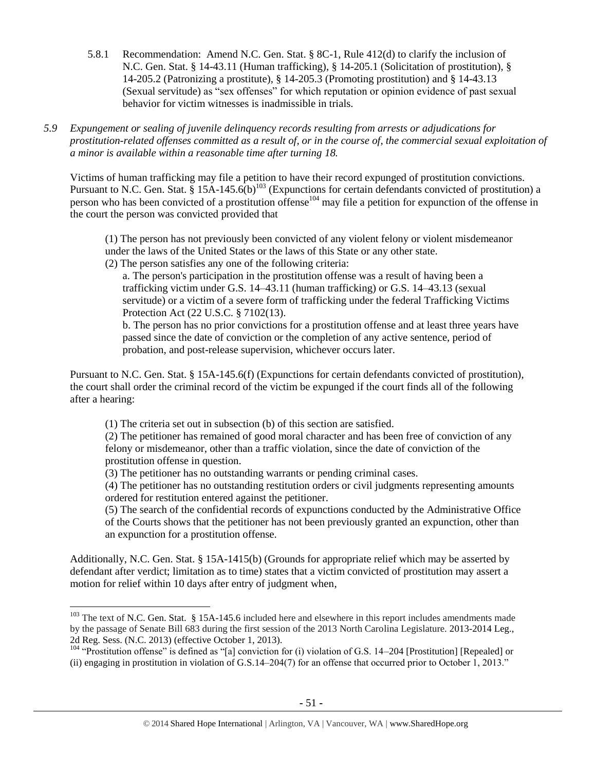5.8.1 Recommendation: Amend N.C. Gen. Stat. § 8C-1, Rule 412(d) to clarify the inclusion of N.C. Gen. Stat. § 14-43.11 (Human trafficking), § 14-205.1 (Solicitation of prostitution), § 14-205.2 (Patronizing a prostitute), § 14-205.3 (Promoting prostitution) and § 14-43.13 (Sexual servitude) as "sex offenses" for which reputation or opinion evidence of past sexual behavior for victim witnesses is inadmissible in trials.

*5.9 Expungement or sealing of juvenile delinquency records resulting from arrests or adjudications for prostitution-related offenses committed as a result of, or in the course of, the commercial sexual exploitation of a minor is available within a reasonable time after turning 18.*

Victims of human trafficking may file a petition to have their record expunged of prostitution convictions. Pursuant to N.C. Gen. Stat. § 15A-145.6(b)[103] (Expunctions for certain defendants convicted of prostitution) a person who has been convicted of a prostitution offense[104] may file a petition for expunction of the offense in the court the person was convicted provided that

> (1) The person has not previously been convicted of any violent felony or violent misdemeanor under the laws of the United States or the laws of this State or any other state.
> (2) The person satisfies any one of the following criteria:
>
> a. The person's participation in the prostitution offense was a result of having been a trafficking victim under G.S. 14–43.11 (human trafficking) or G.S. 14–43.13 (sexual servitude) or a victim of a severe form of trafficking under the federal Trafficking Victims Protection Act (22 U.S.C. § 7102(13).
>
> b. The person has no prior convictions for a prostitution offense and at least three years have passed since the date of conviction or the completion of any active sentence, period of probation, and post-release supervision, whichever occurs later.

Pursuant to N.C. Gen. Stat. § 15A-145.6(f) (Expunctions for certain defendants convicted of prostitution), the court shall order the criminal record of the victim be expunged if the court finds all of the following after a hearing:

> (1) The criteria set out in subsection (b) of this section are satisfied.
> (2) The petitioner has remained of good moral character and has been free of conviction of any felony or misdemeanor, other than a traffic violation, since the date of conviction of the prostitution offense in question.
> (3) The petitioner has no outstanding warrants or pending criminal cases.
> (4) The petitioner has no outstanding restitution orders or civil judgments representing amounts ordered for restitution entered against the petitioner.
> (5) The search of the confidential records of expunctions conducted by the Administrative Office of the Courts shows that the petitioner has not been previously granted an expunction, other than an expunction for a prostitution offense.

Additionally, N.C. Gen. Stat. § 15A-1415(b) (Grounds for appropriate relief which may be asserted by defendant after verdict; limitation as to time) states that a victim convicted of prostitution may assert a motion for relief within 10 days after entry of judgment when,

---

[103] The text of N.C. Gen. Stat. § 15A-145.6 included here and elsewhere in this report includes amendments made by the passage of Senate Bill 683 during the first session of the 2013 North Carolina Legislature. 2013-2014 Leg., 2d Reg. Sess. (N.C. 2013) (effective October 1, 2013).

[104] "Prostitution offense" is defined as "[a] conviction for (i) violation of G.S. 14–204 [Prostitution] [Repealed] or (ii) engaging in prostitution in violation of G.S.14–204(7) for an offense that occurred prior to October 1, 2013."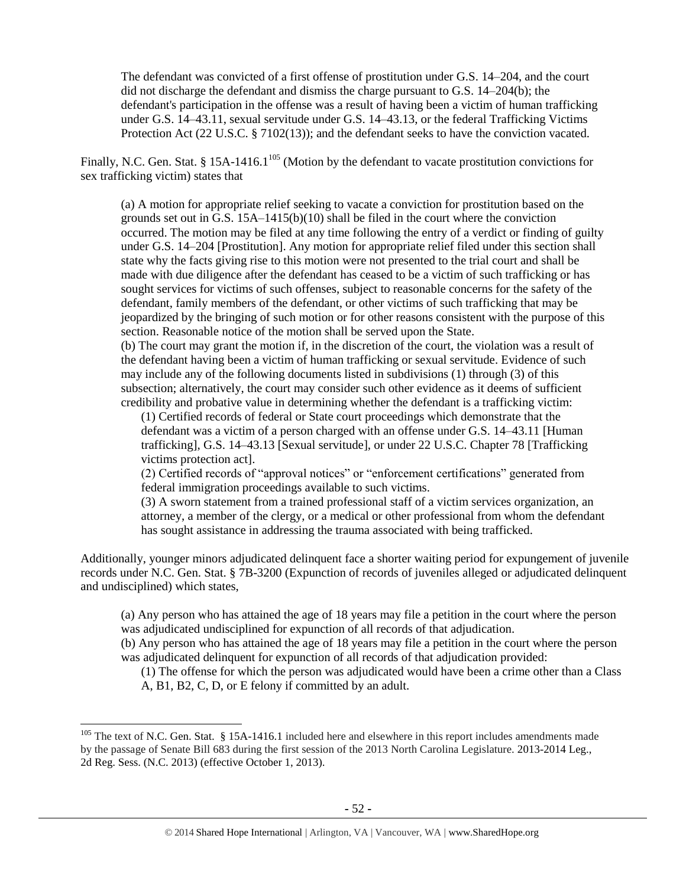> The defendant was convicted of a first offense of prostitution under G.S. 14–204, and the court did not discharge the defendant and dismiss the charge pursuant to G.S. 14–204(b); the defendant's participation in the offense was a result of having been a victim of human trafficking under G.S. 14–43.11, sexual servitude under G.S. 14–43.13, or the federal Trafficking Victims Protection Act (22 U.S.C. § 7102(13)); and the defendant seeks to have the conviction vacated.

Finally, N.C. Gen. Stat. § 15A-1416.1[105] (Motion by the defendant to vacate prostitution convictions for sex trafficking victim) states that

> (a) A motion for appropriate relief seeking to vacate a conviction for prostitution based on the grounds set out in G.S. 15A–1415(b)(10) shall be filed in the court where the conviction occurred. The motion may be filed at any time following the entry of a verdict or finding of guilty under G.S. 14–204 [Prostitution]. Any motion for appropriate relief filed under this section shall state why the facts giving rise to this motion were not presented to the trial court and shall be made with due diligence after the defendant has ceased to be a victim of such trafficking or has sought services for victims of such offenses, subject to reasonable concerns for the safety of the defendant, family members of the defendant, or other victims of such trafficking that may be jeopardized by the bringing of such motion or for other reasons consistent with the purpose of this section. Reasonable notice of the motion shall be served upon the State.
>
> (b) The court may grant the motion if, in the discretion of the court, the violation was a result of the defendant having been a victim of human trafficking or sexual servitude. Evidence of such may include any of the following documents listed in subdivisions (1) through (3) of this subsection; alternatively, the court may consider such other evidence as it deems of sufficient credibility and probative value in determining whether the defendant is a trafficking victim:
>
> > (1) Certified records of federal or State court proceedings which demonstrate that the defendant was a victim of a person charged with an offense under G.S. 14–43.11 [Human trafficking], G.S. 14–43.13 [Sexual servitude], or under 22 U.S.C. Chapter 78 [Trafficking victims protection act].
> >
> > (2) Certified records of "approval notices" or "enforcement certifications" generated from federal immigration proceedings available to such victims.
> >
> > (3) A sworn statement from a trained professional staff of a victim services organization, an attorney, a member of the clergy, or a medical or other professional from whom the defendant has sought assistance in addressing the trauma associated with being trafficked.

Additionally, younger minors adjudicated delinquent face a shorter waiting period for expungement of juvenile records under N.C. Gen. Stat. § 7B-3200 (Expunction of records of juveniles alleged or adjudicated delinquent and undisciplined) which states,

> (a) Any person who has attained the age of 18 years may file a petition in the court where the person was adjudicated undisciplined for expunction of all records of that adjudication.
>
> (b) Any person who has attained the age of 18 years may file a petition in the court where the person was adjudicated delinquent for expunction of all records of that adjudication provided:
>
> > (1) The offense for which the person was adjudicated would have been a crime other than a Class A, B1, B2, C, D, or E felony if committed by an adult.

---

[105] The text of N.C. Gen. Stat. § 15A-1416.1 included here and elsewhere in this report includes amendments made by the passage of Senate Bill 683 during the first session of the 2013 North Carolina Legislature. 2013-2014 Leg., 2d Reg. Sess. (N.C. 2013) (effective October 1, 2013).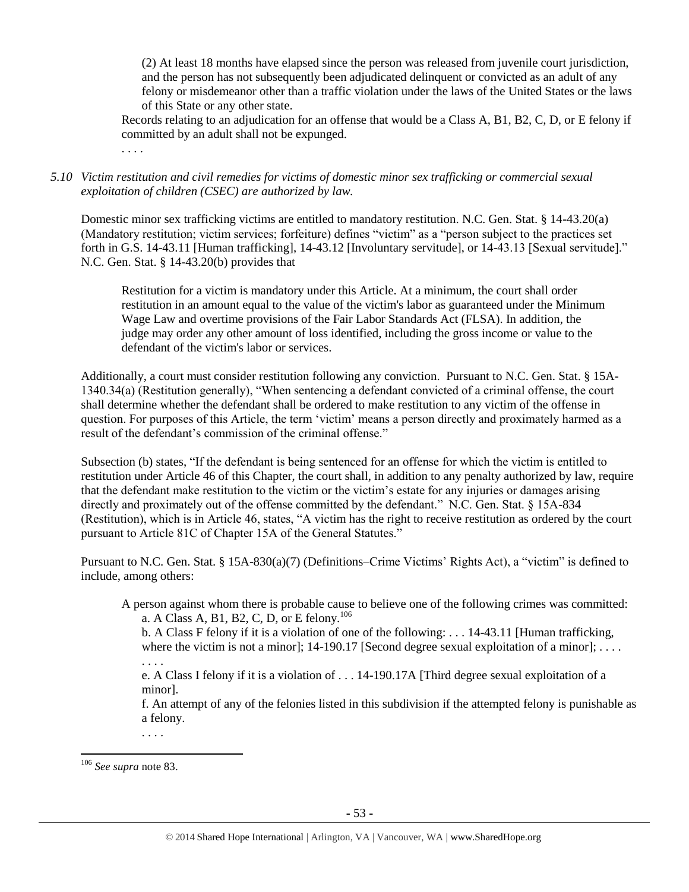> (2) At least 18 months have elapsed since the person was released from juvenile court jurisdiction, and the person has not subsequently been adjudicated delinquent or convicted as an adult of any felony or misdemeanor other than a traffic violation under the laws of the United States or the laws of this State or any other state.
>
> Records relating to an adjudication for an offense that would be a Class A, B1, B2, C, D, or E felony if committed by an adult shall not be expunged.
>
> . . . .

*5.10 Victim restitution and civil remedies for victims of domestic minor sex trafficking or commercial sexual exploitation of children (CSEC) are authorized by law.*

Domestic minor sex trafficking victims are entitled to mandatory restitution. N.C. Gen. Stat. § 14-43.20(a) (Mandatory restitution; victim services; forfeiture) defines "victim" as a "person subject to the practices set forth in G.S. 14-43.11 [Human trafficking], 14-43.12 [Involuntary servitude], or 14-43.13 [Sexual servitude]." N.C. Gen. Stat. § 14-43.20(b) provides that

> Restitution for a victim is mandatory under this Article. At a minimum, the court shall order restitution in an amount equal to the value of the victim's labor as guaranteed under the Minimum Wage Law and overtime provisions of the Fair Labor Standards Act (FLSA). In addition, the judge may order any other amount of loss identified, including the gross income or value to the defendant of the victim's labor or services.

Additionally, a court must consider restitution following any conviction. Pursuant to N.C. Gen. Stat. § 15A-1340.34(a) (Restitution generally), "When sentencing a defendant convicted of a criminal offense, the court shall determine whether the defendant shall be ordered to make restitution to any victim of the offense in question. For purposes of this Article, the term 'victim' means a person directly and proximately harmed as a result of the defendant's commission of the criminal offense."

Subsection (b) states, "If the defendant is being sentenced for an offense for which the victim is entitled to restitution under Article 46 of this Chapter, the court shall, in addition to any penalty authorized by law, require that the defendant make restitution to the victim or the victim's estate for any injuries or damages arising directly and proximately out of the offense committed by the defendant." N.C. Gen. Stat. § 15A-834 (Restitution), which is in Article 46, states, "A victim has the right to receive restitution as ordered by the court pursuant to Article 81C of Chapter 15A of the General Statutes."

Pursuant to N.C. Gen. Stat. § 15A-830(a)(7) (Definitions–Crime Victims' Rights Act), a "victim" is defined to include, among others:

> A person against whom there is probable cause to believe one of the following crimes was committed:
>
> a. A Class A, B1, B2, C, D, or E felony.[106]
>
> b. A Class F felony if it is a violation of one of the following: . . . 14-43.11 [Human trafficking, where the victim is not a minor]; 14-190.17 [Second degree sexual exploitation of a minor]; . . . .
>
> . . . .
>
> e. A Class I felony if it is a violation of . . . 14-190.17A [Third degree sexual exploitation of a minor].
>
> f. An attempt of any of the felonies listed in this subdivision if the attempted felony is punishable as a felony.
>
> . . . .

[106] *See supra* note 83.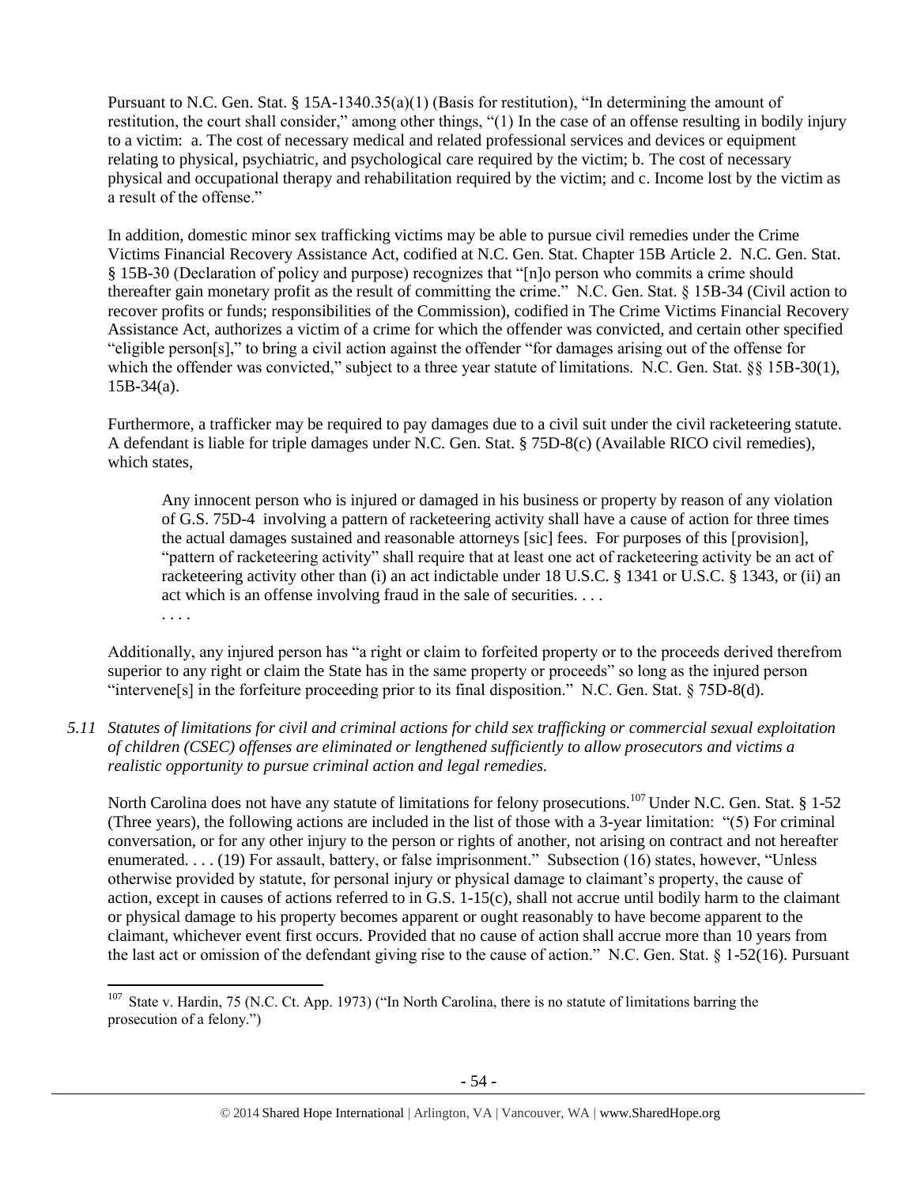Pursuant to N.C. Gen. Stat. § 15A-1340.35(a)(1) (Basis for restitution), "In determining the amount of restitution, the court shall consider," among other things, "(1) In the case of an offense resulting in bodily injury to a victim: a. The cost of necessary medical and related professional services and devices or equipment relating to physical, psychiatric, and psychological care required by the victim; b. The cost of necessary physical and occupational therapy and rehabilitation required by the victim; and c. Income lost by the victim as a result of the offense."

In addition, domestic minor sex trafficking victims may be able to pursue civil remedies under the Crime Victims Financial Recovery Assistance Act, codified at N.C. Gen. Stat. Chapter 15B Article 2. N.C. Gen. Stat. § 15B-30 (Declaration of policy and purpose) recognizes that "[n]o person who commits a crime should thereafter gain monetary profit as the result of committing the crime." N.C. Gen. Stat. § 15B-34 (Civil action to recover profits or funds; responsibilities of the Commission), codified in The Crime Victims Financial Recovery Assistance Act, authorizes a victim of a crime for which the offender was convicted, and certain other specified "eligible person[s]," to bring a civil action against the offender "for damages arising out of the offense for which the offender was convicted," subject to a three year statute of limitations. N.C. Gen. Stat. §§ 15B-30(1), 15B-34(a).

Furthermore, a trafficker may be required to pay damages due to a civil suit under the civil racketeering statute. A defendant is liable for triple damages under N.C. Gen. Stat. § 75D-8(c) (Available RICO civil remedies), which states,

> Any innocent person who is injured or damaged in his business or property by reason of any violation of G.S. 75D-4 involving a pattern of racketeering activity shall have a cause of action for three times the actual damages sustained and reasonable attorneys [sic] fees. For purposes of this [provision], "pattern of racketeering activity" shall require that at least one act of racketeering activity be an act of racketeering activity other than (i) an act indictable under 18 U.S.C. § 1341 or U.S.C. § 1343, or (ii) an act which is an offense involving fraud in the sale of securities. . . .
>
> . . . .

Additionally, any injured person has "a right or claim to forfeited property or to the proceeds derived therefrom superior to any right or claim the State has in the same property or proceeds" so long as the injured person "intervene[s] in the forfeiture proceeding prior to its final disposition." N.C. Gen. Stat. § 75D-8(d).

*5.11 Statutes of limitations for civil and criminal actions for child sex trafficking or commercial sexual exploitation of children (CSEC) offenses are eliminated or lengthened sufficiently to allow prosecutors and victims a realistic opportunity to pursue criminal action and legal remedies.*

North Carolina does not have any statute of limitations for felony prosecutions.[107] Under N.C. Gen. Stat. § 1-52 (Three years), the following actions are included in the list of those with a 3-year limitation: "(5) For criminal conversation, or for any other injury to the person or rights of another, not arising on contract and not hereafter enumerated. . . . (19) For assault, battery, or false imprisonment." Subsection (16) states, however, "Unless otherwise provided by statute, for personal injury or physical damage to claimant's property, the cause of action, except in causes of actions referred to in G.S. 1-15(c), shall not accrue until bodily harm to the claimant or physical damage to his property becomes apparent or ought reasonably to have become apparent to the claimant, whichever event first occurs. Provided that no cause of action shall accrue more than 10 years from the last act or omission of the defendant giving rise to the cause of action." N.C. Gen. Stat. § 1-52(16). Pursuant

[107] State v. Hardin, 75 (N.C. Ct. App. 1973) ("In North Carolina, there is no statute of limitations barring the prosecution of a felony.")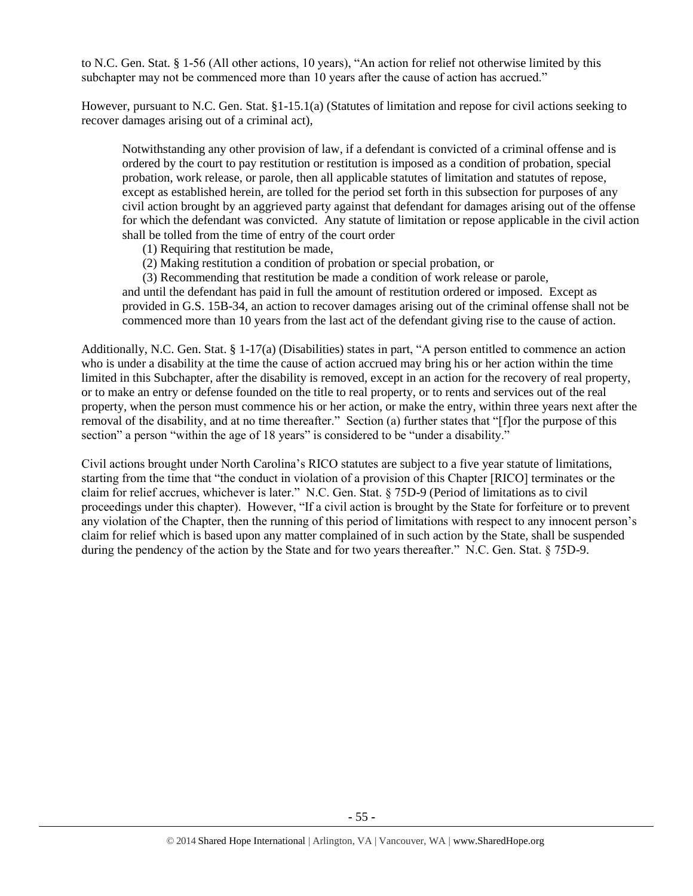to N.C. Gen. Stat. § 1-56 (All other actions, 10 years), "An action for relief not otherwise limited by this subchapter may not be commenced more than 10 years after the cause of action has accrued."

However, pursuant to N.C. Gen. Stat. §1-15.1(a) (Statutes of limitation and repose for civil actions seeking to recover damages arising out of a criminal act),

> Notwithstanding any other provision of law, if a defendant is convicted of a criminal offense and is ordered by the court to pay restitution or restitution is imposed as a condition of probation, special probation, work release, or parole, then all applicable statutes of limitation and statutes of repose, except as established herein, are tolled for the period set forth in this subsection for purposes of any civil action brought by an aggrieved party against that defendant for damages arising out of the offense for which the defendant was convicted. Any statute of limitation or repose applicable in the civil action shall be tolled from the time of entry of the court order
>
> (1) Requiring that restitution be made,
>
> (2) Making restitution a condition of probation or special probation, or
>
> (3) Recommending that restitution be made a condition of work release or parole,
>
> and until the defendant has paid in full the amount of restitution ordered or imposed. Except as provided in G.S. 15B-34, an action to recover damages arising out of the criminal offense shall not be commenced more than 10 years from the last act of the defendant giving rise to the cause of action.

Additionally, N.C. Gen. Stat. § 1-17(a) (Disabilities) states in part, "A person entitled to commence an action who is under a disability at the time the cause of action accrued may bring his or her action within the time limited in this Subchapter, after the disability is removed, except in an action for the recovery of real property, or to make an entry or defense founded on the title to real property, or to rents and services out of the real property, when the person must commence his or her action, or make the entry, within three years next after the removal of the disability, and at no time thereafter." Section (a) further states that "[f]or the purpose of this section" a person "within the age of 18 years" is considered to be "under a disability."

Civil actions brought under North Carolina's RICO statutes are subject to a five year statute of limitations, starting from the time that "the conduct in violation of a provision of this Chapter [RICO] terminates or the claim for relief accrues, whichever is later." N.C. Gen. Stat. § 75D-9 (Period of limitations as to civil proceedings under this chapter). However, "If a civil action is brought by the State for forfeiture or to prevent any violation of the Chapter, then the running of this period of limitations with respect to any innocent person's claim for relief which is based upon any matter complained of in such action by the State, shall be suspended during the pendency of the action by the State and for two years thereafter." N.C. Gen. Stat. § 75D-9.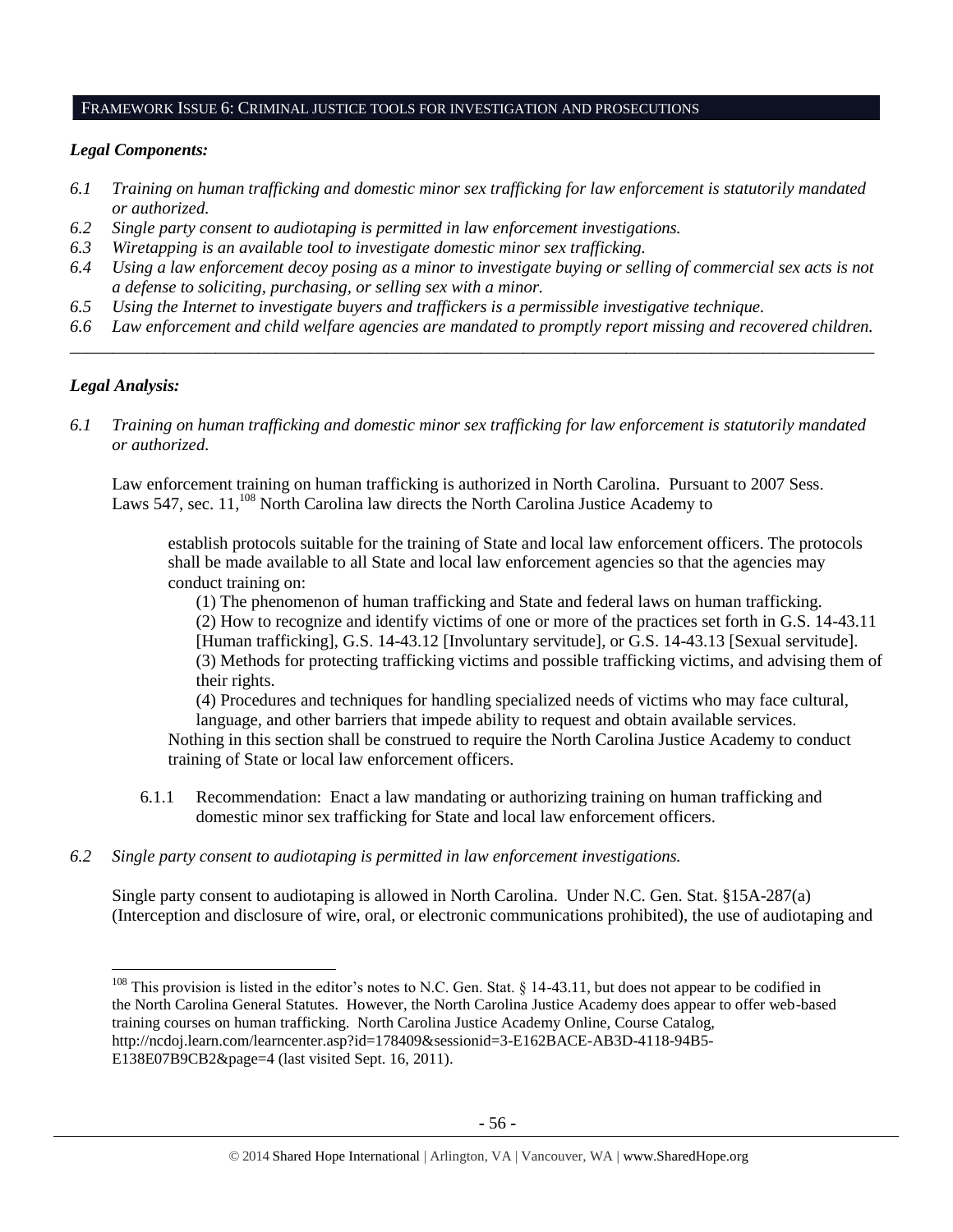## FRAMEWORK ISSUE 6: CRIMINAL JUSTICE TOOLS FOR INVESTIGATION AND PROSECUTIONS

### *Legal Components:*

*6.1 Training on human trafficking and domestic minor sex trafficking for law enforcement is statutorily mandated or authorized.*

*6.2 Single party consent to audiotaping is permitted in law enforcement investigations.*

*6.3 Wiretapping is an available tool to investigate domestic minor sex trafficking.*

*6.4 Using a law enforcement decoy posing as a minor to investigate buying or selling of commercial sex acts is not a defense to soliciting, purchasing, or selling sex with a minor.*

*6.5 Using the Internet to investigate buyers and traffickers is a permissible investigative technique.*

*6.6 Law enforcement and child welfare agencies are mandated to promptly report missing and recovered children.*

---

### *Legal Analysis:*

*6.1 Training on human trafficking and domestic minor sex trafficking for law enforcement is statutorily mandated or authorized.*

Law enforcement training on human trafficking is authorized in North Carolina. Pursuant to 2007 Sess. Laws 547, sec. 11,[108] North Carolina law directs the North Carolina Justice Academy to

> establish protocols suitable for the training of State and local law enforcement officers. The protocols shall be made available to all State and local law enforcement agencies so that the agencies may conduct training on:
>
> (1) The phenomenon of human trafficking and State and federal laws on human trafficking.
>
> (2) How to recognize and identify victims of one or more of the practices set forth in G.S. 14-43.11 [Human trafficking], G.S. 14-43.12 [Involuntary servitude], or G.S. 14-43.13 [Sexual servitude].
>
> (3) Methods for protecting trafficking victims and possible trafficking victims, and advising them of their rights.
>
> (4) Procedures and techniques for handling specialized needs of victims who may face cultural, language, and other barriers that impede ability to request and obtain available services.
>
> Nothing in this section shall be construed to require the North Carolina Justice Academy to conduct training of State or local law enforcement officers.

6.1.1 Recommendation: Enact a law mandating or authorizing training on human trafficking and domestic minor sex trafficking for State and local law enforcement officers.

*6.2 Single party consent to audiotaping is permitted in law enforcement investigations.*

Single party consent to audiotaping is allowed in North Carolina. Under N.C. Gen. Stat. §15A-287(a) (Interception and disclosure of wire, oral, or electronic communications prohibited), the use of audiotaping and

---

[108] This provision is listed in the editor's notes to N.C. Gen. Stat. § 14-43.11, but does not appear to be codified in the North Carolina General Statutes. However, the North Carolina Justice Academy does appear to offer web-based training courses on human trafficking. North Carolina Justice Academy Online, Course Catalog, http://ncdoj.learn.com/learncenter.asp?id=178409&sessionid=3-E162BACE-AB3D-4118-94B5-E138E07B9CB2&page=4 (last visited Sept. 16, 2011).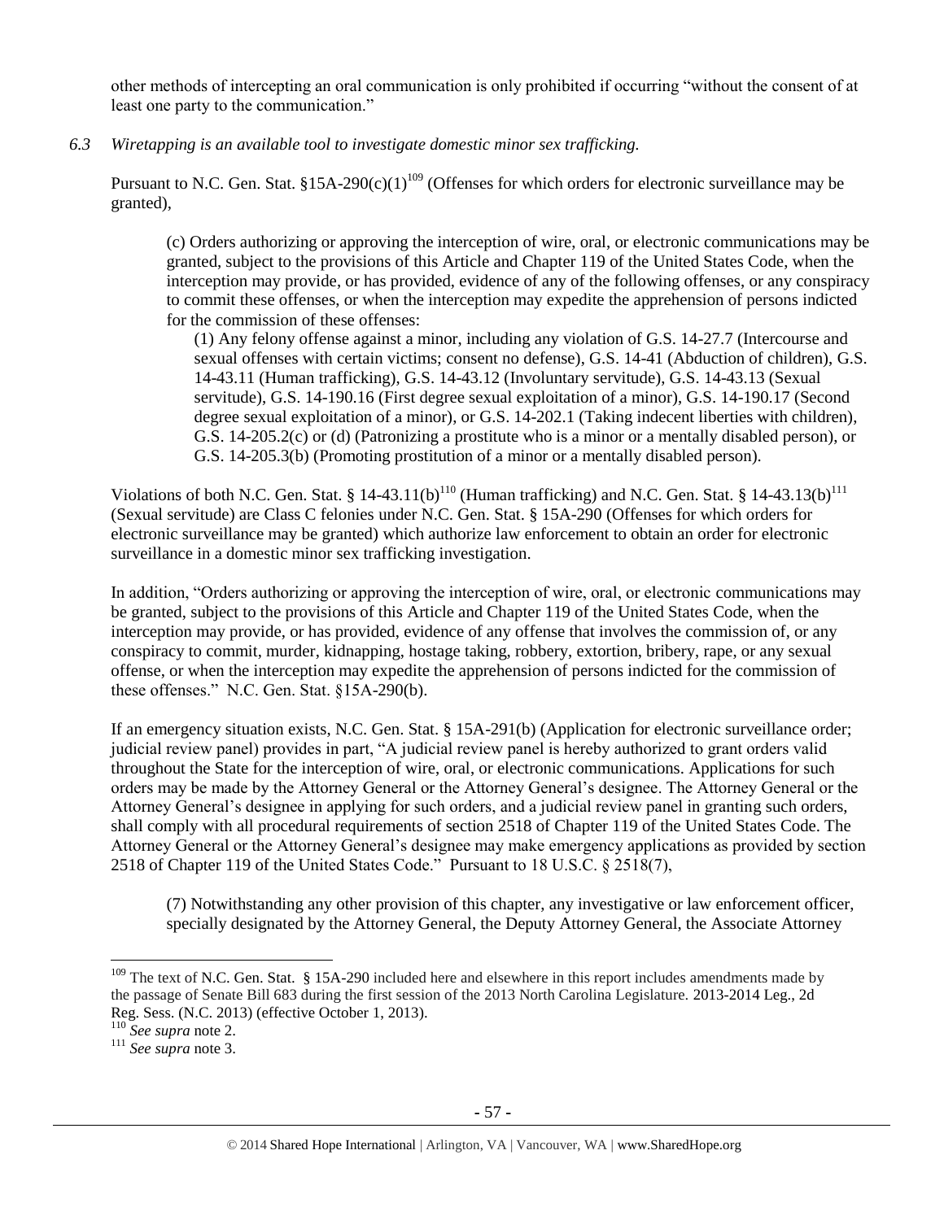other methods of intercepting an oral communication is only prohibited if occurring "without the consent of at least one party to the communication."

*6.3 Wiretapping is an available tool to investigate domestic minor sex trafficking.*

Pursuant to N.C. Gen. Stat. §15A-290(c)(1)[109] (Offenses for which orders for electronic surveillance may be granted),

> (c) Orders authorizing or approving the interception of wire, oral, or electronic communications may be granted, subject to the provisions of this Article and Chapter 119 of the United States Code, when the interception may provide, or has provided, evidence of any of the following offenses, or any conspiracy to commit these offenses, or when the interception may expedite the apprehension of persons indicted for the commission of these offenses:
>
> (1) Any felony offense against a minor, including any violation of G.S. 14-27.7 (Intercourse and sexual offenses with certain victims; consent no defense), G.S. 14-41 (Abduction of children), G.S. 14-43.11 (Human trafficking), G.S. 14-43.12 (Involuntary servitude), G.S. 14-43.13 (Sexual servitude), G.S. 14-190.16 (First degree sexual exploitation of a minor), G.S. 14-190.17 (Second degree sexual exploitation of a minor), or G.S. 14-202.1 (Taking indecent liberties with children), G.S. 14-205.2(c) or (d) (Patronizing a prostitute who is a minor or a mentally disabled person), or G.S. 14-205.3(b) (Promoting prostitution of a minor or a mentally disabled person).

Violations of both N.C. Gen. Stat. § 14-43.11(b)[110] (Human trafficking) and N.C. Gen. Stat. § 14-43.13(b)[111] (Sexual servitude) are Class C felonies under N.C. Gen. Stat. § 15A-290 (Offenses for which orders for electronic surveillance may be granted) which authorize law enforcement to obtain an order for electronic surveillance in a domestic minor sex trafficking investigation.

In addition, "Orders authorizing or approving the interception of wire, oral, or electronic communications may be granted, subject to the provisions of this Article and Chapter 119 of the United States Code, when the interception may provide, or has provided, evidence of any offense that involves the commission of, or any conspiracy to commit, murder, kidnapping, hostage taking, robbery, extortion, bribery, rape, or any sexual offense, or when the interception may expedite the apprehension of persons indicted for the commission of these offenses." N.C. Gen. Stat. §15A-290(b).

If an emergency situation exists, N.C. Gen. Stat. § 15A-291(b) (Application for electronic surveillance order; judicial review panel) provides in part, "A judicial review panel is hereby authorized to grant orders valid throughout the State for the interception of wire, oral, or electronic communications. Applications for such orders may be made by the Attorney General or the Attorney General's designee. The Attorney General or the Attorney General's designee in applying for such orders, and a judicial review panel in granting such orders, shall comply with all procedural requirements of section 2518 of Chapter 119 of the United States Code. The Attorney General or the Attorney General's designee may make emergency applications as provided by section 2518 of Chapter 119 of the United States Code." Pursuant to 18 U.S.C. § 2518(7),

> (7) Notwithstanding any other provision of this chapter, any investigative or law enforcement officer, specially designated by the Attorney General, the Deputy Attorney General, the Associate Attorney

---

[109] The text of N.C. Gen. Stat. § 15A-290 included here and elsewhere in this report includes amendments made by the passage of Senate Bill 683 during the first session of the 2013 North Carolina Legislature. 2013-2014 Leg., 2d Reg. Sess. (N.C. 2013) (effective October 1, 2013).

[110] *See supra* note 2.

[111] *See supra* note 3.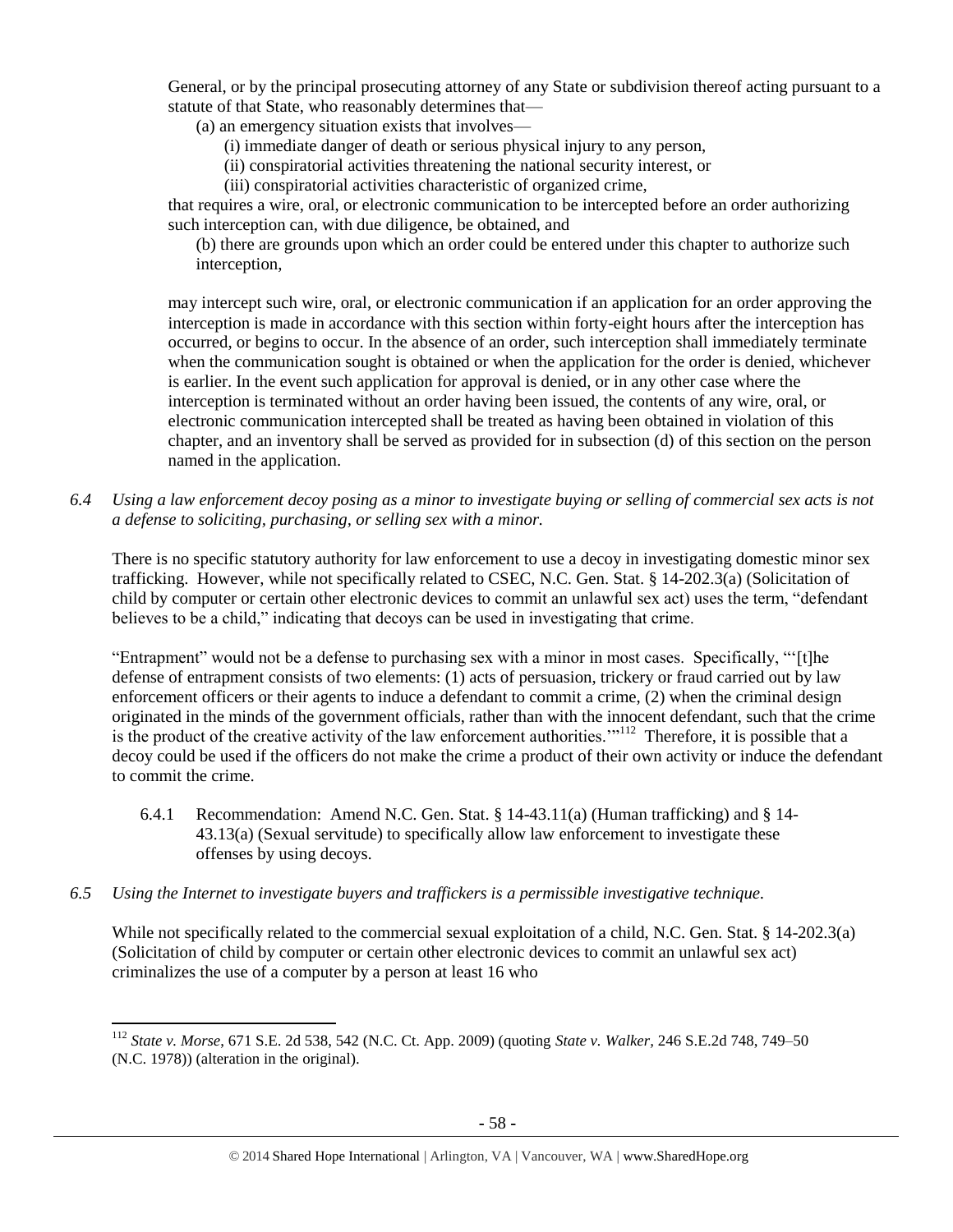General, or by the principal prosecuting attorney of any State or subdivision thereof acting pursuant to a statute of that State, who reasonably determines that—

(a) an emergency situation exists that involves—

(i) immediate danger of death or serious physical injury to any person,

(ii) conspiratorial activities threatening the national security interest, or

(iii) conspiratorial activities characteristic of organized crime,

that requires a wire, oral, or electronic communication to be intercepted before an order authorizing such interception can, with due diligence, be obtained, and

(b) there are grounds upon which an order could be entered under this chapter to authorize such interception,

may intercept such wire, oral, or electronic communication if an application for an order approving the interception is made in accordance with this section within forty-eight hours after the interception has occurred, or begins to occur. In the absence of an order, such interception shall immediately terminate when the communication sought is obtained or when the application for the order is denied, whichever is earlier. In the event such application for approval is denied, or in any other case where the interception is terminated without an order having been issued, the contents of any wire, oral, or electronic communication intercepted shall be treated as having been obtained in violation of this chapter, and an inventory shall be served as provided for in subsection (d) of this section on the person named in the application.

*6.4 Using a law enforcement decoy posing as a minor to investigate buying or selling of commercial sex acts is not a defense to soliciting, purchasing, or selling sex with a minor.*

There is no specific statutory authority for law enforcement to use a decoy in investigating domestic minor sex trafficking. However, while not specifically related to CSEC, N.C. Gen. Stat. § 14-202.3(a) (Solicitation of child by computer or certain other electronic devices to commit an unlawful sex act) uses the term, "defendant believes to be a child," indicating that decoys can be used in investigating that crime.

"Entrapment" would not be a defense to purchasing sex with a minor in most cases. Specifically, "'[t]he defense of entrapment consists of two elements: (1) acts of persuasion, trickery or fraud carried out by law enforcement officers or their agents to induce a defendant to commit a crime, (2) when the criminal design originated in the minds of the government officials, rather than with the innocent defendant, such that the crime is the product of the creative activity of the law enforcement authorities.'"[112] Therefore, it is possible that a decoy could be used if the officers do not make the crime a product of their own activity or induce the defendant to commit the crime.

6.4.1 Recommendation: Amend N.C. Gen. Stat. § 14-43.11(a) (Human trafficking) and § 14-43.13(a) (Sexual servitude) to specifically allow law enforcement to investigate these offenses by using decoys.

*6.5 Using the Internet to investigate buyers and traffickers is a permissible investigative technique.*

While not specifically related to the commercial sexual exploitation of a child, N.C. Gen. Stat. § 14-202.3(a) (Solicitation of child by computer or certain other electronic devices to commit an unlawful sex act) criminalizes the use of a computer by a person at least 16 who

---

[112] *State v. Morse*, 671 S.E. 2d 538, 542 (N.C. Ct. App. 2009) (quoting *State v. Walker*, 246 S.E.2d 748, 749–50 (N.C. 1978)) (alteration in the original).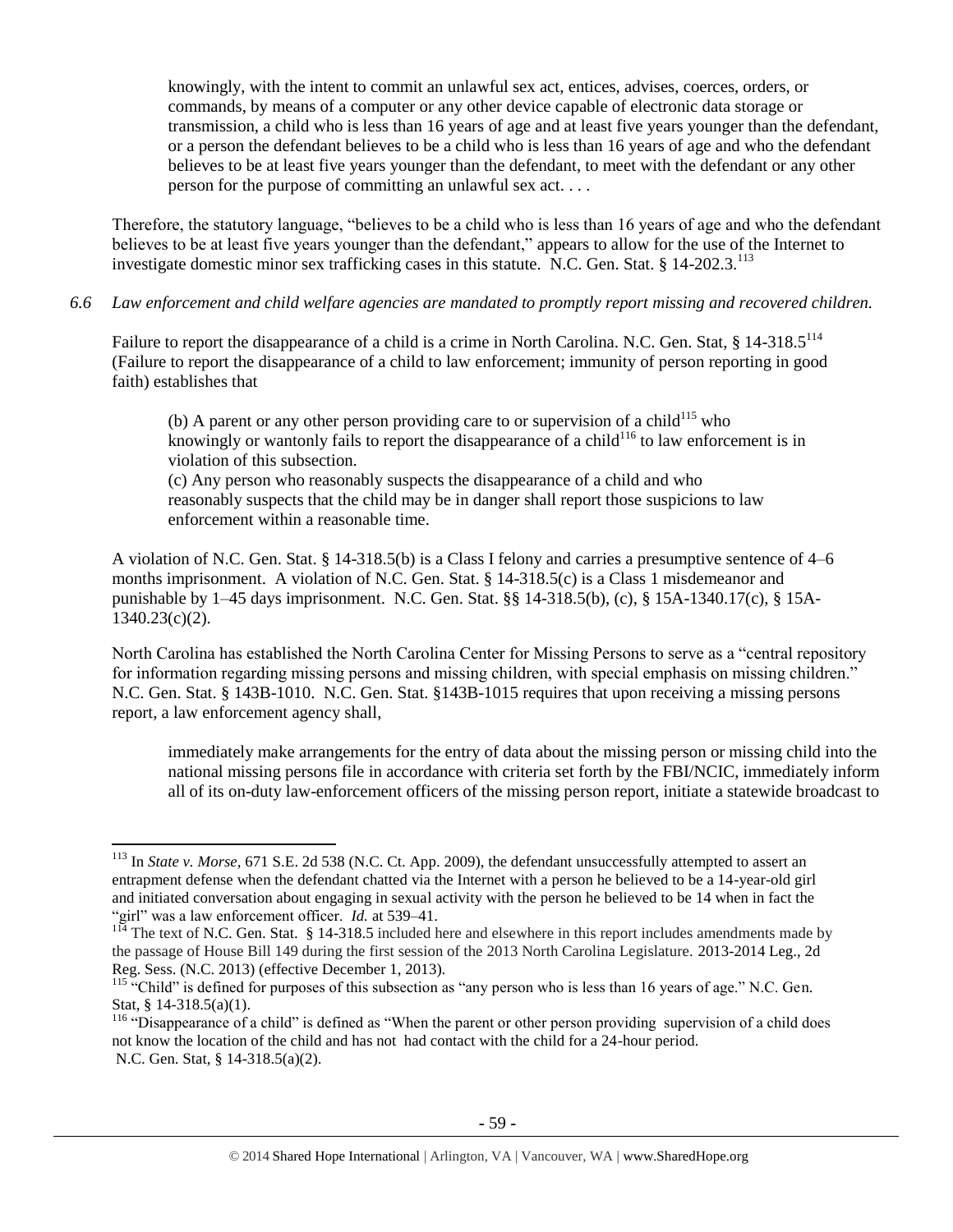> knowingly, with the intent to commit an unlawful sex act, entices, advises, coerces, orders, or commands, by means of a computer or any other device capable of electronic data storage or transmission, a child who is less than 16 years of age and at least five years younger than the defendant, or a person the defendant believes to be a child who is less than 16 years of age and who the defendant believes to be at least five years younger than the defendant, to meet with the defendant or any other person for the purpose of committing an unlawful sex act. . . .

Therefore, the statutory language, "believes to be a child who is less than 16 years of age and who the defendant believes to be at least five years younger than the defendant," appears to allow for the use of the Internet to investigate domestic minor sex trafficking cases in this statute. N.C. Gen. Stat. § 14-202.3.[113]

*6.6 Law enforcement and child welfare agencies are mandated to promptly report missing and recovered children.*

Failure to report the disappearance of a child is a crime in North Carolina. N.C. Gen. Stat, § 14-318.5[114] (Failure to report the disappearance of a child to law enforcement; immunity of person reporting in good faith) establishes that

> (b) A parent or any other person providing care to or supervision of a child[115] who knowingly or wantonly fails to report the disappearance of a child[116] to law enforcement is in violation of this subsection.
> (c) Any person who reasonably suspects the disappearance of a child and who reasonably suspects that the child may be in danger shall report those suspicions to law enforcement within a reasonable time.

A violation of N.C. Gen. Stat. § 14-318.5(b) is a Class I felony and carries a presumptive sentence of 4–6 months imprisonment. A violation of N.C. Gen. Stat. § 14-318.5(c) is a Class 1 misdemeanor and punishable by 1–45 days imprisonment. N.C. Gen. Stat. §§ 14-318.5(b), (c), § 15A-1340.17(c), § 15A-1340.23(c)(2).

North Carolina has established the North Carolina Center for Missing Persons to serve as a "central repository for information regarding missing persons and missing children, with special emphasis on missing children." N.C. Gen. Stat. § 143B-1010. N.C. Gen. Stat. §143B-1015 requires that upon receiving a missing persons report, a law enforcement agency shall,

> immediately make arrangements for the entry of data about the missing person or missing child into the national missing persons file in accordance with criteria set forth by the FBI/NCIC, immediately inform all of its on-duty law-enforcement officers of the missing person report, initiate a statewide broadcast to

---

[113] In *State v. Morse*, 671 S.E. 2d 538 (N.C. Ct. App. 2009), the defendant unsuccessfully attempted to assert an entrapment defense when the defendant chatted via the Internet with a person he believed to be a 14-year-old girl and initiated conversation about engaging in sexual activity with the person he believed to be 14 when in fact the "girl" was a law enforcement officer. *Id.* at 539–41.

[114] The text of N.C. Gen. Stat. § 14-318.5 included here and elsewhere in this report includes amendments made by the passage of House Bill 149 during the first session of the 2013 North Carolina Legislature. 2013-2014 Leg., 2d Reg. Sess. (N.C. 2013) (effective December 1, 2013).

[115] "Child" is defined for purposes of this subsection as "any person who is less than 16 years of age." N.C. Gen. Stat, § 14-318.5(a)(1).

[116] "Disappearance of a child" is defined as "When the parent or other person providing supervision of a child does not know the location of the child and has not had contact with the child for a 24-hour period. N.C. Gen. Stat, § 14-318.5(a)(2).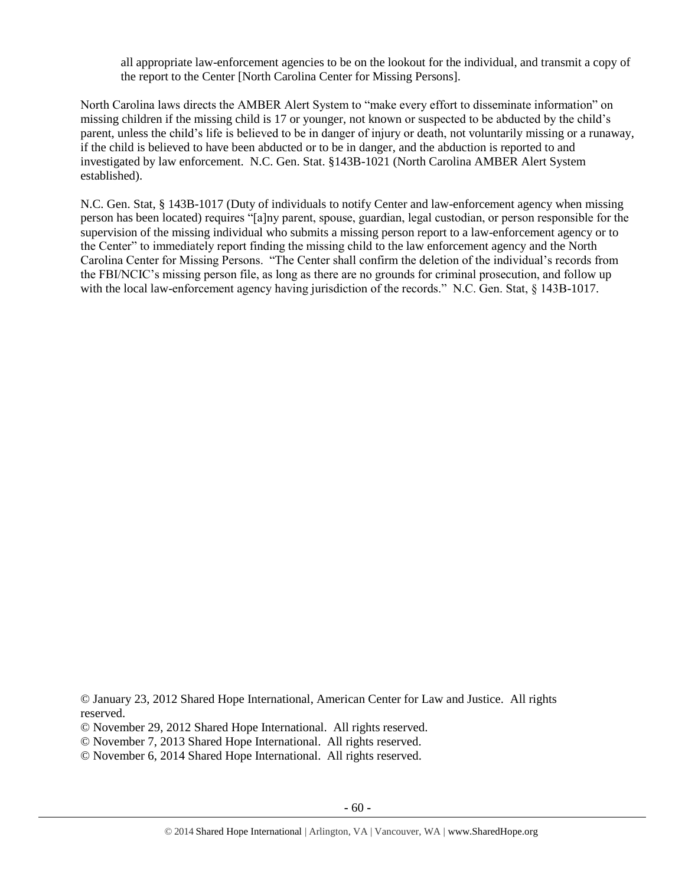all appropriate law-enforcement agencies to be on the lookout for the individual, and transmit a copy of the report to the Center [North Carolina Center for Missing Persons].

North Carolina laws directs the AMBER Alert System to "make every effort to disseminate information" on missing children if the missing child is 17 or younger, not known or suspected to be abducted by the child's parent, unless the child's life is believed to be in danger of injury or death, not voluntarily missing or a runaway, if the child is believed to have been abducted or to be in danger, and the abduction is reported to and investigated by law enforcement. N.C. Gen. Stat. §143B-1021 (North Carolina AMBER Alert System established).

N.C. Gen. Stat, § 143B-1017 (Duty of individuals to notify Center and law-enforcement agency when missing person has been located) requires "[a]ny parent, spouse, guardian, legal custodian, or person responsible for the supervision of the missing individual who submits a missing person report to a law-enforcement agency or to the Center" to immediately report finding the missing child to the law enforcement agency and the North Carolina Center for Missing Persons. "The Center shall confirm the deletion of the individual's records from the FBI/NCIC's missing person file, as long as there are no grounds for criminal prosecution, and follow up with the local law-enforcement agency having jurisdiction of the records." N.C. Gen. Stat, § 143B-1017.

© January 23, 2012 Shared Hope International, American Center for Law and Justice. All rights reserved.
© November 29, 2012 Shared Hope International. All rights reserved.
© November 7, 2013 Shared Hope International. All rights reserved.
© November 6, 2014 Shared Hope International. All rights reserved.